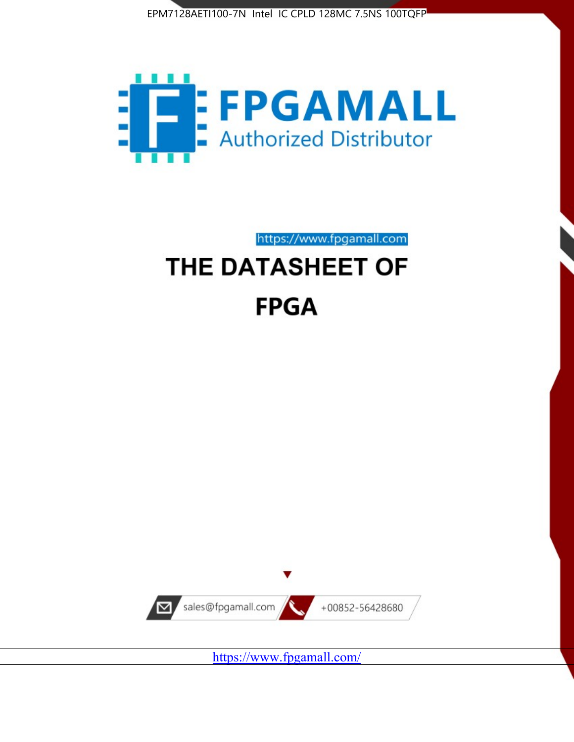EPM7128AETI100-7N Intel IC CPLD 128MC 7.5NS 100TQFP

FPGAMALL

Authorized Distributor

https://www.fpgamall.com

# THE DATASHEET OF

# FPGA

sales@fpgamall.com

+00852-56428680

https://www.fpgamall.com/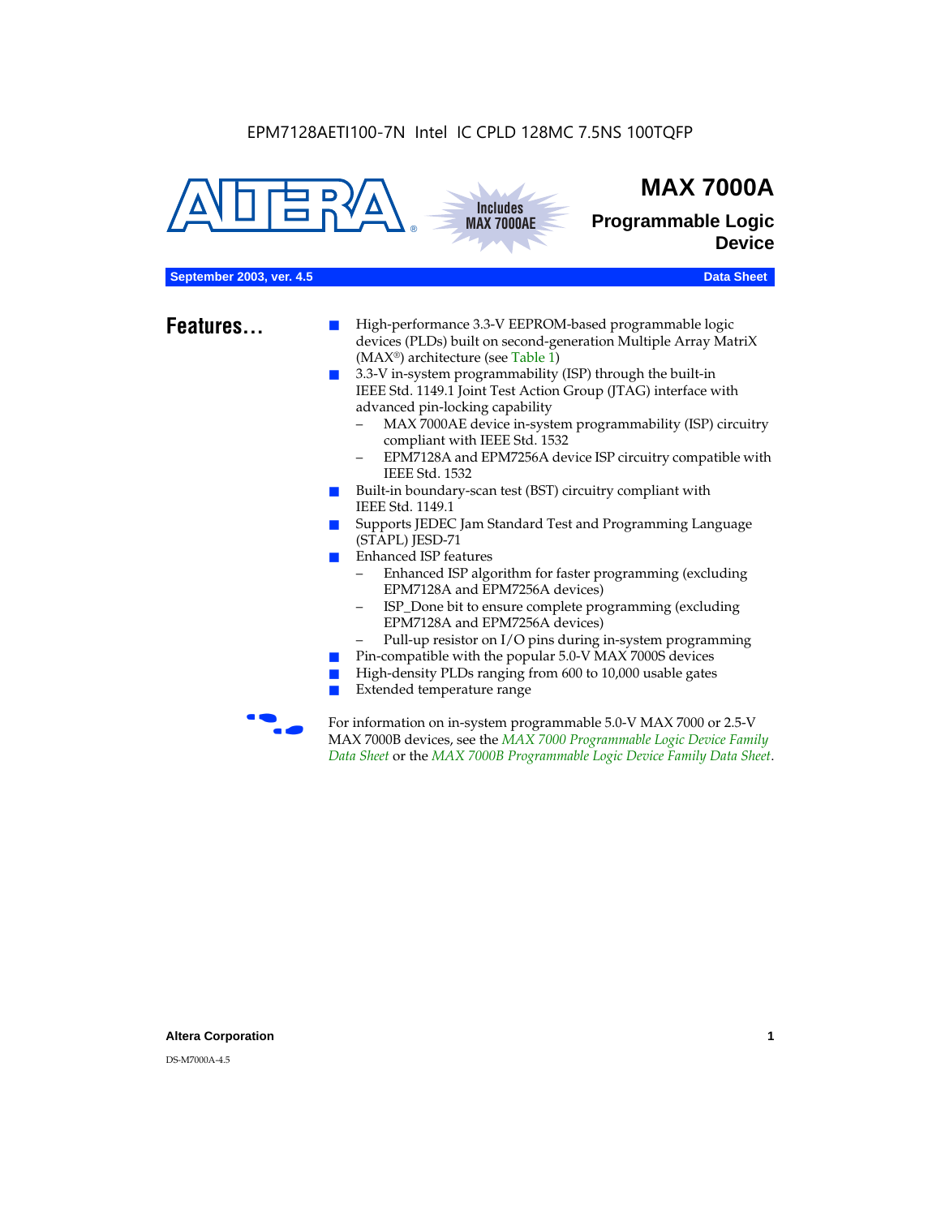EPM7128AETI100-7N Intel IC CPLD 128MC 7.5NS 100TQFP

# MAX 7000A

## Programmable Logic Device

Includes MAX 7000AE

**September 2003, ver. 4.5** **Data Sheet**

## Features...

- High-performance 3.3-V EEPROM-based programmable logic devices (PLDs) built on second-generation Multiple Array MatriX (MAX®) architecture (see Table 1)
- 3.3-V in-system programmability (ISP) through the built-in IEEE Std. 1149.1 Joint Test Action Group (JTAG) interface with advanced pin-locking capability
  - MAX 7000AE device in-system programmability (ISP) circuitry compliant with IEEE Std. 1532
  - EPM7128A and EPM7256A device ISP circuitry compatible with IEEE Std. 1532
- Built-in boundary-scan test (BST) circuitry compliant with IEEE Std. 1149.1
- Supports JEDEC Jam Standard Test and Programming Language (STAPL) JESD-71
- Enhanced ISP features
  - Enhanced ISP algorithm for faster programming (excluding EPM7128A and EPM7256A devices)
  - ISP_Done bit to ensure complete programming (excluding EPM7128A and EPM7256A devices)
  - Pull-up resistor on I/O pins during in-system programming
- Pin-compatible with the popular 5.0-V MAX 7000S devices
- High-density PLDs ranging from 600 to 10,000 usable gates
- Extended temperature range

For information on in-system programmable 5.0-V MAX 7000 or 2.5-V MAX 7000B devices, see the *MAX 7000 Programmable Logic Device Family Data Sheet* or the *MAX 7000B Programmable Logic Device Family Data Sheet*.

**Altera Corporation**

DS-M7000A-4.5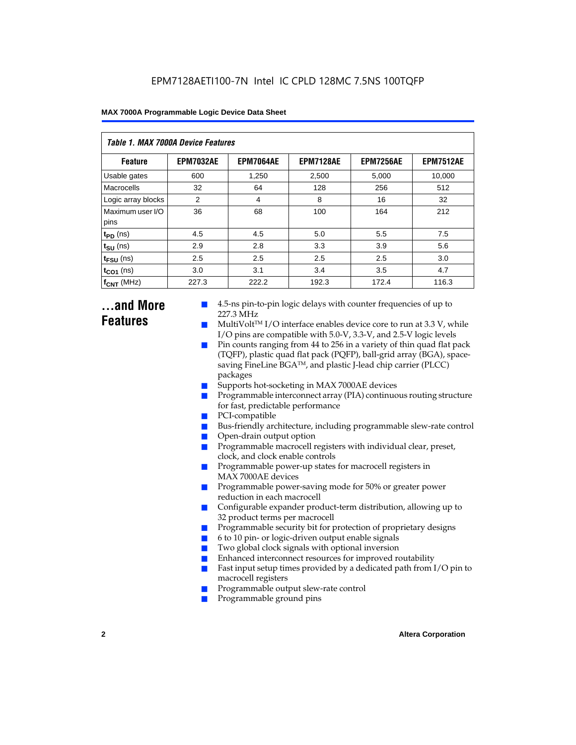EPM7128AETI100-7N Intel IC CPLD 128MC 7.5NS 100TQFP

*Table 1. MAX 7000A Device Features*

| Feature | EPM7032AE | EPM7064AE | EPM7128AE | EPM7256AE | EPM7512AE |
|---|---|---|---|---|---|
| Usable gates | 600 | 1,250 | 2,500 | 5,000 | 10,000 |
| Macrocells | 32 | 64 | 128 | 256 | 512 |
| Logic array blocks | 2 | 4 | 8 | 16 | 32 |
| Maximum user I/O pins | 36 | 68 | 100 | 164 | 212 |
| $t_{PD}$ (ns) | 4.5 | 4.5 | 5.0 | 5.5 | 7.5 |
| $t_{SU}$ (ns) | 2.9 | 2.8 | 3.3 | 3.9 | 5.6 |
| $t_{FSU}$ (ns) | 2.5 | 2.5 | 2.5 | 2.5 | 3.0 |
| $t_{CO1}$ (ns) | 3.0 | 3.1 | 3.4 | 3.5 | 4.7 |
| $f_{CNT}$ (MHz) | 227.3 | 222.2 | 192.3 | 172.4 | 116.3 |

## ...and More Features

- 4.5-ns pin-to-pin logic delays with counter frequencies of up to 227.3 MHz
- MultiVolt™ I/O interface enables device core to run at 3.3 V, while I/O pins are compatible with 5.0-V, 3.3-V, and 2.5-V logic levels
- Pin counts ranging from 44 to 256 in a variety of thin quad flat pack (TQFP), plastic quad flat pack (PQFP), ball-grid array (BGA), space-saving FineLine BGA™, and plastic J-lead chip carrier (PLCC) packages
- Supports hot-socketing in MAX 7000AE devices
- Programmable interconnect array (PIA) continuous routing structure for fast, predictable performance
- PCI-compatible
- Bus-friendly architecture, including programmable slew-rate control
- Open-drain output option
- Programmable macrocell registers with individual clear, preset, clock, and clock enable controls
- Programmable power-up states for macrocell registers in MAX 7000AE devices
- Programmable power-saving mode for 50% or greater power reduction in each macrocell
- Configurable expander product-term distribution, allowing up to 32 product terms per macrocell
- Programmable security bit for protection of proprietary designs
- 6 to 10 pin- or logic-driven output enable signals
- Two global clock signals with optional inversion
- Enhanced interconnect resources for improved routability
- Fast input setup times provided by a dedicated path from I/O pin to macrocell registers
- Programmable output slew-rate control
- Programmable ground pins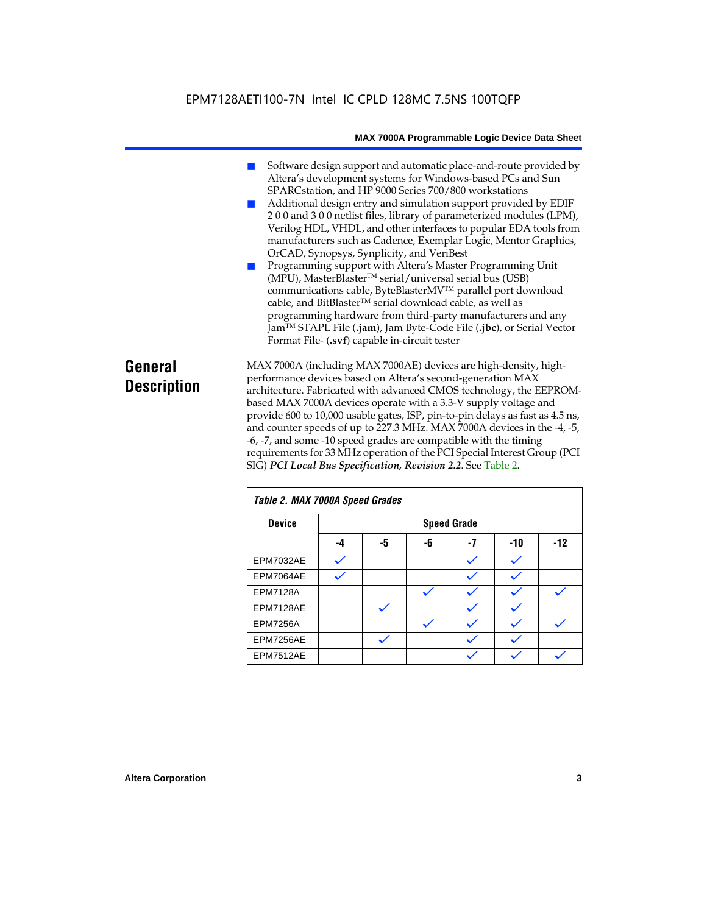- Software design support and automatic place-and-route provided by Altera's development systems for Windows-based PCs and Sun SPARCstation, and HP 9000 Series 700/800 workstations
- Additional design entry and simulation support provided by EDIF 2 0 0 and 3 0 0 netlist files, library of parameterized modules (LPM), Verilog HDL, VHDL, and other interfaces to popular EDA tools from manufacturers such as Cadence, Exemplar Logic, Mentor Graphics, OrCAD, Synopsys, Synplicity, and VeriBest
- Programming support with Altera's Master Programming Unit (MPU), MasterBlaster™ serial/universal serial bus (USB) communications cable, ByteBlasterMV™ parallel port download cable, and BitBlaster™ serial download cable, as well as programming hardware from third-party manufacturers and any Jam™ STAPL File (**.jam**), Jam Byte-Code File (**.jbc**), or Serial Vector Format File- (**.svf**) capable in-circuit tester

## General Description

MAX 7000A (including MAX 7000AE) devices are high-density, high-performance devices based on Altera's second-generation MAX architecture. Fabricated with advanced CMOS technology, the EEPROM-based MAX 7000A devices operate with a 3.3-V supply voltage and provide 600 to 10,000 usable gates, ISP, pin-to-pin delays as fast as 4.5 ns, and counter speeds of up to 227.3 MHz. MAX 7000A devices in the -4, -5, -6, -7, and some -10 speed grades are compatible with the timing requirements for 33 MHz operation of the PCI Special Interest Group (PCI SIG) ***PCI Local Bus Specification, Revision 2.2***. See Table 2.

*Table 2. MAX 7000A Speed Grades*

| Device | Speed Grade | | | | | |
|---|---|---|---|---|---|---|
| | -4 | -5 | -6 | -7 | -10 | -12 |
| EPM7032AE | ✓ | | | ✓ | ✓ | |
| EPM7064AE | ✓ | | | ✓ | ✓ | |
| EPM7128A | | | ✓ | ✓ | ✓ | ✓ |
| EPM7128AE | | ✓ | | ✓ | ✓ | |
| EPM7256A | | | ✓ | ✓ | ✓ | ✓ |
| EPM7256AE | | ✓ | | ✓ | ✓ | |
| EPM7512AE | | | | ✓ | ✓ | ✓ |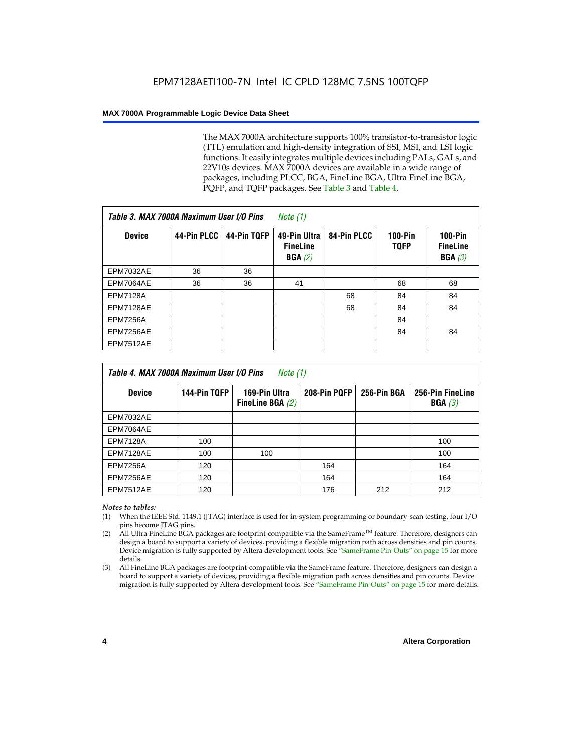The MAX 7000A architecture supports 100% transistor-to-transistor logic (TTL) emulation and high-density integration of SSI, MSI, and LSI logic functions. It easily integrates multiple devices including PALs, GALs, and 22V10s devices. MAX 7000A devices are available in a wide range of packages, including PLCC, BGA, FineLine BGA, Ultra FineLine BGA, PQFP, and TQFP packages. See Table 3 and Table 4.

*Table 3. MAX 7000A Maximum User I/O Pins Note (1)*

| Device | 44-Pin PLCC | 44-Pin TQFP | 49-Pin Ultra FineLine BGA *(2)* | 84-Pin PLCC | 100-Pin TQFP | 100-Pin FineLine BGA *(3)* |
|---|---|---|---|---|---|---|
| EPM7032AE | 36 | 36 | | | | |
| EPM7064AE | 36 | 36 | 41 | | 68 | 68 |
| EPM7128A | | | | 68 | 84 | 84 |
| EPM7128AE | | | | 68 | 84 | 84 |
| EPM7256A | | | | | 84 | |
| EPM7256AE | | | | | 84 | 84 |
| EPM7512AE | | | | | | |

*Table 4. MAX 7000A Maximum User I/O Pins Note (1)*

| Device | 144-Pin TQFP | 169-Pin Ultra FineLine BGA *(2)* | 208-Pin PQFP | 256-Pin BGA | 256-Pin FineLine BGA *(3)* |
|---|---|---|---|---|---|
| EPM7032AE | | | | | |
| EPM7064AE | | | | | |
| EPM7128A | 100 | | | | 100 |
| EPM7128AE | 100 | 100 | | | 100 |
| EPM7256A | 120 | | 164 | | 164 |
| EPM7256AE | 120 | | 164 | | 164 |
| EPM7512AE | 120 | | 176 | 212 | 212 |

*Notes to tables:*

(1) When the IEEE Std. 1149.1 (JTAG) interface is used for in-system programming or boundary-scan testing, four I/O pins become JTAG pins.

(2) All Ultra FineLine BGA packages are footprint-compatible via the SameFrame™ feature. Therefore, designers can design a board to support a variety of devices, providing a flexible migration path across densities and pin counts. Device migration is fully supported by Altera development tools. See "SameFrame Pin-Outs" on page 15 for more details.

(3) All FineLine BGA packages are footprint-compatible via the SameFrame feature. Therefore, designers can design a board to support a variety of devices, providing a flexible migration path across densities and pin counts. Device migration is fully supported by Altera development tools. See "SameFrame Pin-Outs" on page 15 for more details.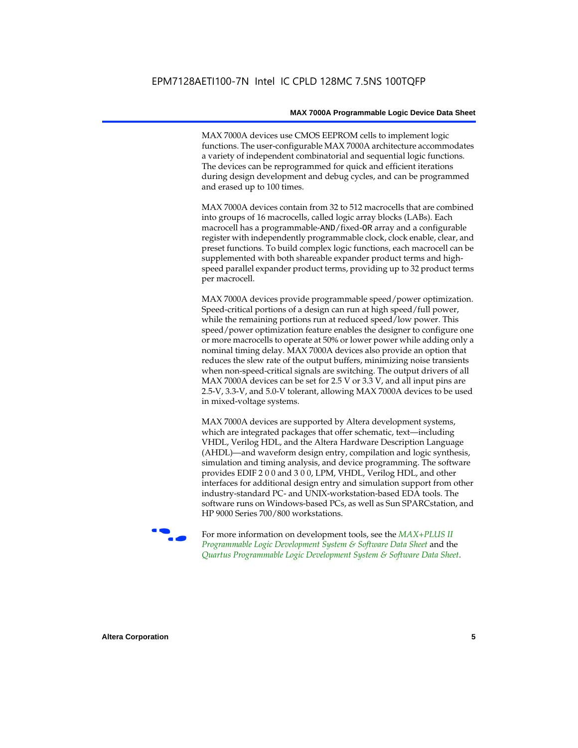MAX 7000A devices use CMOS EEPROM cells to implement logic functions. The user-configurable MAX 7000A architecture accommodates a variety of independent combinatorial and sequential logic functions. The devices can be reprogrammed for quick and efficient iterations during design development and debug cycles, and can be programmed and erased up to 100 times.

MAX 7000A devices contain from 32 to 512 macrocells that are combined into groups of 16 macrocells, called logic array blocks (LABs). Each macrocell has a programmable-AND/fixed-OR array and a configurable register with independently programmable clock, clock enable, clear, and preset functions. To build complex logic functions, each macrocell can be supplemented with both shareable expander product terms and high-speed parallel expander product terms, providing up to 32 product terms per macrocell.

MAX 7000A devices provide programmable speed/power optimization. Speed-critical portions of a design can run at high speed/full power, while the remaining portions run at reduced speed/low power. This speed/power optimization feature enables the designer to configure one or more macrocells to operate at 50% or lower power while adding only a nominal timing delay. MAX 7000A devices also provide an option that reduces the slew rate of the output buffers, minimizing noise transients when non-speed-critical signals are switching. The output drivers of all MAX 7000A devices can be set for 2.5 V or 3.3 V, and all input pins are 2.5-V, 3.3-V, and 5.0-V tolerant, allowing MAX 7000A devices to be used in mixed-voltage systems.

MAX 7000A devices are supported by Altera development systems, which are integrated packages that offer schematic, text—including VHDL, Verilog HDL, and the Altera Hardware Description Language (AHDL)—and waveform design entry, compilation and logic synthesis, simulation and timing analysis, and device programming. The software provides EDIF 2 0 0 and 3 0 0, LPM, VHDL, Verilog HDL, and other interfaces for additional design entry and simulation support from other industry-standard PC- and UNIX-workstation-based EDA tools. The software runs on Windows-based PCs, as well as Sun SPARCstation, and HP 9000 Series 700/800 workstations.

For more information on development tools, see the *MAX+PLUS II Programmable Logic Development System & Software Data Sheet* and the *Quartus Programmable Logic Development System & Software Data Sheet*.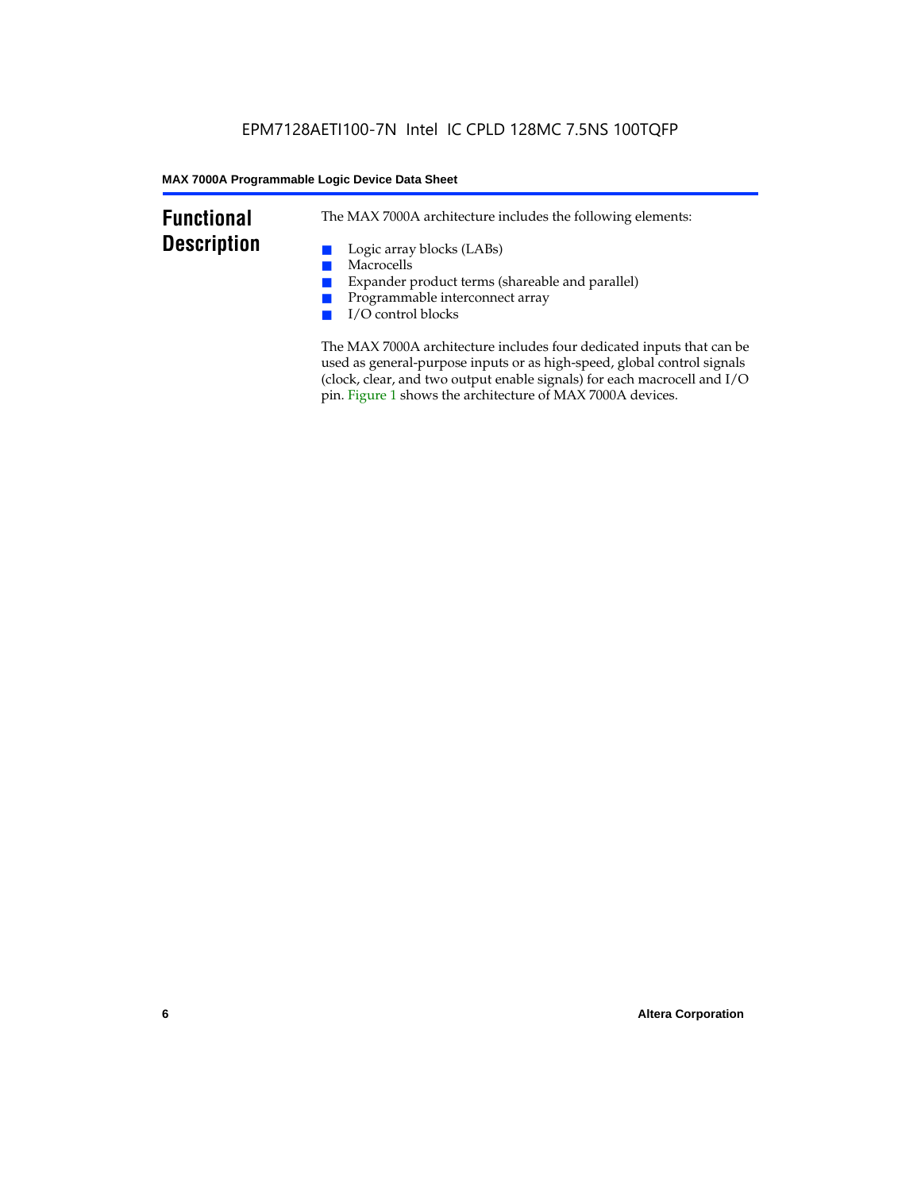## Functional Description

The MAX 7000A architecture includes the following elements:

- Logic array blocks (LABs)
- Macrocells
- Expander product terms (shareable and parallel)
- Programmable interconnect array
- I/O control blocks

The MAX 7000A architecture includes four dedicated inputs that can be used as general-purpose inputs or as high-speed, global control signals (clock, clear, and two output enable signals) for each macrocell and I/O pin. Figure 1 shows the architecture of MAX 7000A devices.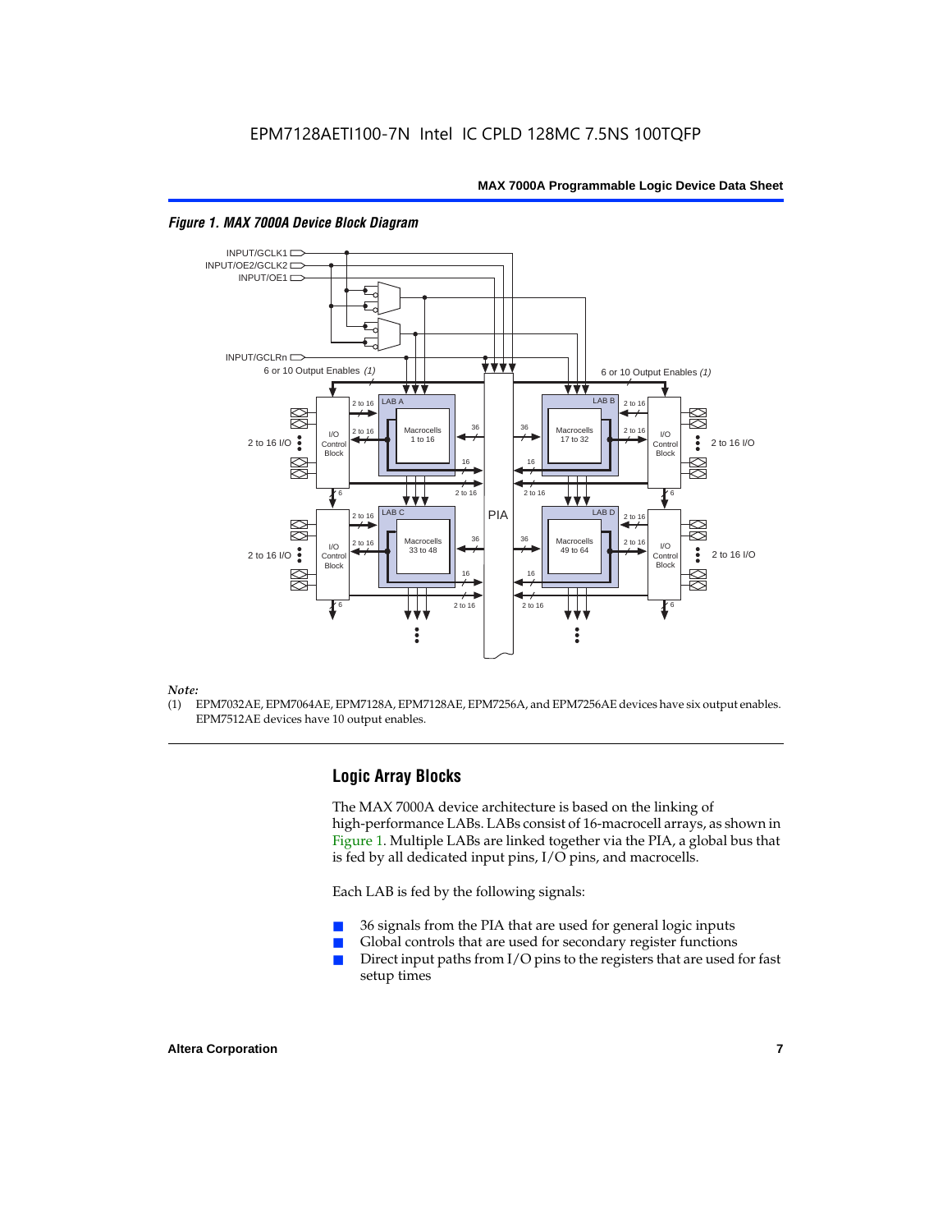*Figure 1. MAX 7000A Device Block Diagram*

INPUT/GCLK1
INPUT/OE2/GCLK2
INPUT/OE1
INPUT/GCLRn
6 or 10 Output Enables (1)
6 or 10 Output Enables (1)
LAB A
LAB B
LAB C
LAB D
Macrocells 1 to 16
Macrocells 17 to 32
Macrocells 33 to 48
Macrocells 49 to 64
I/O Control Block
2 to 16 I/O
2 to 16
36
16
6
PIA

*Note:*

(1) EPM7032AE, EPM7064AE, EPM7128A, EPM7128AE, EPM7256A, and EPM7256AE devices have six output enables. EPM7512AE devices have 10 output enables.

## Logic Array Blocks

The MAX 7000A device architecture is based on the linking of high-performance LABs. LABs consist of 16-macrocell arrays, as shown in Figure 1. Multiple LABs are linked together via the PIA, a global bus that is fed by all dedicated input pins, I/O pins, and macrocells.

Each LAB is fed by the following signals:

- 36 signals from the PIA that are used for general logic inputs
- Global controls that are used for secondary register functions
- Direct input paths from I/O pins to the registers that are used for fast setup times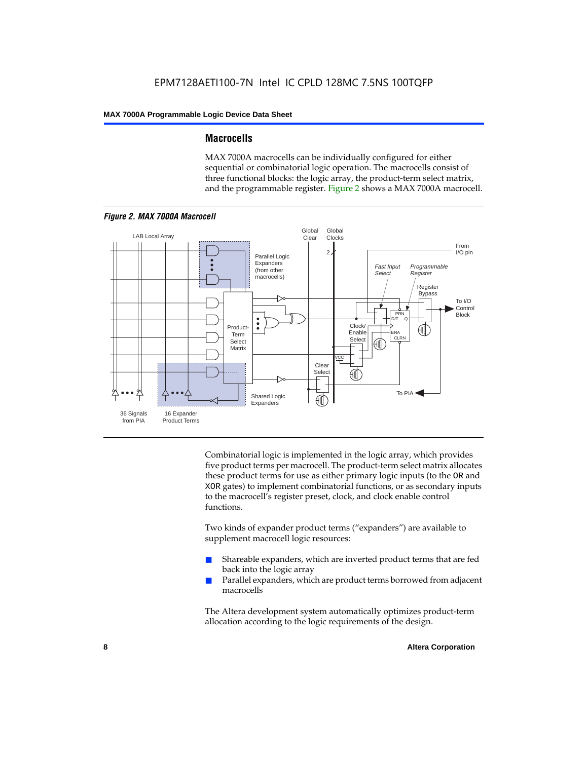## Macrocells

MAX 7000A macrocells can be individually configured for either sequential or combinatorial logic operation. The macrocells consist of three functional blocks: the logic array, the product-term select matrix, and the programmable register. Figure 2 shows a MAX 7000A macrocell.

*Figure 2. MAX 7000A Macrocell*

Combinatorial logic is implemented in the logic array, which provides five product terms per macrocell. The product-term select matrix allocates these product terms for use as either primary logic inputs (to the OR and XOR gates) to implement combinatorial functions, or as secondary inputs to the macrocell's register preset, clock, and clock enable control functions.

Two kinds of expander product terms ("expanders") are available to supplement macrocell logic resources:

- Shareable expanders, which are inverted product terms that are fed back into the logic array
- Parallel expanders, which are product terms borrowed from adjacent macrocells

The Altera development system automatically optimizes product-term allocation according to the logic requirements of the design.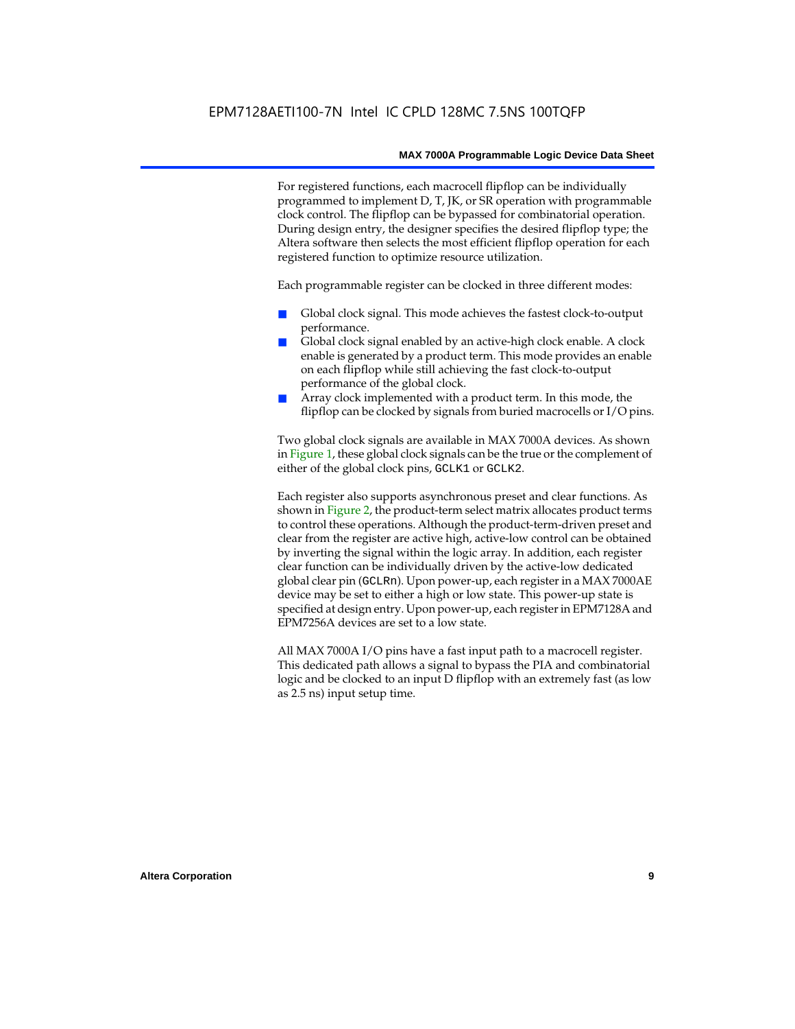For registered functions, each macrocell flipflop can be individually programmed to implement D, T, JK, or SR operation with programmable clock control. The flipflop can be bypassed for combinatorial operation. During design entry, the designer specifies the desired flipflop type; the Altera software then selects the most efficient flipflop operation for each registered function to optimize resource utilization.

Each programmable register can be clocked in three different modes:

- Global clock signal. This mode achieves the fastest clock-to-output performance.
- Global clock signal enabled by an active-high clock enable. A clock enable is generated by a product term. This mode provides an enable on each flipflop while still achieving the fast clock-to-output performance of the global clock.
- Array clock implemented with a product term. In this mode, the flipflop can be clocked by signals from buried macrocells or I/O pins.

Two global clock signals are available in MAX 7000A devices. As shown in Figure 1, these global clock signals can be the true or the complement of either of the global clock pins, `GCLK1` or `GCLK2`.

Each register also supports asynchronous preset and clear functions. As shown in Figure 2, the product-term select matrix allocates product terms to control these operations. Although the product-term-driven preset and clear from the register are active high, active-low control can be obtained by inverting the signal within the logic array. In addition, each register clear function can be individually driven by the active-low dedicated global clear pin (`GCLRn`). Upon power-up, each register in a MAX 7000AE device may be set to either a high or low state. This power-up state is specified at design entry. Upon power-up, each register in EPM7128A and EPM7256A devices are set to a low state.

All MAX 7000A I/O pins have a fast input path to a macrocell register. This dedicated path allows a signal to bypass the PIA and combinatorial logic and be clocked to an input D flipflop with an extremely fast (as low as 2.5 ns) input setup time.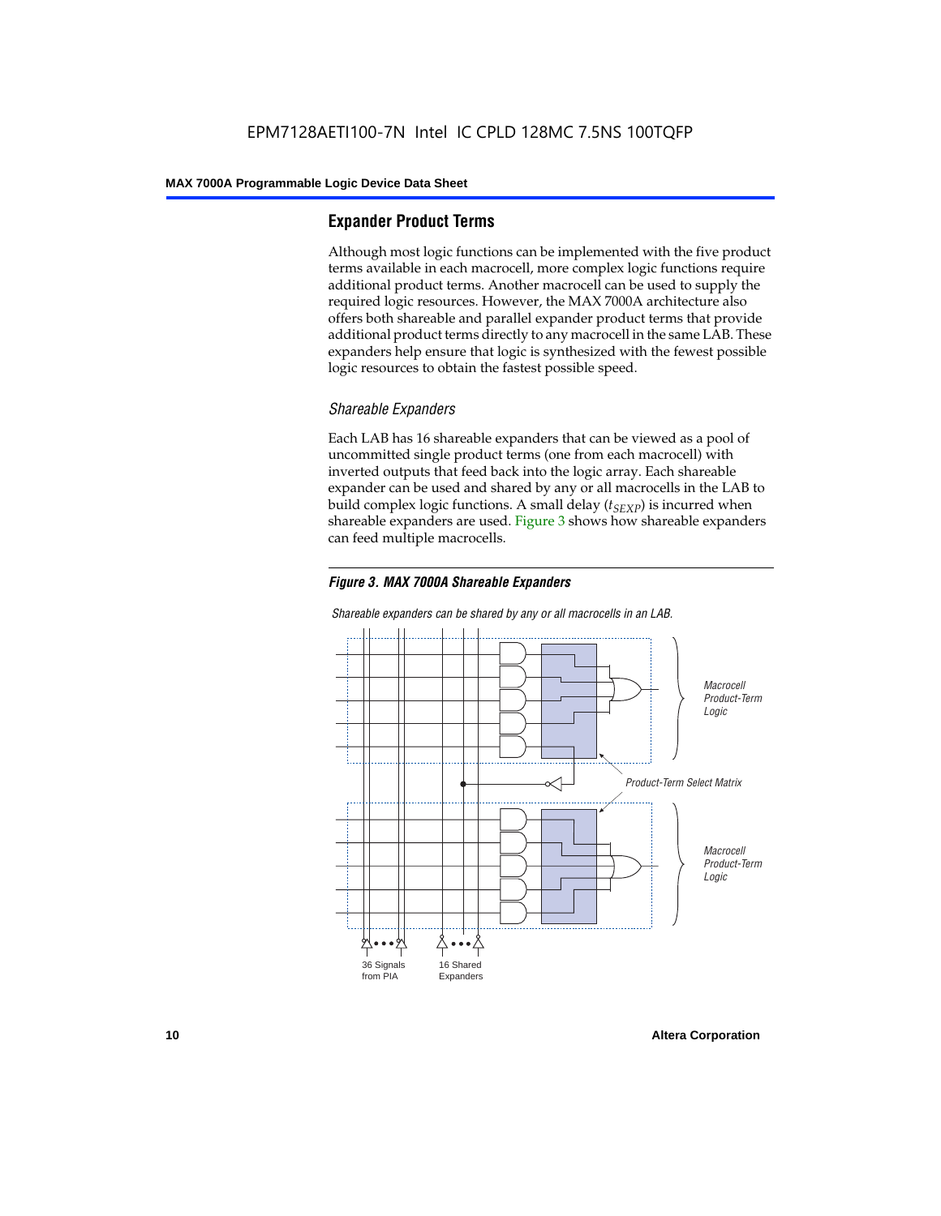## Expander Product Terms

Although most logic functions can be implemented with the five product terms available in each macrocell, more complex logic functions require additional product terms. Another macrocell can be used to supply the required logic resources. However, the MAX 7000A architecture also offers both shareable and parallel expander product terms that provide additional product terms directly to any macrocell in the same LAB. These expanders help ensure that logic is synthesized with the fewest possible logic resources to obtain the fastest possible speed.

### *Shareable Expanders*

Each LAB has 16 shareable expanders that can be viewed as a pool of uncommitted single product terms (one from each macrocell) with inverted outputs that feed back into the logic array. Each shareable expander can be used and shared by any or all macrocells in the LAB to build complex logic functions. A small delay ($t_{SEXP}$) is incurred when shareable expanders are used. Figure 3 shows how shareable expanders can feed multiple macrocells.

***Figure 3. MAX 7000A Shareable Expanders***

*Shareable expanders can be shared by any or all macrocells in an LAB.*

Macrocell Product-Term Logic

Product-Term Select Matrix

Macrocell Product-Term Logic

36 Signals from PIA

16 Shared Expanders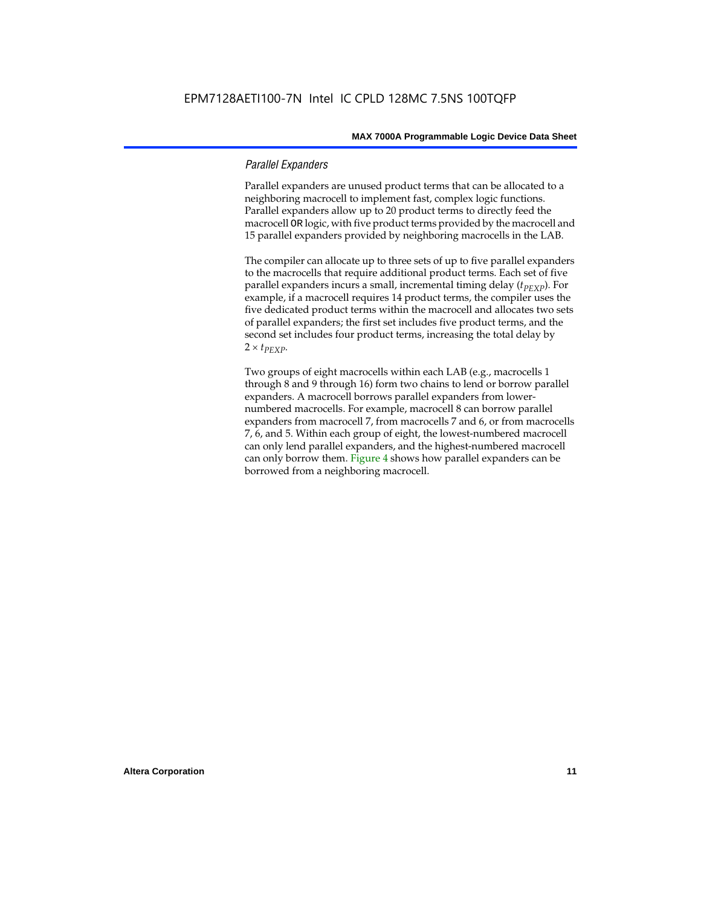### *Parallel Expanders*

Parallel expanders are unused product terms that can be allocated to a neighboring macrocell to implement fast, complex logic functions. Parallel expanders allow up to 20 product terms to directly feed the macrocell OR logic, with five product terms provided by the macrocell and 15 parallel expanders provided by neighboring macrocells in the LAB.

The compiler can allocate up to three sets of up to five parallel expanders to the macrocells that require additional product terms. Each set of five parallel expanders incurs a small, incremental timing delay ($t_{PEXP}$). For example, if a macrocell requires 14 product terms, the compiler uses the five dedicated product terms within the macrocell and allocates two sets of parallel expanders; the first set includes five product terms, and the second set includes four product terms, increasing the total delay by $2 \times t_{PEXP}$.

Two groups of eight macrocells within each LAB (e.g., macrocells 1 through 8 and 9 through 16) form two chains to lend or borrow parallel expanders. A macrocell borrows parallel expanders from lower-numbered macrocells. For example, macrocell 8 can borrow parallel expanders from macrocell 7, from macrocells 7 and 6, or from macrocells 7, 6, and 5. Within each group of eight, the lowest-numbered macrocell can only lend parallel expanders, and the highest-numbered macrocell can only borrow them. Figure 4 shows how parallel expanders can be borrowed from a neighboring macrocell.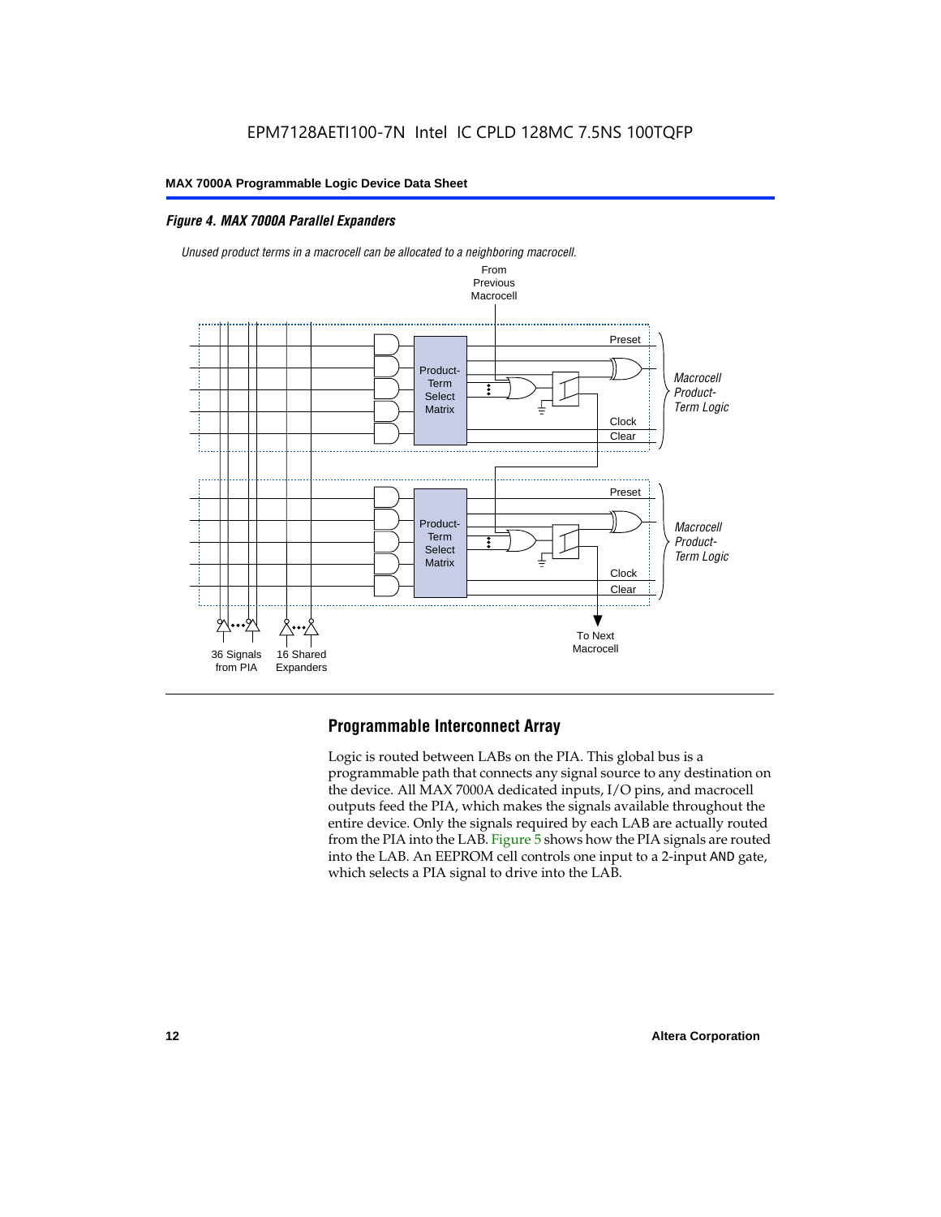*Figure 4. MAX 7000A Parallel Expanders*

*Unused product terms in a macrocell can be allocated to a neighboring macrocell.*

From Previous Macrocell

Preset

Product-Term Select Matrix

Clock

Clear

*Macrocell Product-Term Logic*

Preset

Product-Term Select Matrix

Clock

Clear

*Macrocell Product-Term Logic*

36 Signals from PIA

16 Shared Expanders

To Next Macrocell

## Programmable Interconnect Array

Logic is routed between LABs on the PIA. This global bus is a programmable path that connects any signal source to any destination on the device. All MAX 7000A dedicated inputs, I/O pins, and macrocell outputs feed the PIA, which makes the signals available throughout the entire device. Only the signals required by each LAB are actually routed from the PIA into the LAB. Figure 5 shows how the PIA signals are routed into the LAB. An EEPROM cell controls one input to a 2-input AND gate, which selects a PIA signal to drive into the LAB.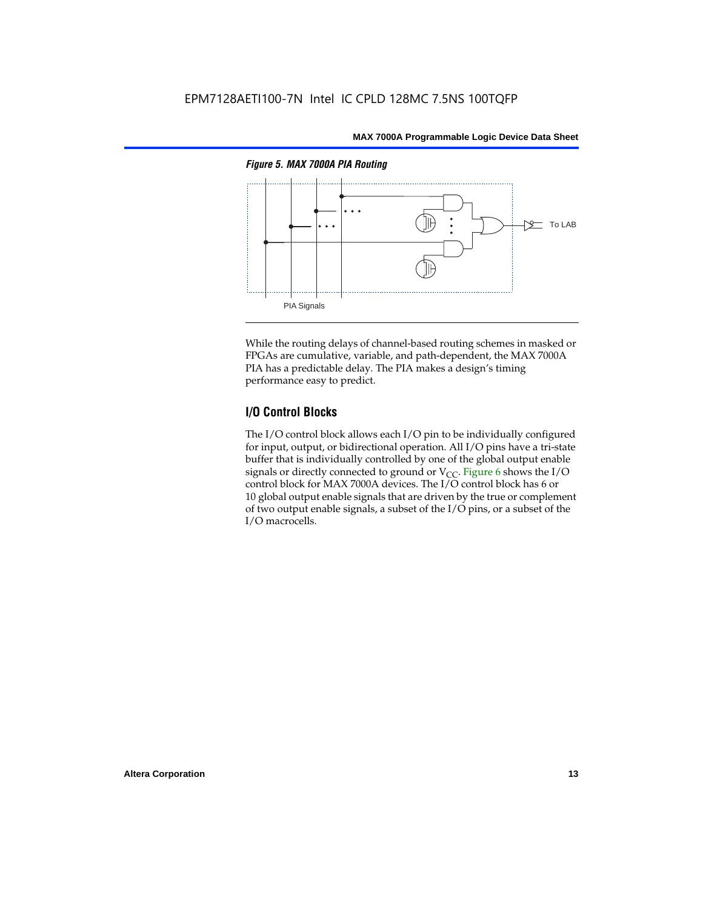*Figure 5. MAX 7000A PIA Routing*

To LAB

PIA Signals

While the routing delays of channel-based routing schemes in masked or FPGAs are cumulative, variable, and path-dependent, the MAX 7000A PIA has a predictable delay. The PIA makes a design's timing performance easy to predict.

## I/O Control Blocks

The I/O control block allows each I/O pin to be individually configured for input, output, or bidirectional operation. All I/O pins have a tri-state buffer that is individually controlled by one of the global output enable signals or directly connected to ground or $V_{CC}$. Figure 6 shows the I/O control block for MAX 7000A devices. The I/O control block has 6 or 10 global output enable signals that are driven by the true or complement of two output enable signals, a subset of the I/O pins, or a subset of the I/O macrocells.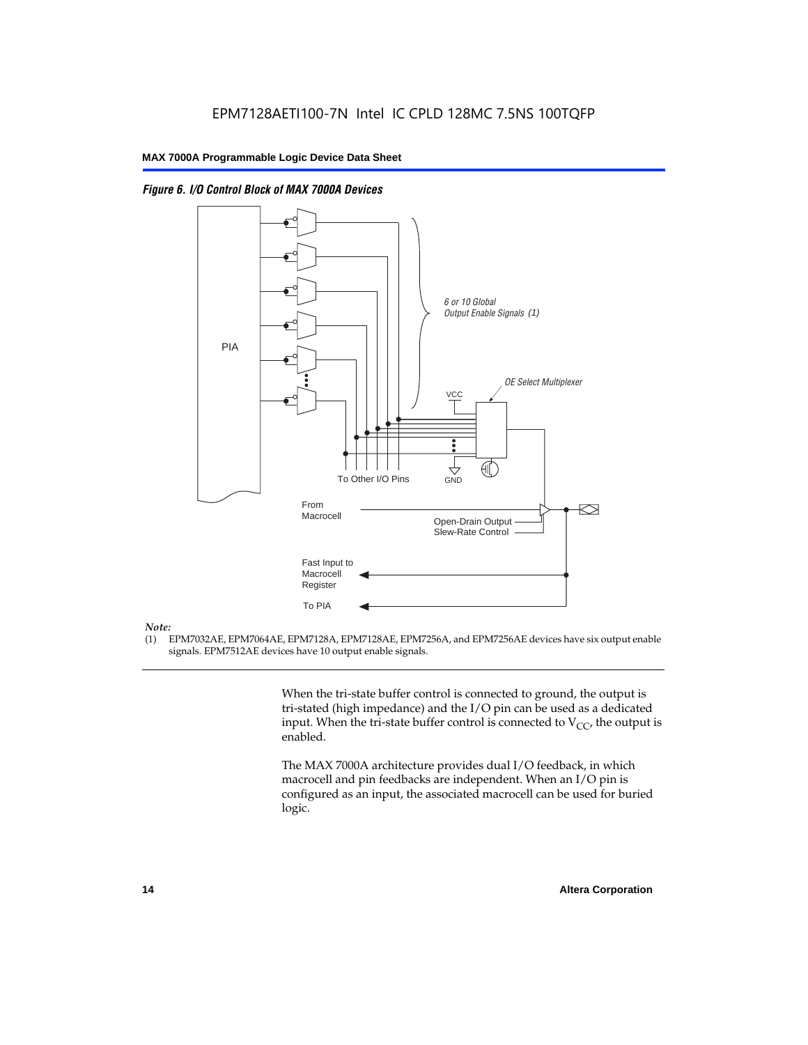*Figure 6. I/O Control Block of MAX 7000A Devices*

PIA

6 or 10 Global Output Enable Signals (1)

OE Select Multiplexer

VCC

GND

To Other I/O Pins

From Macrocell

Open-Drain Output

Slew-Rate Control

Fast Input to Macrocell Register

To PIA

*Note:*

(1) EPM7032AE, EPM7064AE, EPM7128A, EPM7128AE, EPM7256A, and EPM7256AE devices have six output enable signals. EPM7512AE devices have 10 output enable signals.

When the tri-state buffer control is connected to ground, the output is tri-stated (high impedance) and the I/O pin can be used as a dedicated input. When the tri-state buffer control is connected to $V_{CC}$, the output is enabled.

The MAX 7000A architecture provides dual I/O feedback, in which macrocell and pin feedbacks are independent. When an I/O pin is configured as an input, the associated macrocell can be used for buried logic.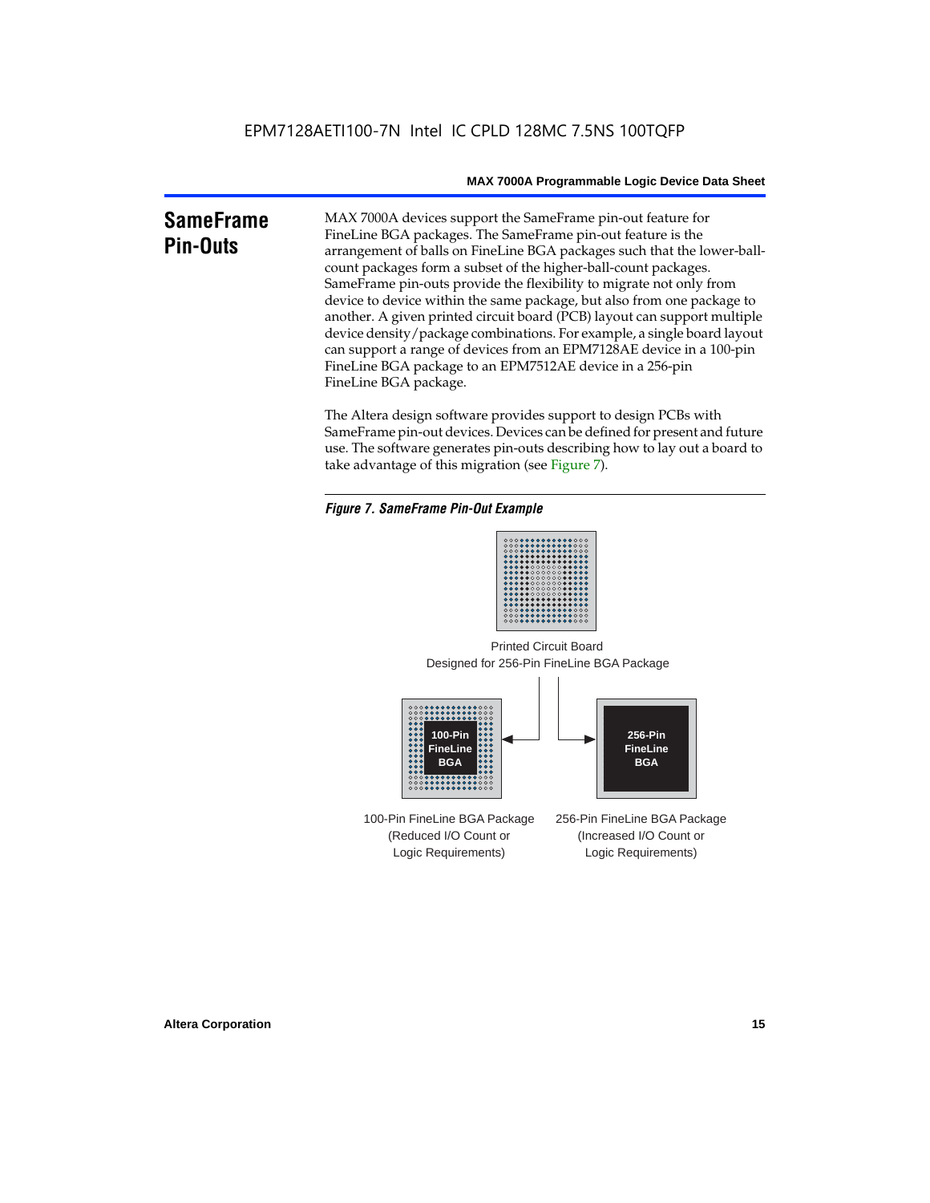## SameFrame Pin-Outs

MAX 7000A devices support the SameFrame pin-out feature for FineLine BGA packages. The SameFrame pin-out feature is the arrangement of balls on FineLine BGA packages such that the lower-ball-count packages form a subset of the higher-ball-count packages. SameFrame pin-outs provide the flexibility to migrate not only from device to device within the same package, but also from one package to another. A given printed circuit board (PCB) layout can support multiple device density/package combinations. For example, a single board layout can support a range of devices from an EPM7128AE device in a 100-pin FineLine BGA package to an EPM7512AE device in a 256-pin FineLine BGA package.

The Altera design software provides support to design PCBs with SameFrame pin-out devices. Devices can be defined for present and future use. The software generates pin-outs describing how to lay out a board to take advantage of this migration (see Figure 7).

*Figure 7. SameFrame Pin-Out Example*

Printed Circuit Board
Designed for 256-Pin FineLine BGA Package

100-Pin
FineLine
BGA

256-Pin
FineLine
BGA

100-Pin FineLine BGA Package
(Reduced I/O Count or
Logic Requirements)

256-Pin FineLine BGA Package
(Increased I/O Count or
Logic Requirements)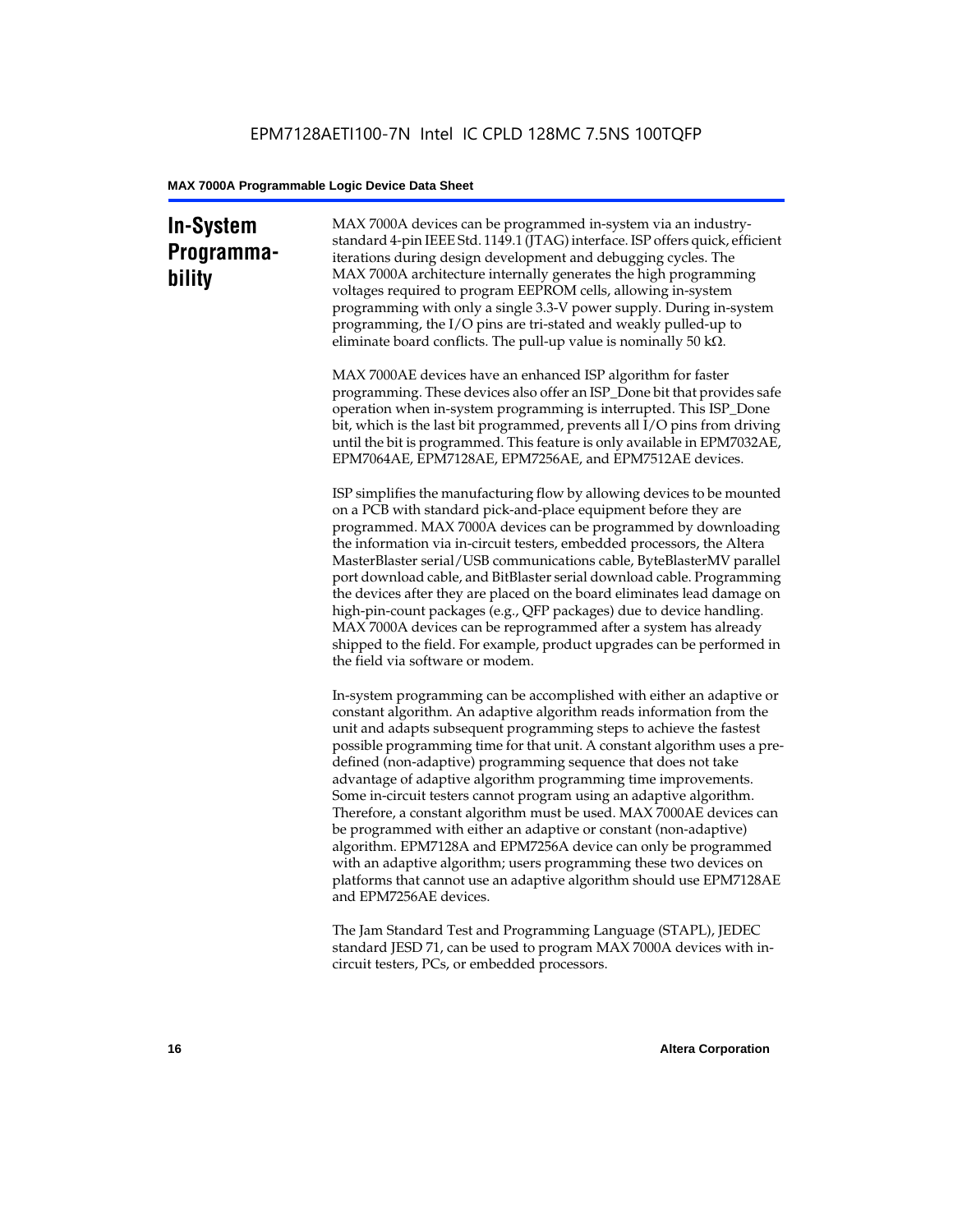# In-System Programmability

MAX 7000A devices can be programmed in-system via an industry-standard 4-pin IEEE Std. 1149.1 (JTAG) interface. ISP offers quick, efficient iterations during design development and debugging cycles. The MAX 7000A architecture internally generates the high programming voltages required to program EEPROM cells, allowing in-system programming with only a single 3.3-V power supply. During in-system programming, the I/O pins are tri-stated and weakly pulled-up to eliminate board conflicts. The pull-up value is nominally 50 kΩ.

MAX 7000AE devices have an enhanced ISP algorithm for faster programming. These devices also offer an ISP_Done bit that provides safe operation when in-system programming is interrupted. This ISP_Done bit, which is the last bit programmed, prevents all I/O pins from driving until the bit is programmed. This feature is only available in EPM7032AE, EPM7064AE, EPM7128AE, EPM7256AE, and EPM7512AE devices.

ISP simplifies the manufacturing flow by allowing devices to be mounted on a PCB with standard pick-and-place equipment before they are programmed. MAX 7000A devices can be programmed by downloading the information via in-circuit testers, embedded processors, the Altera MasterBlaster serial/USB communications cable, ByteBlasterMV parallel port download cable, and BitBlaster serial download cable. Programming the devices after they are placed on the board eliminates lead damage on high-pin-count packages (e.g., QFP packages) due to device handling. MAX 7000A devices can be reprogrammed after a system has already shipped to the field. For example, product upgrades can be performed in the field via software or modem.

In-system programming can be accomplished with either an adaptive or constant algorithm. An adaptive algorithm reads information from the unit and adapts subsequent programming steps to achieve the fastest possible programming time for that unit. A constant algorithm uses a pre-defined (non-adaptive) programming sequence that does not take advantage of adaptive algorithm programming time improvements. Some in-circuit testers cannot program using an adaptive algorithm. Therefore, a constant algorithm must be used. MAX 7000AE devices can be programmed with either an adaptive or constant (non-adaptive) algorithm. EPM7128A and EPM7256A device can only be programmed with an adaptive algorithm; users programming these two devices on platforms that cannot use an adaptive algorithm should use EPM7128AE and EPM7256AE devices.

The Jam Standard Test and Programming Language (STAPL), JEDEC standard JESD 71, can be used to program MAX 7000A devices with in-circuit testers, PCs, or embedded processors.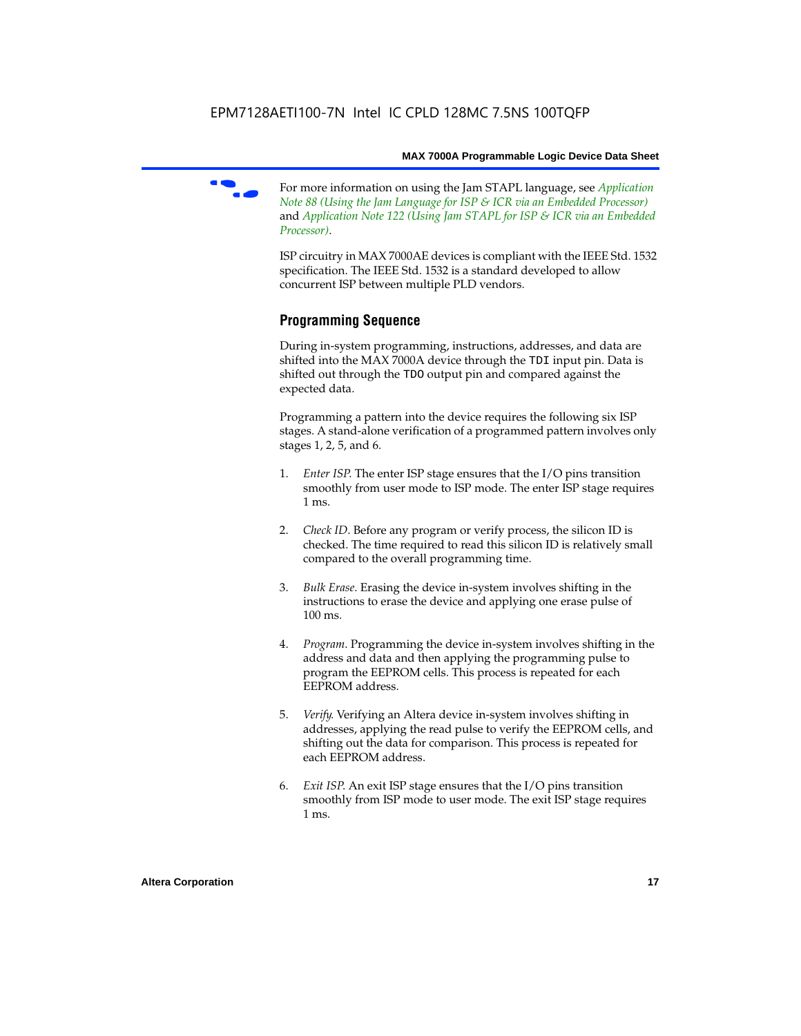For more information on using the Jam STAPL language, see *Application Note 88 (Using the Jam Language for ISP & ICR via an Embedded Processor)* and *Application Note 122 (Using Jam STAPL for ISP & ICR via an Embedded Processor)*.

ISP circuitry in MAX 7000AE devices is compliant with the IEEE Std. 1532 specification. The IEEE Std. 1532 is a standard developed to allow concurrent ISP between multiple PLD vendors.

### Programming Sequence

During in-system programming, instructions, addresses, and data are shifted into the MAX 7000A device through the `TDI` input pin. Data is shifted out through the `TDO` output pin and compared against the expected data.

Programming a pattern into the device requires the following six ISP stages. A stand-alone verification of a programmed pattern involves only stages 1, 2, 5, and 6.

1. *Enter ISP*. The enter ISP stage ensures that the I/O pins transition smoothly from user mode to ISP mode. The enter ISP stage requires 1 ms.

2. *Check ID*. Before any program or verify process, the silicon ID is checked. The time required to read this silicon ID is relatively small compared to the overall programming time.

3. *Bulk Erase*. Erasing the device in-system involves shifting in the instructions to erase the device and applying one erase pulse of 100 ms.

4. *Program*. Programming the device in-system involves shifting in the address and data and then applying the programming pulse to program the EEPROM cells. This process is repeated for each EEPROM address.

5. *Verify*. Verifying an Altera device in-system involves shifting in addresses, applying the read pulse to verify the EEPROM cells, and shifting out the data for comparison. This process is repeated for each EEPROM address.

6. *Exit ISP*. An exit ISP stage ensures that the I/O pins transition smoothly from ISP mode to user mode. The exit ISP stage requires 1 ms.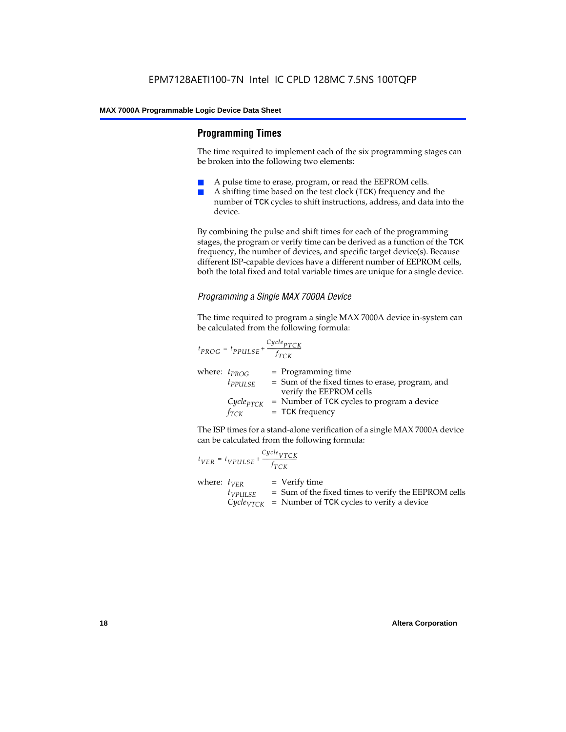## Programming Times

The time required to implement each of the six programming stages can be broken into the following two elements:

- A pulse time to erase, program, or read the EEPROM cells.
- A shifting time based on the test clock (TCK) frequency and the number of TCK cycles to shift instructions, address, and data into the device.

By combining the pulse and shift times for each of the programming stages, the program or verify time can be derived as a function of the TCK frequency, the number of devices, and specific target device(s). Because different ISP-capable devices have a different number of EEPROM cells, both the total fixed and total variable times are unique for a single device.

### *Programming a Single MAX 7000A Device*

The time required to program a single MAX 7000A device in-system can be calculated from the following formula:

$$t_{PROG} = t_{PPULSE} + \frac{Cycle_{PTCK}}{f_{TCK}}$$

where:
- $t_{PROG}$ = Programming time
- $t_{PPULSE}$ = Sum of the fixed times to erase, program, and verify the EEPROM cells
- $Cycle_{PTCK}$ = Number of TCK cycles to program a device
- $f_{TCK}$ = TCK frequency

The ISP times for a stand-alone verification of a single MAX 7000A device can be calculated from the following formula:

$$t_{VER} = t_{VPULSE} + \frac{Cycle_{VTCK}}{f_{TCK}}$$

where:
- $t_{VER}$ = Verify time
- $t_{VPULSE}$ = Sum of the fixed times to verify the EEPROM cells
- $Cycle_{VTCK}$ = Number of TCK cycles to verify a device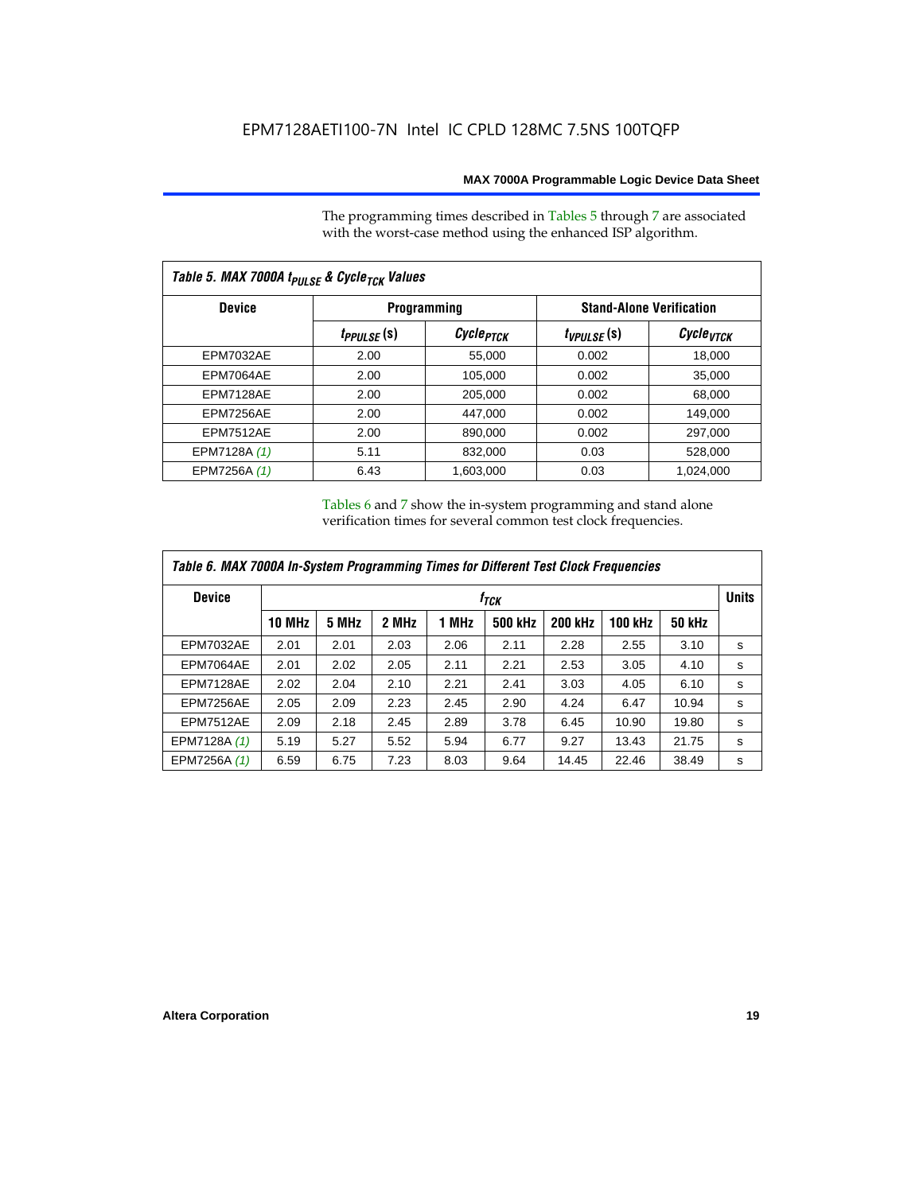The programming times described in Tables 5 through 7 are associated with the worst-case method using the enhanced ISP algorithm.

**Table 5. MAX 7000A $t_{PULSE}$ & $Cycle_{TCK}$ Values**

| Device | Programming | | Stand-Alone Verification | |
|---|---|---|---|---|
| | $t_{PPULSE}$ (s) | $Cycle_{PTCK}$ | $t_{VPULSE}$ (s) | $Cycle_{VTCK}$ |
| EPM7032AE | 2.00 | 55,000 | 0.002 | 18,000 |
| EPM7064AE | 2.00 | 105,000 | 0.002 | 35,000 |
| EPM7128AE | 2.00 | 205,000 | 0.002 | 68,000 |
| EPM7256AE | 2.00 | 447,000 | 0.002 | 149,000 |
| EPM7512AE | 2.00 | 890,000 | 0.002 | 297,000 |
| EPM7128A *(1)* | 5.11 | 832,000 | 0.03 | 528,000 |
| EPM7256A *(1)* | 6.43 | 1,603,000 | 0.03 | 1,024,000 |

Tables 6 and 7 show the in-system programming and stand alone verification times for several common test clock frequencies.

**Table 6. MAX 7000A In-System Programming Times for Different Test Clock Frequencies**

| Device | $f_{TCK}$ | | | | | | | | Units |
|---|---|---|---|---|---|---|---|---|---|
| | 10 MHz | 5 MHz | 2 MHz | 1 MHz | 500 kHz | 200 kHz | 100 kHz | 50 kHz | |
| EPM7032AE | 2.01 | 2.01 | 2.03 | 2.06 | 2.11 | 2.28 | 2.55 | 3.10 | s |
| EPM7064AE | 2.01 | 2.02 | 2.05 | 2.11 | 2.21 | 2.53 | 3.05 | 4.10 | s |
| EPM7128AE | 2.02 | 2.04 | 2.10 | 2.21 | 2.41 | 3.03 | 4.05 | 6.10 | s |
| EPM7256AE | 2.05 | 2.09 | 2.23 | 2.45 | 2.90 | 4.24 | 6.47 | 10.94 | s |
| EPM7512AE | 2.09 | 2.18 | 2.45 | 2.89 | 3.78 | 6.45 | 10.90 | 19.80 | s |
| EPM7128A *(1)* | 5.19 | 5.27 | 5.52 | 5.94 | 6.77 | 9.27 | 13.43 | 21.75 | s |
| EPM7256A *(1)* | 6.59 | 6.75 | 7.23 | 8.03 | 9.64 | 14.45 | 22.46 | 38.49 | s |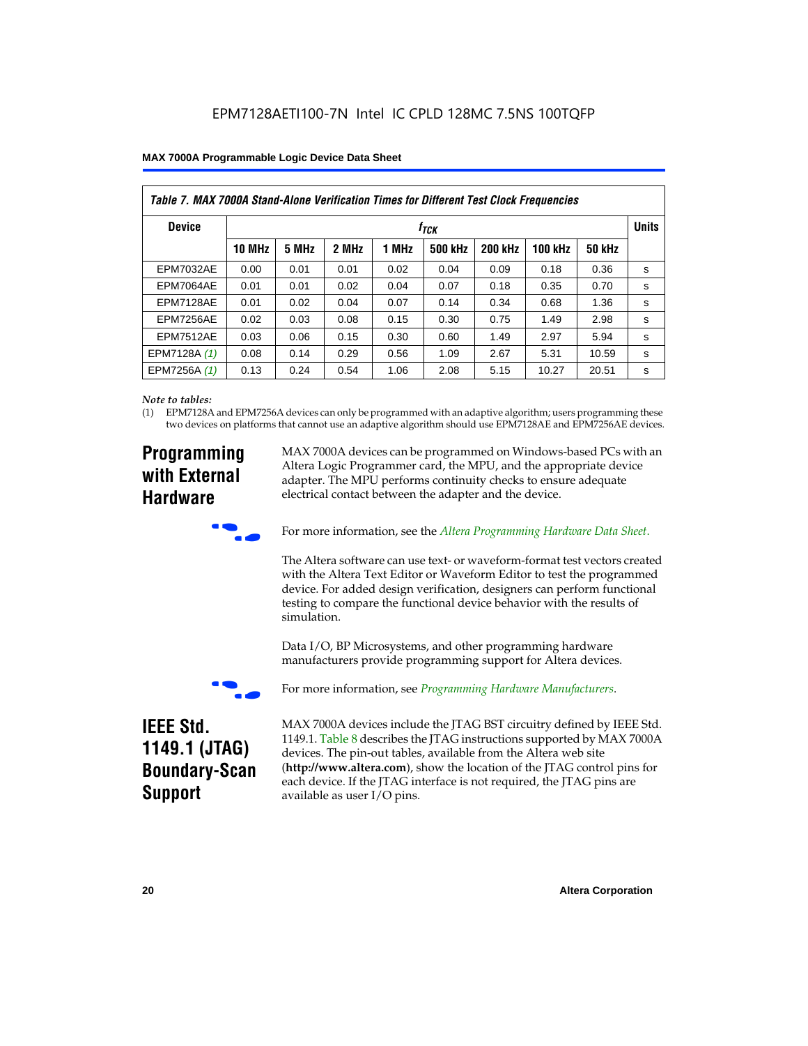**Table 7. MAX 7000A Stand-Alone Verification Times for Different Test Clock Frequencies**

| Device | $f_{TCK}$ | | | | | | | | Units |
|---|---|---|---|---|---|---|---|---|---|
| | 10 MHz | 5 MHz | 2 MHz | 1 MHz | 500 kHz | 200 kHz | 100 kHz | 50 kHz | |
| EPM7032AE | 0.00 | 0.01 | 0.01 | 0.02 | 0.04 | 0.09 | 0.18 | 0.36 | s |
| EPM7064AE | 0.01 | 0.01 | 0.02 | 0.04 | 0.07 | 0.18 | 0.35 | 0.70 | s |
| EPM7128AE | 0.01 | 0.02 | 0.04 | 0.07 | 0.14 | 0.34 | 0.68 | 1.36 | s |
| EPM7256AE | 0.02 | 0.03 | 0.08 | 0.15 | 0.30 | 0.75 | 1.49 | 2.98 | s |
| EPM7512AE | 0.03 | 0.06 | 0.15 | 0.30 | 0.60 | 1.49 | 2.97 | 5.94 | s |
| EPM7128A *(1)* | 0.08 | 0.14 | 0.29 | 0.56 | 1.09 | 2.67 | 5.31 | 10.59 | s |
| EPM7256A *(1)* | 0.13 | 0.24 | 0.54 | 1.06 | 2.08 | 5.15 | 10.27 | 20.51 | s |

*Note to tables:*

(1) EPM7128A and EPM7256A devices can only be programmed with an adaptive algorithm; users programming these two devices on platforms that cannot use an adaptive algorithm should use EPM7128AE and EPM7256AE devices.

## Programming with External Hardware

MAX 7000A devices can be programmed on Windows-based PCs with an Altera Logic Programmer card, the MPU, and the appropriate device adapter. The MPU performs continuity checks to ensure adequate electrical contact between the adapter and the device.

For more information, see the *Altera Programming Hardware Data Sheet*.

The Altera software can use text- or waveform-format test vectors created with the Altera Text Editor or Waveform Editor to test the programmed device. For added design verification, designers can perform functional testing to compare the functional device behavior with the results of simulation.

Data I/O, BP Microsystems, and other programming hardware manufacturers provide programming support for Altera devices.

For more information, see *Programming Hardware Manufacturers*.

## IEEE Std. 1149.1 (JTAG) Boundary-Scan Support

MAX 7000A devices include the JTAG BST circuitry defined by IEEE Std. 1149.1. Table 8 describes the JTAG instructions supported by MAX 7000A devices. The pin-out tables, available from the Altera web site (**http://www.altera.com**), show the location of the JTAG control pins for each device. If the JTAG interface is not required, the JTAG pins are available as user I/O pins.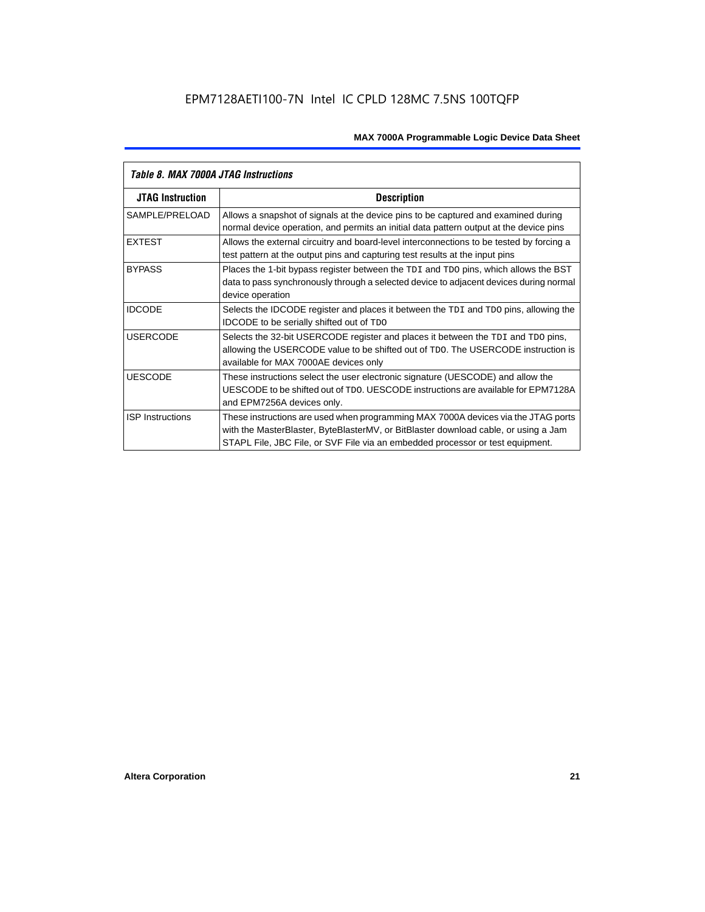**Table 8. MAX 7000A JTAG Instructions**

| JTAG Instruction | Description |
|---|---|
| SAMPLE/PRELOAD | Allows a snapshot of signals at the device pins to be captured and examined during normal device operation, and permits an initial data pattern output at the device pins |
| EXTEST | Allows the external circuitry and board-level interconnections to be tested by forcing a test pattern at the output pins and capturing test results at the input pins |
| BYPASS | Places the 1-bit bypass register between the `TDI` and `TDO` pins, which allows the BST data to pass synchronously through a selected device to adjacent devices during normal device operation |
| IDCODE | Selects the IDCODE register and places it between the `TDI` and `TDO` pins, allowing the IDCODE to be serially shifted out of `TDO` |
| USERCODE | Selects the 32-bit USERCODE register and places it between the `TDI` and `TDO` pins, allowing the USERCODE value to be shifted out of `TDO`. The USERCODE instruction is available for MAX 7000AE devices only |
| UESCODE | These instructions select the user electronic signature (UESCODE) and allow the UESCODE to be shifted out of `TDO`. UESCODE instructions are available for EPM7128A and EPM7256A devices only. |
| ISP Instructions | These instructions are used when programming MAX 7000A devices via the JTAG ports with the MasterBlaster, ByteBlasterMV, or BitBlaster download cable, or using a Jam STAPL File, JBC File, or SVF File via an embedded processor or test equipment. |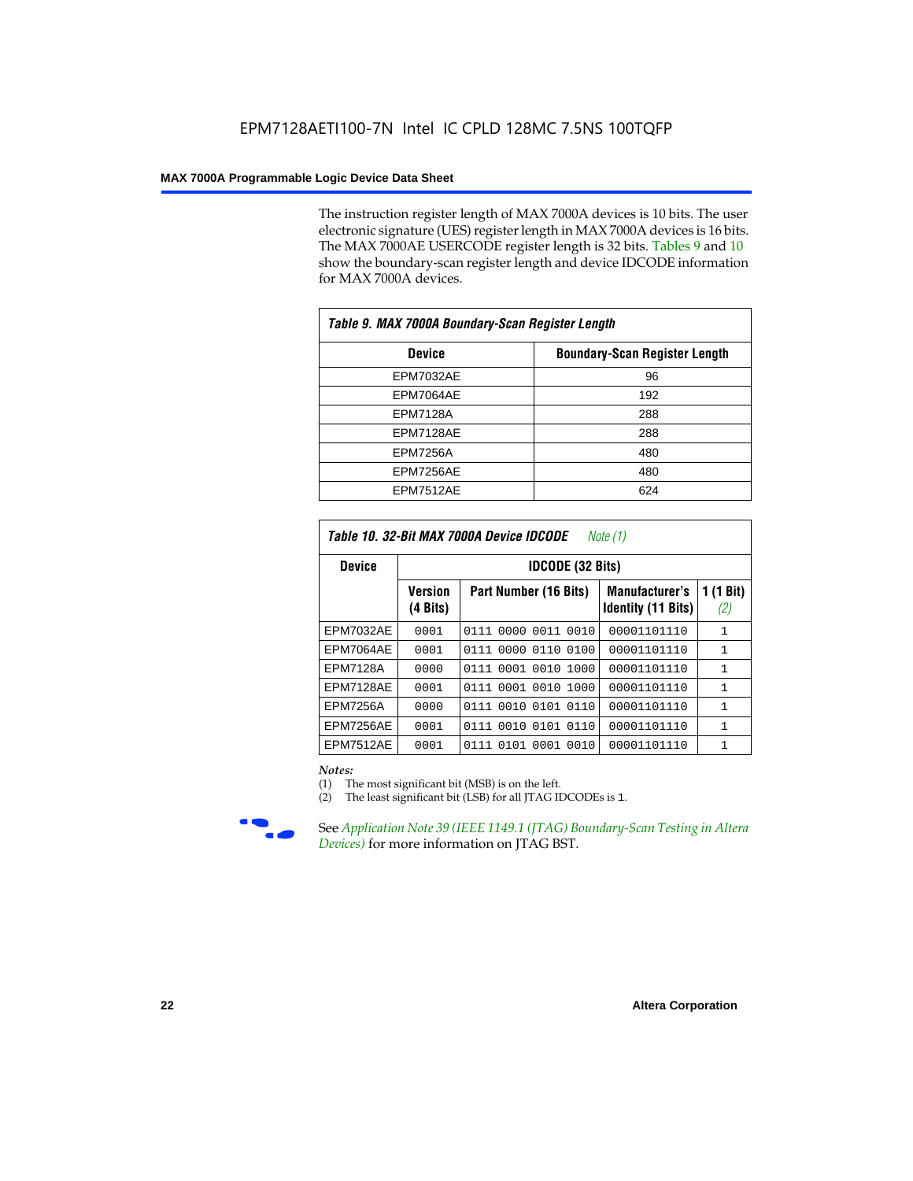The instruction register length of MAX 7000A devices is 10 bits. The user electronic signature (UES) register length in MAX 7000A devices is 16 bits. The MAX 7000AE USERCODE register length is 32 bits. Tables 9 and 10 show the boundary-scan register length and device IDCODE information for MAX 7000A devices.

**Table 9. MAX 7000A Boundary-Scan Register Length**

| Device | Boundary-Scan Register Length |
|---|---|
| EPM7032AE | 96 |
| EPM7064AE | 192 |
| EPM7128A | 288 |
| EPM7128AE | 288 |
| EPM7256A | 480 |
| EPM7256AE | 480 |
| EPM7512AE | 624 |

**Table 10. 32-Bit MAX 7000A Device IDCODE** *Note (1)*

| Device | IDCODE (32 Bits) | | | |
|---|---|---|---|---|
| | Version (4 Bits) | Part Number (16 Bits) | Manufacturer's Identity (11 Bits) | 1 (1 Bit) *(2)* |
| EPM7032AE | 0001 | 0111 0000 0011 0010 | 00001101110 | 1 |
| EPM7064AE | 0001 | 0111 0000 0110 0100 | 00001101110 | 1 |
| EPM7128A | 0000 | 0111 0001 0010 1000 | 00001101110 | 1 |
| EPM7128AE | 0001 | 0111 0001 0010 1000 | 00001101110 | 1 |
| EPM7256A | 0000 | 0111 0010 0101 0110 | 00001101110 | 1 |
| EPM7256AE | 0001 | 0111 0010 0101 0110 | 00001101110 | 1 |
| EPM7512AE | 0001 | 0111 0101 0001 0010 | 00001101110 | 1 |

*Notes:*

(1) The most significant bit (MSB) is on the left.

(2) The least significant bit (LSB) for all JTAG IDCODEs is 1.

See *Application Note 39 (IEEE 1149.1 (JTAG) Boundary-Scan Testing in Altera Devices)* for more information on JTAG BST.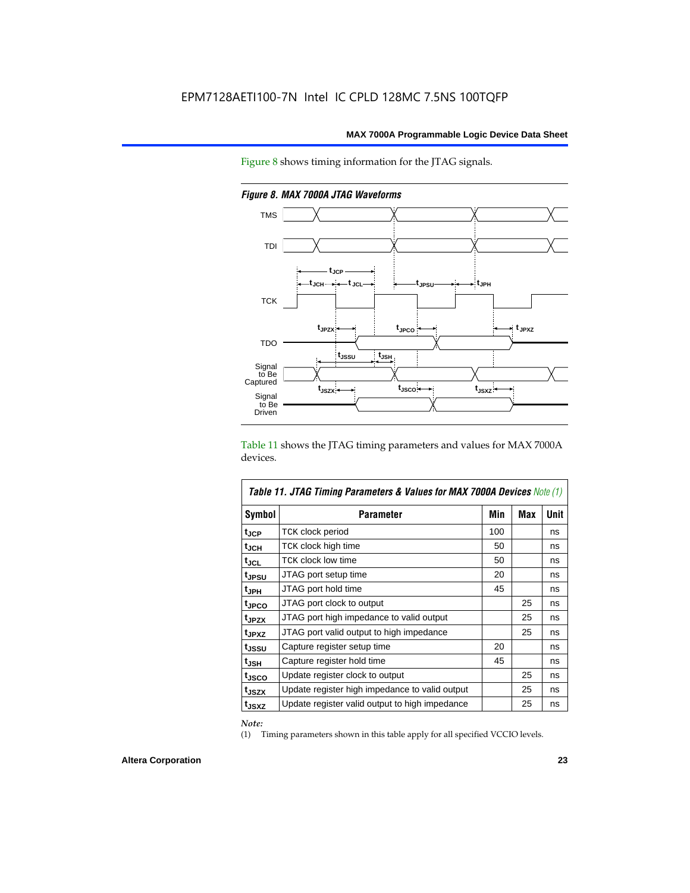Figure 8 shows timing information for the JTAG signals.

*Figure 8. MAX 7000A JTAG Waveforms*

TMS

TDI

TCK

TDO

Signal to Be Captured

Signal to Be Driven

$t_{JCP}$
$t_{JCH}$
$t_{JCL}$
$t_{JPSU}$
$t_{JPH}$
$t_{JPZX}$
$t_{JPCO}$
$t_{JPXZ}$
$t_{JSSU}$
$t_{JSH}$
$t_{JSZX}$
$t_{JSCO}$
$t_{JSXZ}$

Table 11 shows the JTAG timing parameters and values for MAX 7000A devices.

*Table 11. JTAG Timing Parameters & Values for MAX 7000A Devices Note (1)*

| Symbol | Parameter | Min | Max | Unit |
|---|---|---|---|---|
| $t_{JCP}$ | TCK clock period | 100 | | ns |
| $t_{JCH}$ | TCK clock high time | 50 | | ns |
| $t_{JCL}$ | TCK clock low time | 50 | | ns |
| $t_{JPSU}$ | JTAG port setup time | 20 | | ns |
| $t_{JPH}$ | JTAG port hold time | 45 | | ns |
| $t_{JPCO}$ | JTAG port clock to output | | 25 | ns |
| $t_{JPZX}$ | JTAG port high impedance to valid output | | 25 | ns |
| $t_{JPXZ}$ | JTAG port valid output to high impedance | | 25 | ns |
| $t_{JSSU}$ | Capture register setup time | 20 | | ns |
| $t_{JSH}$ | Capture register hold time | 45 | | ns |
| $t_{JSCO}$ | Update register clock to output | | 25 | ns |
| $t_{JSZX}$ | Update register high impedance to valid output | | 25 | ns |
| $t_{JSXZ}$ | Update register valid output to high impedance | | 25 | ns |

*Note:*

(1) Timing parameters shown in this table apply for all specified VCCIO levels.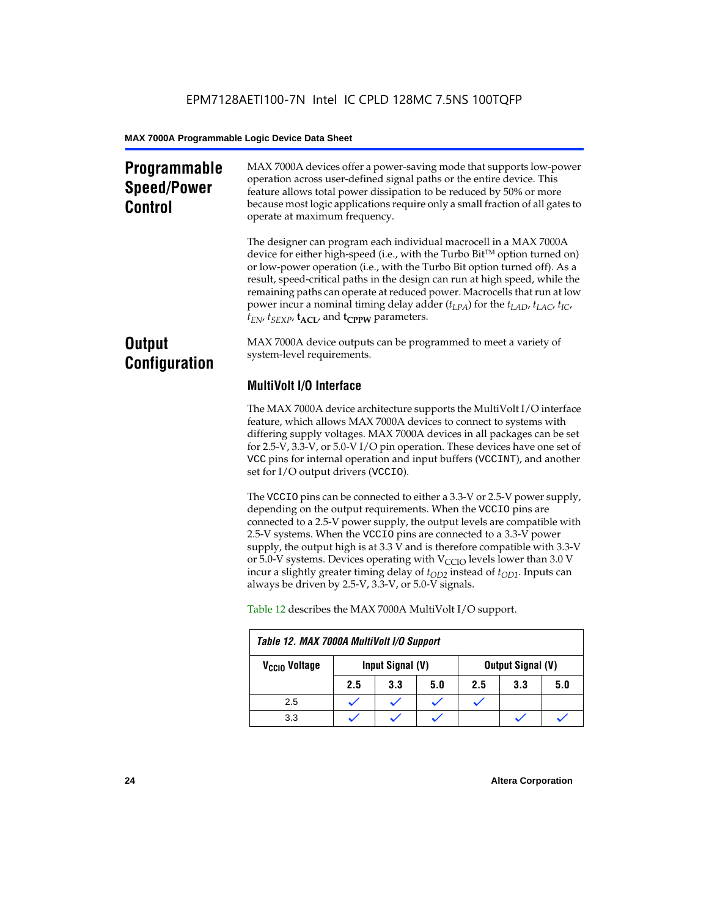## Programmable Speed/Power Control

MAX 7000A devices offer a power-saving mode that supports low-power operation across user-defined signal paths or the entire device. This feature allows total power dissipation to be reduced by 50% or more because most logic applications require only a small fraction of all gates to operate at maximum frequency.

The designer can program each individual macrocell in a MAX 7000A device for either high-speed (i.e., with the Turbo Bit™ option turned on) or low-power operation (i.e., with the Turbo Bit option turned off). As a result, speed-critical paths in the design can run at high speed, while the remaining paths can operate at reduced power. Macrocells that run at low power incur a nominal timing delay adder ($t_{LPA}$) for the $t_{LAD}$, $t_{LAC}$, $t_{IC}$, $t_{EN}$, $t_{SEXP}$, $\mathbf{t_{ACL}}$, and $\mathbf{t_{CPPW}}$ parameters.

## Output Configuration

MAX 7000A device outputs can be programmed to meet a variety of system-level requirements.

### MultiVolt I/O Interface

The MAX 7000A device architecture supports the MultiVolt I/O interface feature, which allows MAX 7000A devices to connect to systems with differing supply voltages. MAX 7000A devices in all packages can be set for 2.5-V, 3.3-V, or 5.0-V I/O pin operation. These devices have one set of `VCC` pins for internal operation and input buffers (`VCCINT`), and another set for I/O output drivers (`VCCIO`).

The `VCCIO` pins can be connected to either a 3.3-V or 2.5-V power supply, depending on the output requirements. When the `VCCIO` pins are connected to a 2.5-V power supply, the output levels are compatible with 2.5-V systems. When the `VCCIO` pins are connected to a 3.3-V power supply, the output high is at 3.3 V and is therefore compatible with 3.3-V or 5.0-V systems. Devices operating with $V_{CCIO}$ levels lower than 3.0 V incur a slightly greater timing delay of $t_{OD2}$ instead of $t_{OD1}$. Inputs can always be driven by 2.5-V, 3.3-V, or 5.0-V signals.

Table 12 describes the MAX 7000A MultiVolt I/O support.

*Table 12. MAX 7000A MultiVolt I/O Support*

| $V_{CCIO}$ Voltage | Input Signal (V) | | | Output Signal (V) | | |
|---|---|---|---|---|---|---|
| | 2.5 | 3.3 | 5.0 | 2.5 | 3.3 | 5.0 |
| 2.5 | ✓ | ✓ | ✓ | ✓ | | |
| 3.3 | ✓ | ✓ | ✓ | | ✓ | ✓ |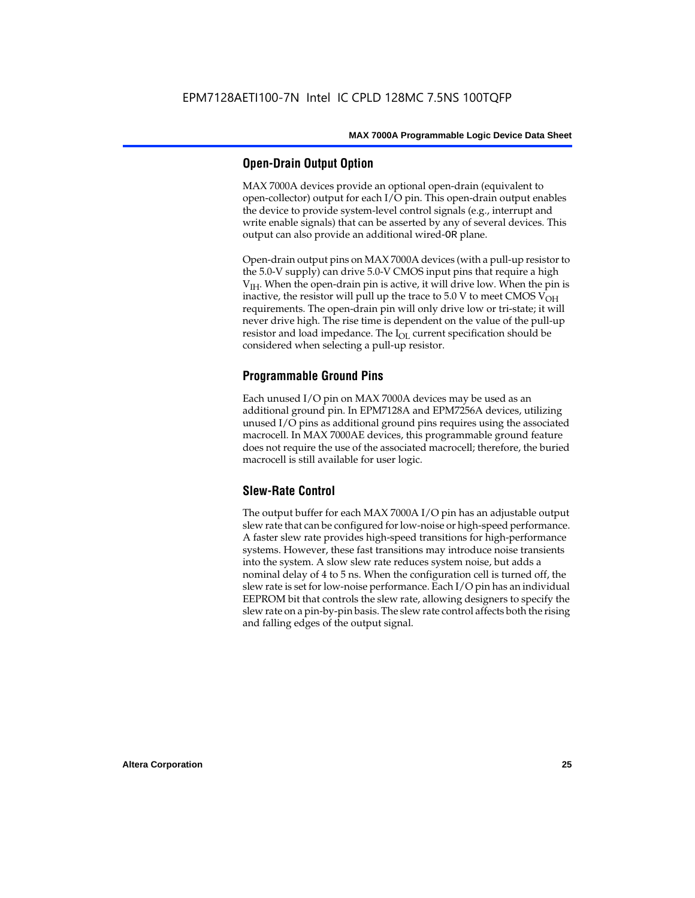## Open-Drain Output Option

MAX 7000A devices provide an optional open-drain (equivalent to open-collector) output for each I/O pin. This open-drain output enables the device to provide system-level control signals (e.g., interrupt and write enable signals) that can be asserted by any of several devices. This output can also provide an additional wired-OR plane.

Open-drain output pins on MAX 7000A devices (with a pull-up resistor to the 5.0-V supply) can drive 5.0-V CMOS input pins that require a high $V_{IH}$. When the open-drain pin is active, it will drive low. When the pin is inactive, the resistor will pull up the trace to 5.0 V to meet CMOS $V_{OH}$ requirements. The open-drain pin will only drive low or tri-state; it will never drive high. The rise time is dependent on the value of the pull-up resistor and load impedance. The $I_{OL}$ current specification should be considered when selecting a pull-up resistor.

## Programmable Ground Pins

Each unused I/O pin on MAX 7000A devices may be used as an additional ground pin. In EPM7128A and EPM7256A devices, utilizing unused I/O pins as additional ground pins requires using the associated macrocell. In MAX 7000AE devices, this programmable ground feature does not require the use of the associated macrocell; therefore, the buried macrocell is still available for user logic.

## Slew-Rate Control

The output buffer for each MAX 7000A I/O pin has an adjustable output slew rate that can be configured for low-noise or high-speed performance. A faster slew rate provides high-speed transitions for high-performance systems. However, these fast transitions may introduce noise transients into the system. A slow slew rate reduces system noise, but adds a nominal delay of 4 to 5 ns. When the configuration cell is turned off, the slew rate is set for low-noise performance. Each I/O pin has an individual EEPROM bit that controls the slew rate, allowing designers to specify the slew rate on a pin-by-pin basis. The slew rate control affects both the rising and falling edges of the output signal.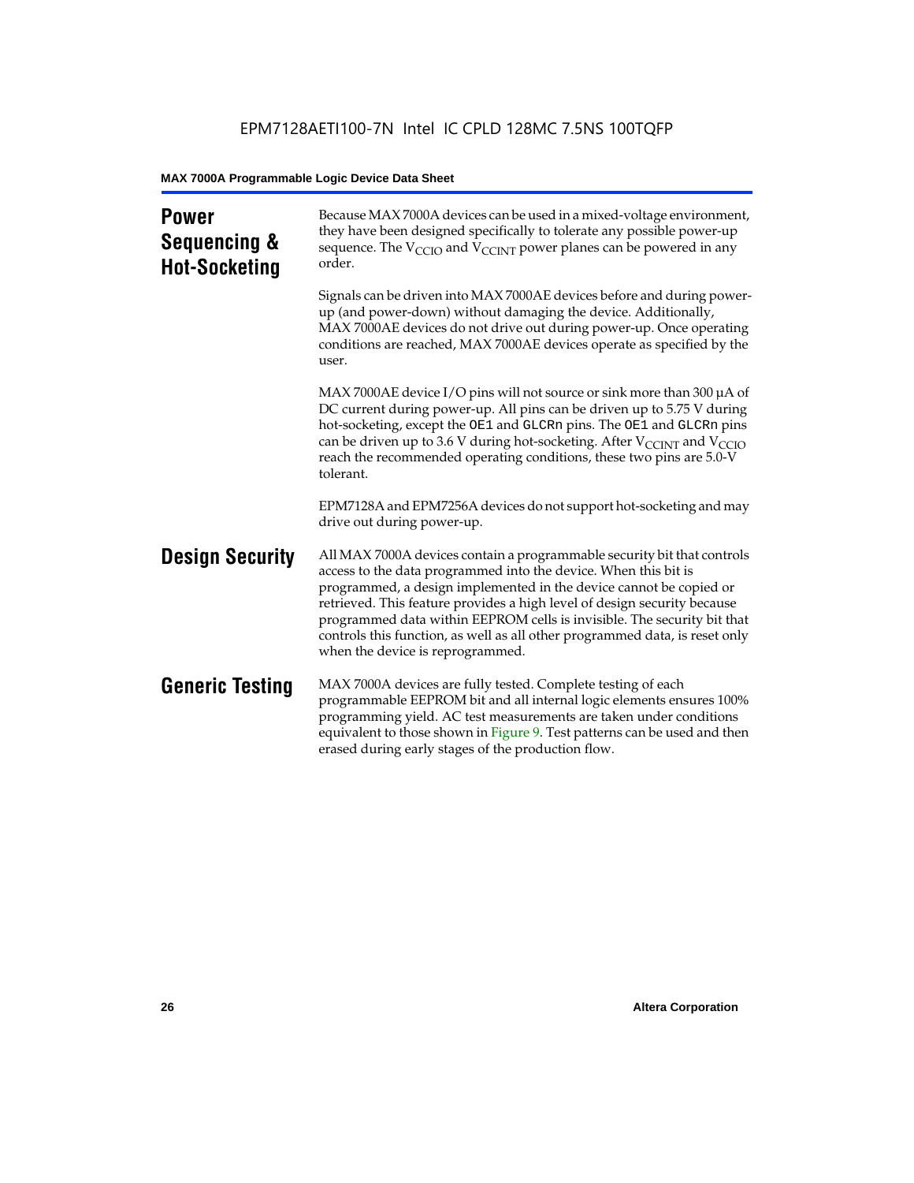## Power Sequencing & Hot-Socketing

Because MAX 7000A devices can be used in a mixed-voltage environment, they have been designed specifically to tolerate any possible power-up sequence. The $V_{CCIO}$ and $V_{CCINT}$ power planes can be powered in any order.

Signals can be driven into MAX 7000AE devices before and during power-up (and power-down) without damaging the device. Additionally, MAX 7000AE devices do not drive out during power-up. Once operating conditions are reached, MAX 7000AE devices operate as specified by the user.

MAX 7000AE device I/O pins will not source or sink more than 300 µA of DC current during power-up. All pins can be driven up to 5.75 V during hot-socketing, except the OE1 and GLCRn pins. The OE1 and GLCRn pins can be driven up to 3.6 V during hot-socketing. After $V_{CCINT}$ and $V_{CCIO}$ reach the recommended operating conditions, these two pins are 5.0-V tolerant.

EPM7128A and EPM7256A devices do not support hot-socketing and may drive out during power-up.

## Design Security

All MAX 7000A devices contain a programmable security bit that controls access to the data programmed into the device. When this bit is programmed, a design implemented in the device cannot be copied or retrieved. This feature provides a high level of design security because programmed data within EEPROM cells is invisible. The security bit that controls this function, as well as all other programmed data, is reset only when the device is reprogrammed.

## Generic Testing

MAX 7000A devices are fully tested. Complete testing of each programmable EEPROM bit and all internal logic elements ensures 100% programming yield. AC test measurements are taken under conditions equivalent to those shown in Figure 9. Test patterns can be used and then erased during early stages of the production flow.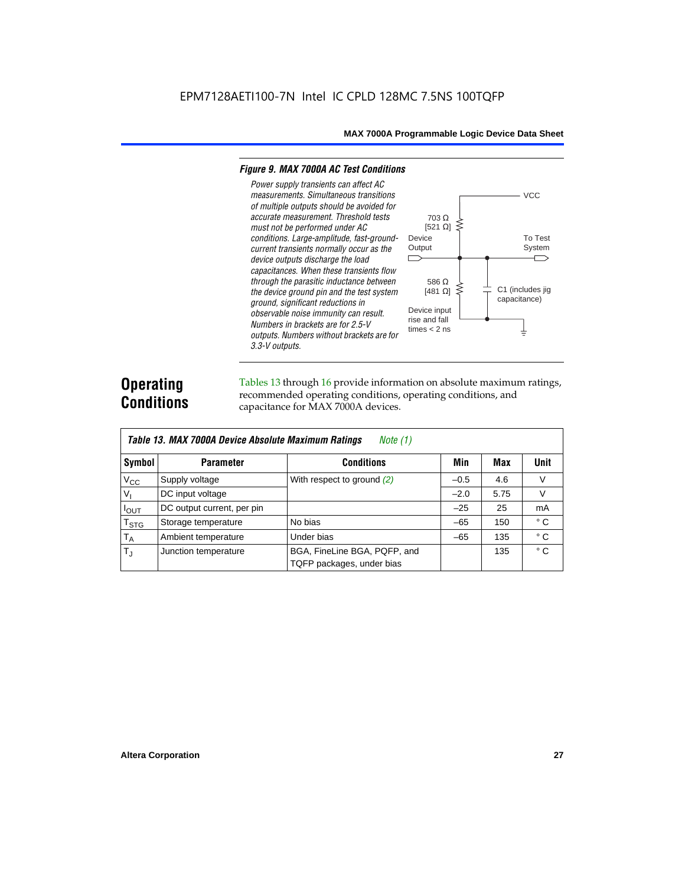*Figure 9. MAX 7000A AC Test Conditions*

*Power supply transients can affect AC measurements. Simultaneous transitions of multiple outputs should be avoided for accurate measurement. Threshold tests must not be performed under AC conditions. Large-amplitude, fast-ground-current transients normally occur as the device outputs discharge the load capacitances. When these transients flow through the parasitic inductance between the device ground pin and the test system ground, significant reductions in observable noise immunity can result. Numbers in brackets are for 2.5-V outputs. Numbers without brackets are for 3.3-V outputs.*

VCC

703 Ω
[521 Ω]

Device Output

To Test System

586 Ω
[481 Ω]

C1 (includes jig capacitance)

Device input rise and fall times < 2 ns

## Operating Conditions

Tables 13 through 16 provide information on absolute maximum ratings, recommended operating conditions, operating conditions, and capacitance for MAX 7000A devices.

*Table 13. MAX 7000A Device Absolute Maximum Ratings Note (1)*

| Symbol | Parameter | Conditions | Min | Max | Unit |
|---|---|---|---|---|---|
| $V_{CC}$ | Supply voltage | With respect to ground (2) | –0.5 | 4.6 | V |
| $V_I$ | DC input voltage | | –2.0 | 5.75 | V |
| $I_{OUT}$ | DC output current, per pin | | –25 | 25 | mA |
| $T_{STG}$ | Storage temperature | No bias | –65 | 150 | ° C |
| $T_A$ | Ambient temperature | Under bias | –65 | 135 | ° C |
| $T_J$ | Junction temperature | BGA, FineLine BGA, PQFP, and TQFP packages, under bias | | 135 | ° C |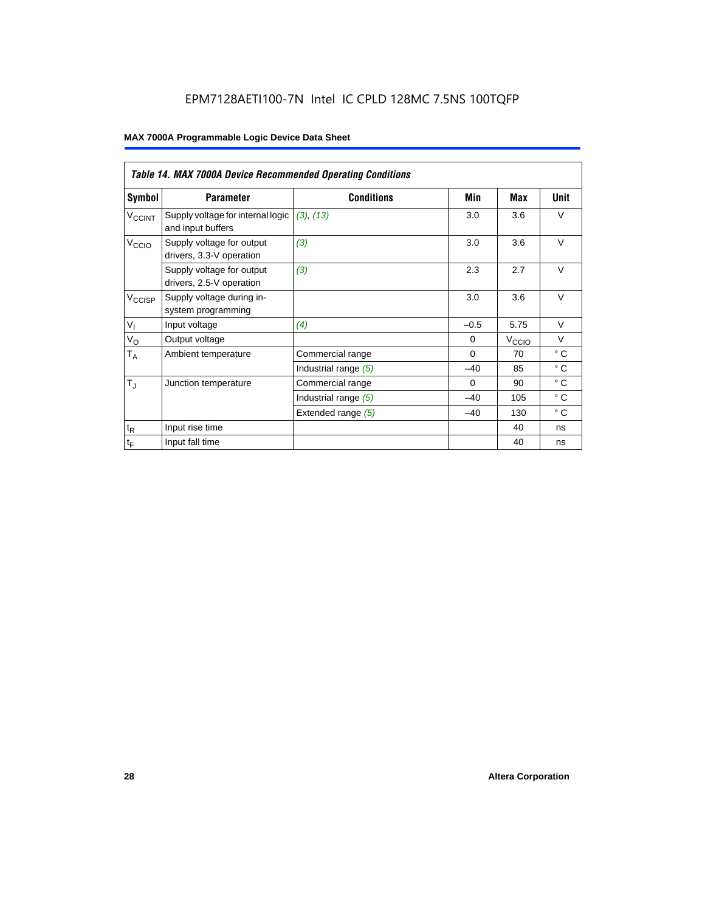| Table 14. MAX 7000A Device Recommended Operating Conditions | | | | | |
|---|---|---|---|---|---|
| **Symbol** | **Parameter** | **Conditions** | **Min** | **Max** | **Unit** |
| $V_{CCINT}$ | Supply voltage for internal logic and input buffers | *(3), (13)* | 3.0 | 3.6 | V |
| $V_{CCIO}$ | Supply voltage for output drivers, 3.3-V operation | *(3)* | 3.0 | 3.6 | V |
| | Supply voltage for output drivers, 2.5-V operation | *(3)* | 2.3 | 2.7 | V |
| $V_{CCISP}$ | Supply voltage during in-system programming | | 3.0 | 3.6 | V |
| $V_I$ | Input voltage | *(4)* | –0.5 | 5.75 | V |
| $V_O$ | Output voltage | | 0 | $V_{CCIO}$ | V |
| $T_A$ | Ambient temperature | Commercial range | 0 | 70 | ° C |
| | | Industrial range *(5)* | –40 | 85 | ° C |
| $T_J$ | Junction temperature | Commercial range | 0 | 90 | ° C |
| | | Industrial range *(5)* | –40 | 105 | ° C |
| | | Extended range *(5)* | –40 | 130 | ° C |
| $t_R$ | Input rise time | | | 40 | ns |
| $t_F$ | Input fall time | | | 40 | ns |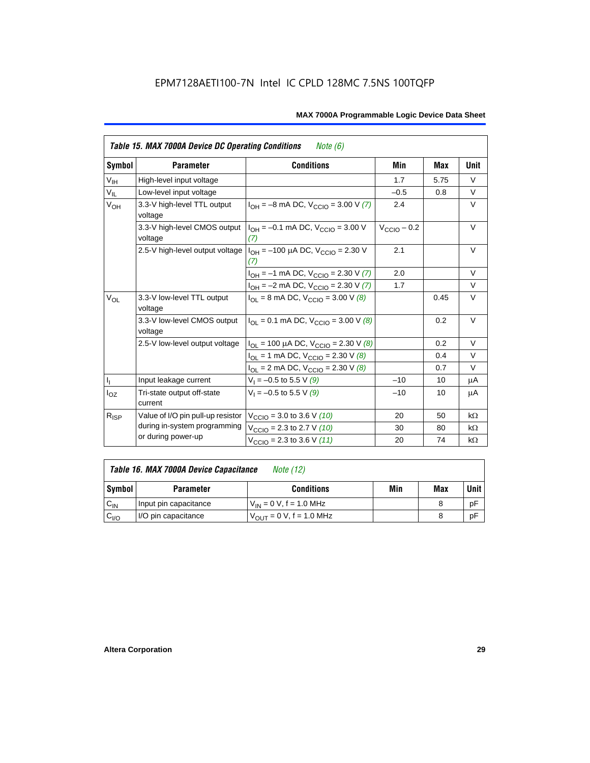**Table 15. MAX 7000A Device DC Operating Conditions** *Note (6)*

| Symbol | Parameter | Conditions | Min | Max | Unit |
|---|---|---|---|---|---|
| $V_{IH}$ | High-level input voltage | | 1.7 | 5.75 | V |
| $V_{IL}$ | Low-level input voltage | | –0.5 | 0.8 | V |
| $V_{OH}$ | 3.3-V high-level TTL output voltage | $I_{OH}$ = –8 mA DC, $V_{CCIO}$ = 3.00 V *(7)* | 2.4 | | V |
| | 3.3-V high-level CMOS output voltage | $I_{OH}$ = –0.1 mA DC, $V_{CCIO}$ = 3.00 V *(7)* | $V_{CCIO}$ – 0.2 | | V |
| | 2.5-V high-level output voltage | $I_{OH}$ = –100 µA DC, $V_{CCIO}$ = 2.30 V *(7)* | 2.1 | | V |
| | | $I_{OH}$ = –1 mA DC, $V_{CCIO}$ = 2.30 V *(7)* | 2.0 | | V |
| | | $I_{OH}$ = –2 mA DC, $V_{CCIO}$ = 2.30 V *(7)* | 1.7 | | V |
| $V_{OL}$ | 3.3-V low-level TTL output voltage | $I_{OL}$ = 8 mA DC, $V_{CCIO}$ = 3.00 V *(8)* | | 0.45 | V |
| | 3.3-V low-level CMOS output voltage | $I_{OL}$ = 0.1 mA DC, $V_{CCIO}$ = 3.00 V *(8)* | | 0.2 | V |
| | 2.5-V low-level output voltage | $I_{OL}$ = 100 µA DC, $V_{CCIO}$ = 2.30 V *(8)* | | 0.2 | V |
| | | $I_{OL}$ = 1 mA DC, $V_{CCIO}$ = 2.30 V *(8)* | | 0.4 | V |
| | | $I_{OL}$ = 2 mA DC, $V_{CCIO}$ = 2.30 V *(8)* | | 0.7 | V |
| $I_I$ | Input leakage current | $V_I$ = –0.5 to 5.5 V *(9)* | –10 | 10 | µA |
| $I_{OZ}$ | Tri-state output off-state current | $V_I$ = –0.5 to 5.5 V *(9)* | –10 | 10 | µA |
| $R_{ISP}$ | Value of I/O pin pull-up resistor during in-system programming or during power-up | $V_{CCIO}$ = 3.0 to 3.6 V *(10)* | 20 | 50 | kΩ |
| | | $V_{CCIO}$ = 2.3 to 2.7 V *(10)* | 30 | 80 | kΩ |
| | | $V_{CCIO}$ = 2.3 to 3.6 V *(11)* | 20 | 74 | kΩ |

**Table 16. MAX 7000A Device Capacitance** *Note (12)*

| Symbol | Parameter | Conditions | Min | Max | Unit |
|---|---|---|---|---|---|
| $C_{IN}$ | Input pin capacitance | $V_{IN}$ = 0 V, f = 1.0 MHz | | 8 | pF |
| $C_{I/O}$ | I/O pin capacitance | $V_{OUT}$ = 0 V, f = 1.0 MHz | | 8 | pF |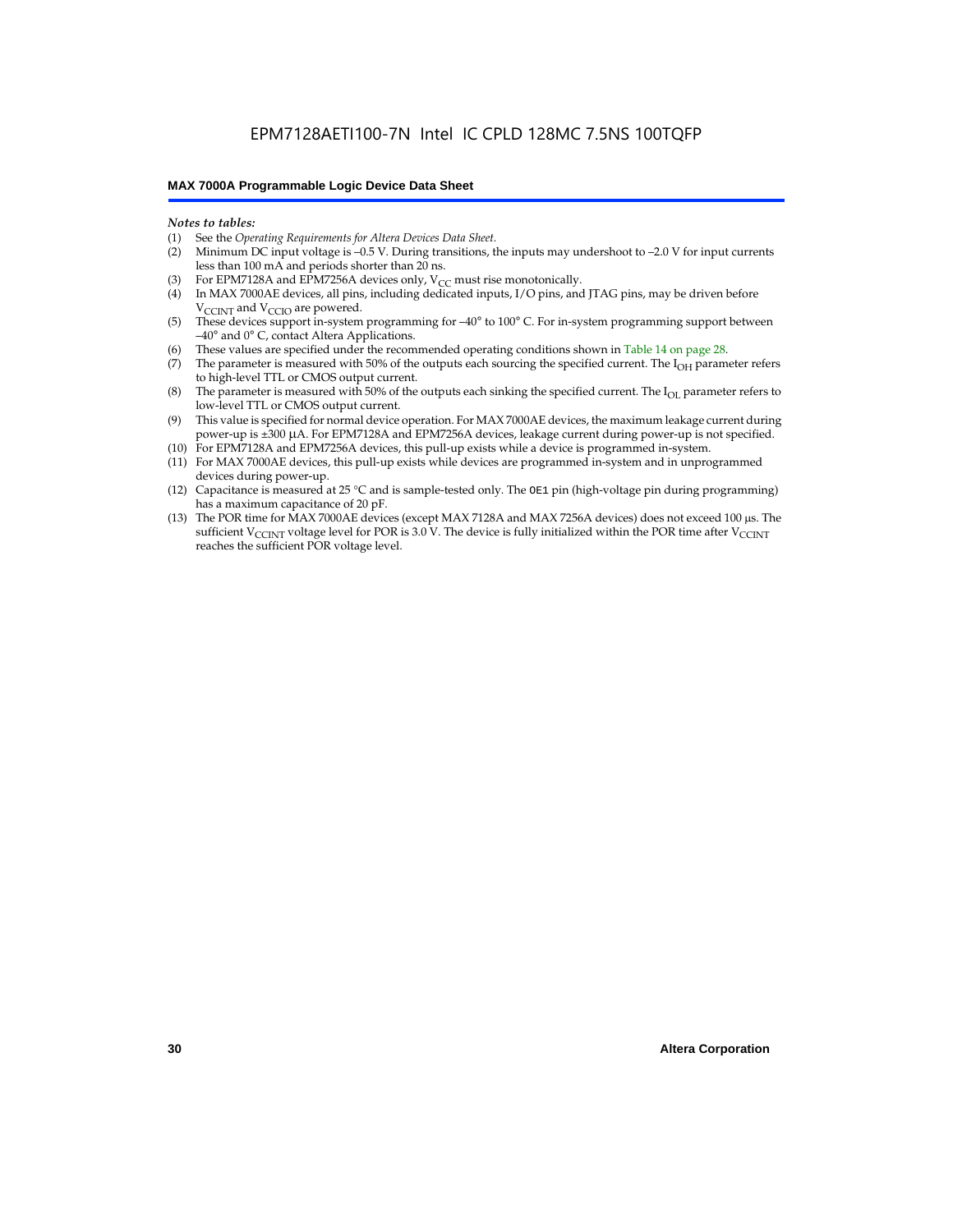*Notes to tables:*

(1) See the *Operating Requirements for Altera Devices Data Sheet*.
(2) Minimum DC input voltage is –0.5 V. During transitions, the inputs may undershoot to –2.0 V for input currents less than 100 mA and periods shorter than 20 ns.
(3) For EPM7128A and EPM7256A devices only, $V_{CC}$ must rise monotonically.
(4) In MAX 7000AE devices, all pins, including dedicated inputs, I/O pins, and JTAG pins, may be driven before $V_{CCINT}$ and $V_{CCIO}$ are powered.
(5) These devices support in-system programming for –40° to 100° C. For in-system programming support between –40° and 0° C, contact Altera Applications.
(6) These values are specified under the recommended operating conditions shown in Table 14 on page 28.
(7) The parameter is measured with 50% of the outputs each sourcing the specified current. The $I_{OH}$ parameter refers to high-level TTL or CMOS output current.
(8) The parameter is measured with 50% of the outputs each sinking the specified current. The $I_{OL}$ parameter refers to low-level TTL or CMOS output current.
(9) This value is specified for normal device operation. For MAX 7000AE devices, the maximum leakage current during power-up is ±300 µA. For EPM7128A and EPM7256A devices, leakage current during power-up is not specified.
(10) For EPM7128A and EPM7256A devices, this pull-up exists while a device is programmed in-system.
(11) For MAX 7000AE devices, this pull-up exists while devices are programmed in-system and in unprogrammed devices during power-up.
(12) Capacitance is measured at 25 °C and is sample-tested only. The `OE1` pin (high-voltage pin during programming) has a maximum capacitance of 20 pF.
(13) The POR time for MAX 7000AE devices (except MAX 7128A and MAX 7256A devices) does not exceed 100 µs. The sufficient $V_{CCINT}$ voltage level for POR is 3.0 V. The device is fully initialized within the POR time after $V_{CCINT}$ reaches the sufficient POR voltage level.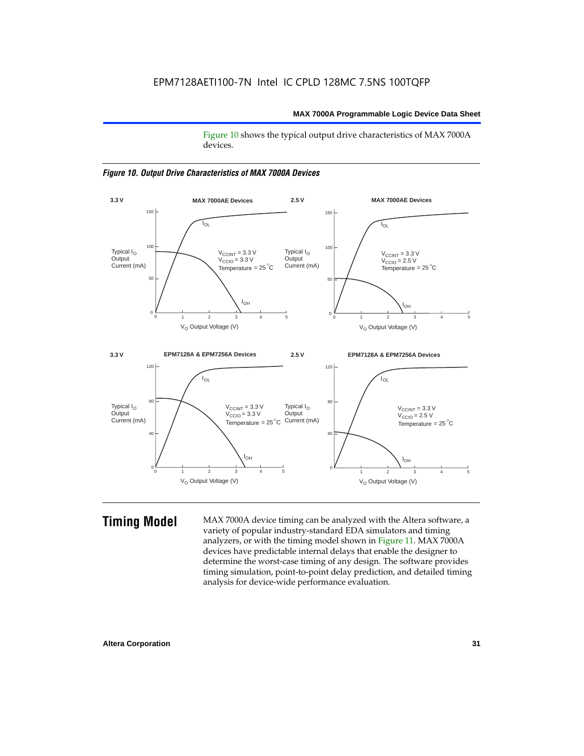EPM7128AETI100-7N Intel IC CPLD 128MC 7.5NS 100TQFP

Figure 10 shows the typical output drive characteristics of MAX 7000A devices.

*Figure 10. Output Drive Characteristics of MAX 7000A Devices*

3.3 V
MAX 7000AE Devices
Typical $I_O$ Output Current (mA)
150
100
50
0
0 1 2 3 4 5
$V_O$ Output Voltage (V)
$I_{OL}$
$I_{OH}$
$V_{CCINT}$ = 3.3 V
$V_{CCIO}$ = 3.3 V
Temperature = 25 °C

2.5 V
MAX 7000AE Devices
Typical $I_O$ Output Current (mA)
150
100
50
0
0 1 2 3 4 5
$V_O$ Output Voltage (V)
$I_{OL}$
$I_{OH}$
$V_{CCINT}$ = 3.3 V
$V_{CCIO}$ = 2.5 V
Temperature = 25 °C

3.3 V
EPM7128A & EPM7256A Devices
Typical $I_O$ Output Current (mA)
120
80
40
0
0 1 2 3 4 5
$V_O$ Output Voltage (V)
$I_{OL}$
$I_{OH}$
$V_{CCINT}$ = 3.3 V
$V_{CCIO}$ = 3.3 V
Temperature = 25 °C

2.5 V
EPM7128A & EPM7256A Devices
Typical $I_O$ Output Current (mA)
120
80
40
0
1 2 3 4 5
$V_O$ Output Voltage (V)
$I_{OL}$
$I_{OH}$
$V_{CCINT}$ = 3.3 V
$V_{CCIO}$ = 2.5 V
Temperature = 25 °C

## Timing Model

MAX 7000A device timing can be analyzed with the Altera software, a variety of popular industry-standard EDA simulators and timing analyzers, or with the timing model shown in Figure 11. MAX 7000A devices have predictable internal delays that enable the designer to determine the worst-case timing of any design. The software provides timing simulation, point-to-point delay prediction, and detailed timing analysis for device-wide performance evaluation.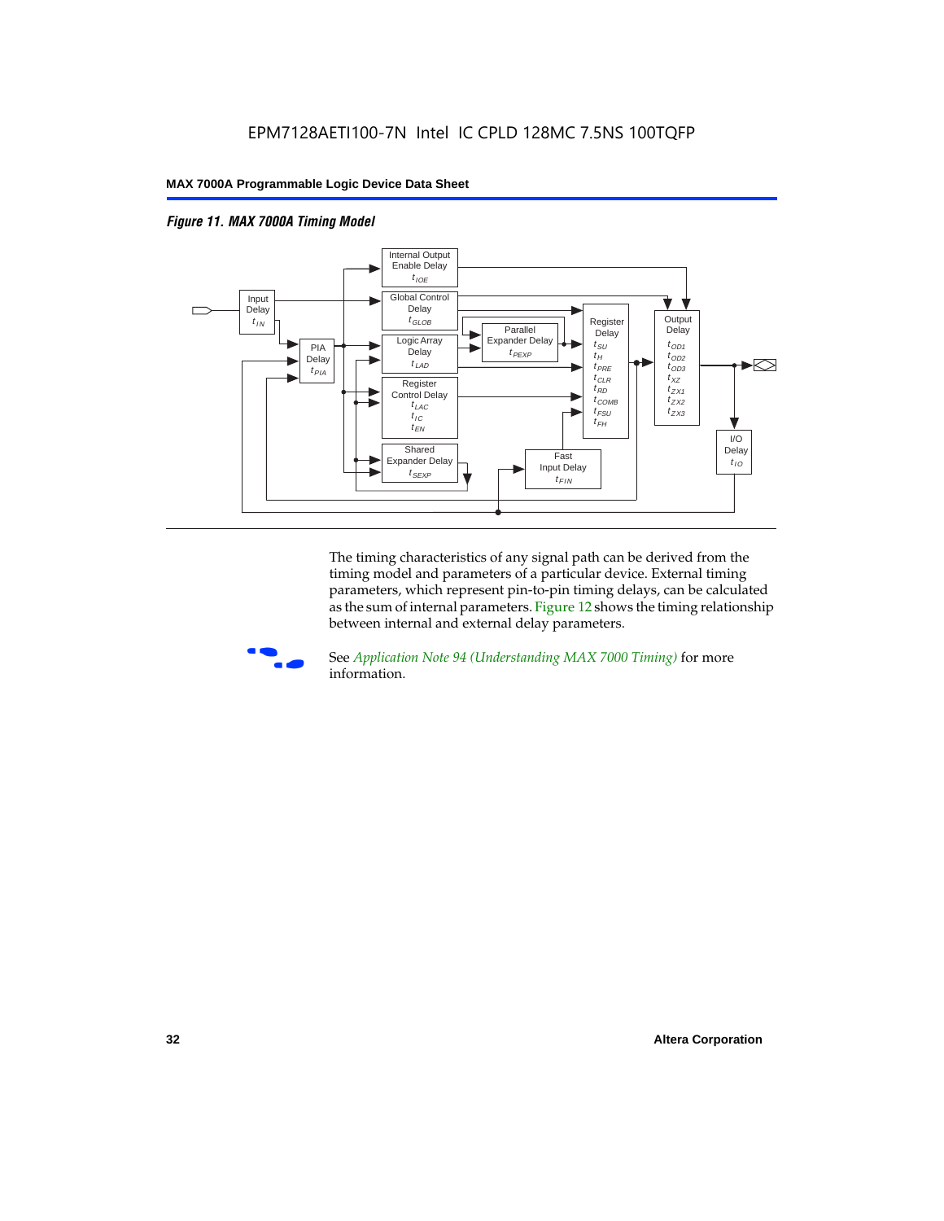*Figure 11. MAX 7000A Timing Model*

Internal Output Enable Delay
$t_{IOE}$

Input Delay
$t_{IN}$

Global Control Delay
$t_{GLOB}$

PIA Delay
$t_{PIA}$

Logic Array Delay
$t_{LAD}$

Parallel Expander Delay
$t_{PEXP}$

Register Control Delay
$t_{LAC}$
$t_{IC}$
$t_{EN}$

Shared Expander Delay
$t_{SEXP}$

Fast Input Delay
$t_{FIN}$

Register Delay
$t_{SU}$
$t_{H}$
$t_{PRE}$
$t_{CLR}$
$t_{RD}$
$t_{COMB}$
$t_{FSU}$
$t_{FH}$

Output Delay
$t_{OD1}$
$t_{OD2}$
$t_{OD3}$
$t_{XZ}$
$t_{ZX1}$
$t_{ZX2}$
$t_{ZX3}$

I/O Delay
$t_{IO}$

The timing characteristics of any signal path can be derived from the timing model and parameters of a particular device. External timing parameters, which represent pin-to-pin timing delays, can be calculated as the sum of internal parameters. Figure 12 shows the timing relationship between internal and external delay parameters.

See *Application Note 94 (Understanding MAX 7000 Timing)* for more information.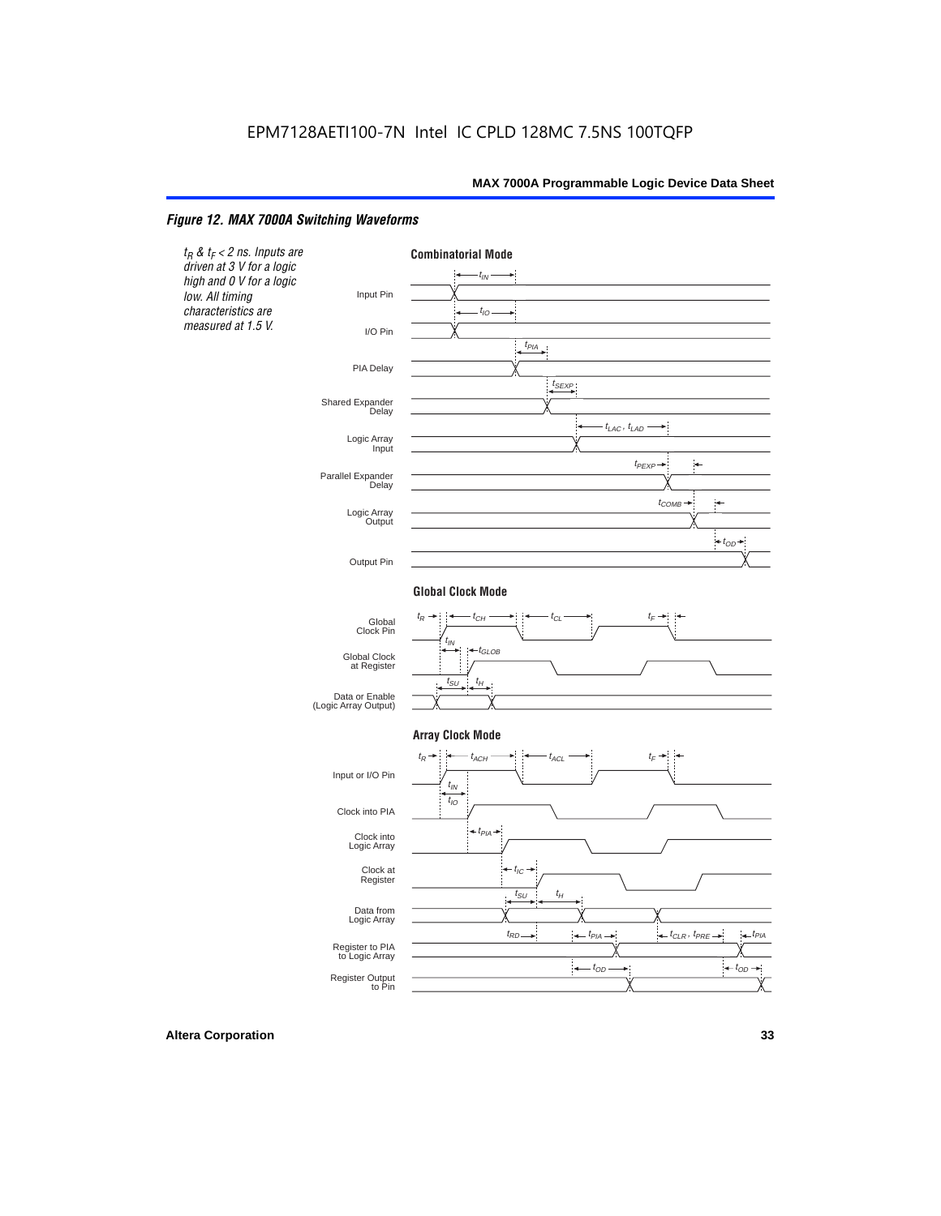EPM7128AETI100-7N Intel IC CPLD 128MC 7.5NS 100TQFP

### *Figure 12. MAX 7000A Switching Waveforms*

*$t_R$ & $t_F$ < 2 ns. Inputs are driven at 3 V for a logic high and 0 V for a logic low. All timing characteristics are measured at 1.5 V.*

**Combinatorial Mode**

$t_{IN}$
Input Pin
$t_{IO}$
I/O Pin
$t_{PIA}$
PIA Delay
$t_{SEXP}$
Shared Expander Delay
$t_{LAC}$, $t_{LAD}$
Logic Array Input
$t_{PEXP}$
Parallel Expander Delay
$t_{COMB}$
Logic Array Output
$t_{OD}$
Output Pin

**Global Clock Mode**

$t_R$ $t_{CH}$ $t_{CL}$ $t_F$
Global Clock Pin
$t_{IN}$ $t_{GLOB}$
Global Clock at Register
$t_{SU}$ $t_H$
Data or Enable (Logic Array Output)

**Array Clock Mode**

$t_R$ $t_{ACH}$ $t_{ACL}$ $t_F$
Input or I/O Pin
$t_{IN}$
$t_{IO}$
Clock into PIA
$t_{PIA}$
Clock into Logic Array
$t_{IC}$
Clock at Register
$t_{SU}$ $t_H$
Data from Logic Array
$t_{RD}$ $t_{PIA}$ $t_{CLR}$, $t_{PRE}$ $t_{PIA}$
Register to PIA to Logic Array
$t_{OD}$ $t_{OD}$
Register Output to Pin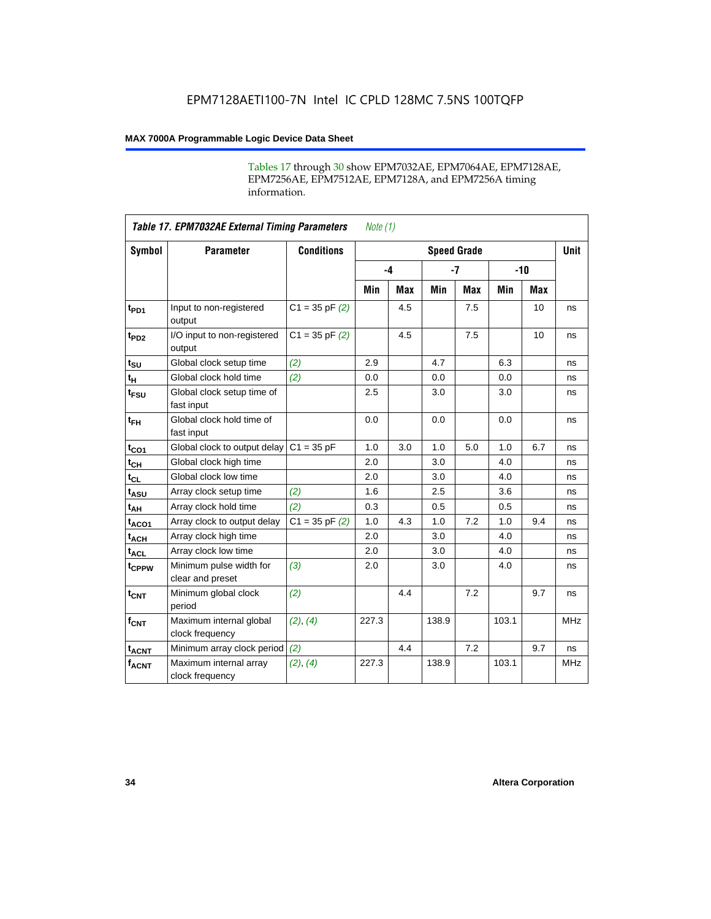Tables 17 through 30 show EPM7032AE, EPM7064AE, EPM7128AE, EPM7256AE, EPM7512AE, EPM7128A, and EPM7256A timing information.

**Table 17. EPM7032AE External Timing Parameters** *Note (1)*

| Symbol | Parameter | Conditions | Speed Grade | | | | | | Unit |
|---|---|---|---|---|---|---|---|---|---|
| | | | -4 | | -7 | | -10 | | |
| | | | Min | Max | Min | Max | Min | Max | |
| $t_{PD1}$ | Input to non-registered output | C1 = 35 pF *(2)* | | 4.5 | | 7.5 | | 10 | ns |
| $t_{PD2}$ | I/O input to non-registered output | C1 = 35 pF *(2)* | | 4.5 | | 7.5 | | 10 | ns |
| $t_{SU}$ | Global clock setup time | *(2)* | 2.9 | | 4.7 | | 6.3 | | ns |
| $t_{H}$ | Global clock hold time | *(2)* | 0.0 | | 0.0 | | 0.0 | | ns |
| $t_{FSU}$ | Global clock setup time of fast input | | 2.5 | | 3.0 | | 3.0 | | ns |
| $t_{FH}$ | Global clock hold time of fast input | | 0.0 | | 0.0 | | 0.0 | | ns |
| $t_{CO1}$ | Global clock to output delay | C1 = 35 pF | 1.0 | 3.0 | 1.0 | 5.0 | 1.0 | 6.7 | ns |
| $t_{CH}$ | Global clock high time | | 2.0 | | 3.0 | | 4.0 | | ns |
| $t_{CL}$ | Global clock low time | | 2.0 | | 3.0 | | 4.0 | | ns |
| $t_{ASU}$ | Array clock setup time | *(2)* | 1.6 | | 2.5 | | 3.6 | | ns |
| $t_{AH}$ | Array clock hold time | *(2)* | 0.3 | | 0.5 | | 0.5 | | ns |
| $t_{ACO1}$ | Array clock to output delay | C1 = 35 pF *(2)* | 1.0 | 4.3 | 1.0 | 7.2 | 1.0 | 9.4 | ns |
| $t_{ACH}$ | Array clock high time | | 2.0 | | 3.0 | | 4.0 | | ns |
| $t_{ACL}$ | Array clock low time | | 2.0 | | 3.0 | | 4.0 | | ns |
| $t_{CPPW}$ | Minimum pulse width for clear and preset | *(3)* | 2.0 | | 3.0 | | 4.0 | | ns |
| $t_{CNT}$ | Minimum global clock period | *(2)* | | 4.4 | | 7.2 | | 9.7 | ns |
| $f_{CNT}$ | Maximum internal global clock frequency | *(2)*, *(4)* | 227.3 | | 138.9 | | 103.1 | | MHz |
| $t_{ACNT}$ | Minimum array clock period | *(2)* | | 4.4 | | 7.2 | | 9.7 | ns |
| $f_{ACNT}$ | Maximum internal array clock frequency | *(2)*, *(4)* | 227.3 | | 138.9 | | 103.1 | | MHz |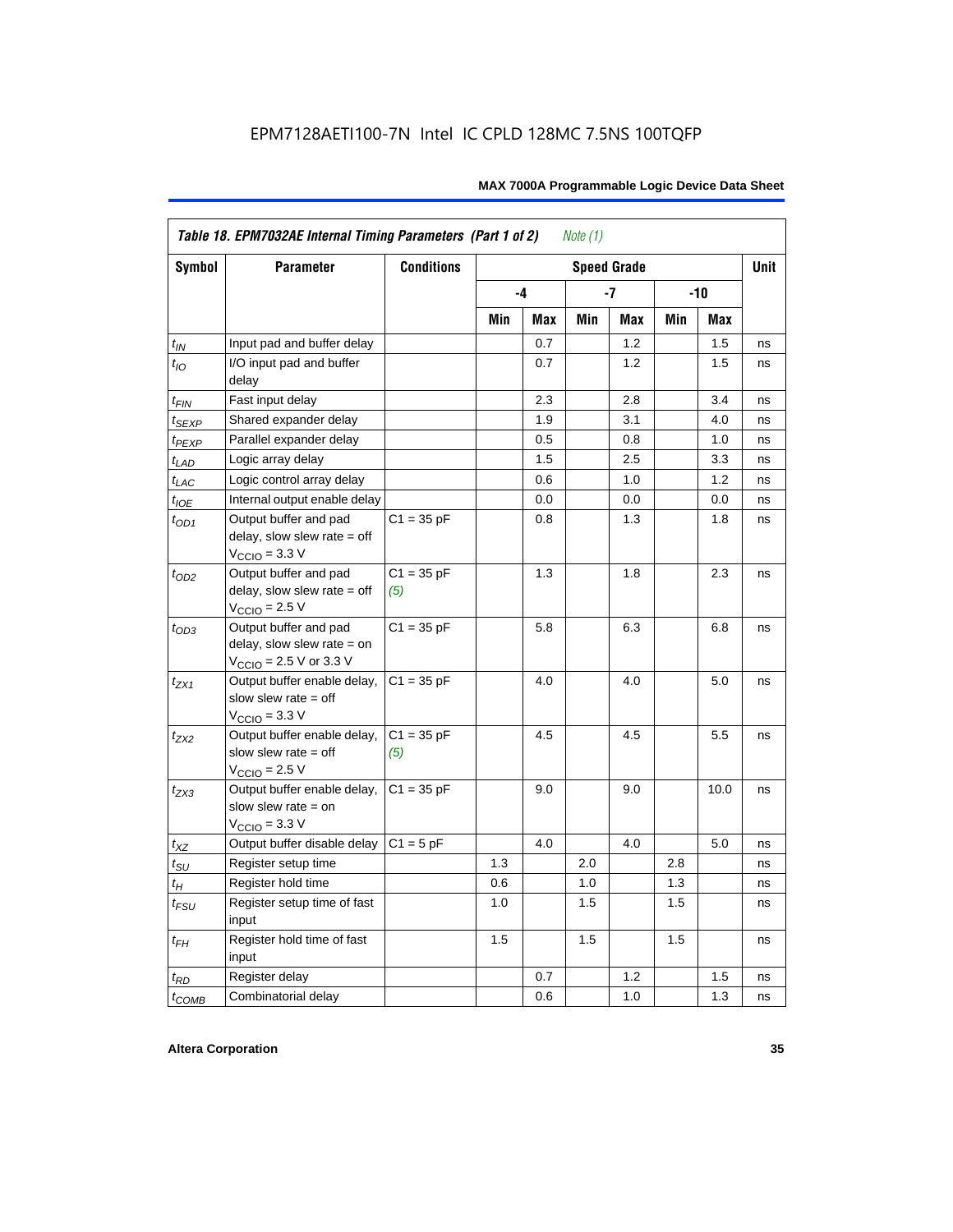Table 18. EPM7032AE Internal Timing Parameters (Part 1 of 2) *Note (1)*

| Symbol | Parameter | Conditions | Speed Grade | | | | | | Unit |
|---|---|---|---|---|---|---|---|---|---|
| | | | -4 | | -7 | | -10 | | |
| | | | Min | Max | Min | Max | Min | Max | |
| $t_{IN}$ | Input pad and buffer delay | | | 0.7 | | 1.2 | | 1.5 | ns |
| $t_{IO}$ | I/O input pad and buffer delay | | | 0.7 | | 1.2 | | 1.5 | ns |
| $t_{FIN}$ | Fast input delay | | | 2.3 | | 2.8 | | 3.4 | ns |
| $t_{SEXP}$ | Shared expander delay | | | 1.9 | | 3.1 | | 4.0 | ns |
| $t_{PEXP}$ | Parallel expander delay | | | 0.5 | | 0.8 | | 1.0 | ns |
| $t_{LAD}$ | Logic array delay | | | 1.5 | | 2.5 | | 3.3 | ns |
| $t_{LAC}$ | Logic control array delay | | | 0.6 | | 1.0 | | 1.2 | ns |
| $t_{IOE}$ | Internal output enable delay | | | 0.0 | | 0.0 | | 0.0 | ns |
| $t_{OD1}$ | Output buffer and pad delay, slow slew rate = off $V_{CCIO}$ = 3.3 V | C1 = 35 pF | | 0.8 | | 1.3 | | 1.8 | ns |
| $t_{OD2}$ | Output buffer and pad delay, slow slew rate = off $V_{CCIO}$ = 2.5 V | C1 = 35 pF *(5)* | | 1.3 | | 1.8 | | 2.3 | ns |
| $t_{OD3}$ | Output buffer and pad delay, slow slew rate = on $V_{CCIO}$ = 2.5 V or 3.3 V | C1 = 35 pF | | 5.8 | | 6.3 | | 6.8 | ns |
| $t_{ZX1}$ | Output buffer enable delay, slow slew rate = off $V_{CCIO}$ = 3.3 V | C1 = 35 pF | | 4.0 | | 4.0 | | 5.0 | ns |
| $t_{ZX2}$ | Output buffer enable delay, slow slew rate = off $V_{CCIO}$ = 2.5 V | C1 = 35 pF *(5)* | | 4.5 | | 4.5 | | 5.5 | ns |
| $t_{ZX3}$ | Output buffer enable delay, slow slew rate = on $V_{CCIO}$ = 3.3 V | C1 = 35 pF | | 9.0 | | 9.0 | | 10.0 | ns |
| $t_{XZ}$ | Output buffer disable delay | C1 = 5 pF | | 4.0 | | 4.0 | | 5.0 | ns |
| $t_{SU}$ | Register setup time | | 1.3 | | 2.0 | | 2.8 | | ns |
| $t_{H}$ | Register hold time | | 0.6 | | 1.0 | | 1.3 | | ns |
| $t_{FSU}$ | Register setup time of fast input | | 1.0 | | 1.5 | | 1.5 | | ns |
| $t_{FH}$ | Register hold time of fast input | | 1.5 | | 1.5 | | 1.5 | | ns |
| $t_{RD}$ | Register delay | | | 0.7 | | 1.2 | | 1.5 | ns |
| $t_{COMB}$ | Combinatorial delay | | | 0.6 | | 1.0 | | 1.3 | ns |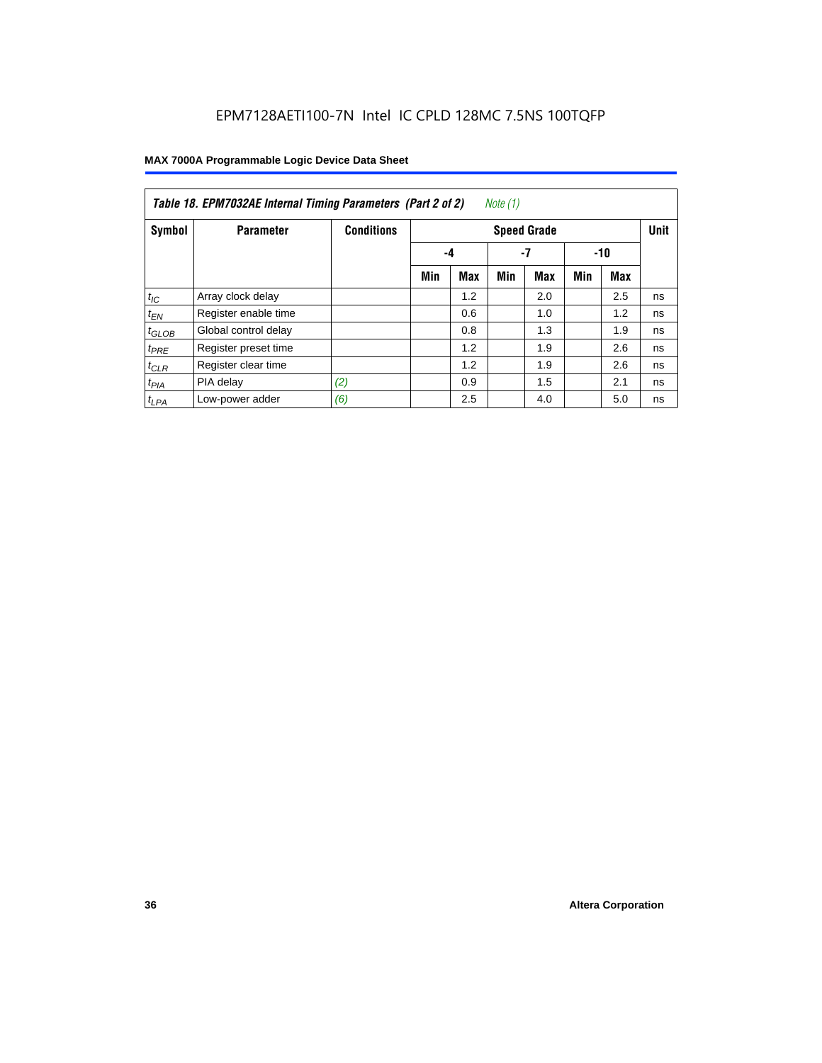*Table 18. EPM7032AE Internal Timing Parameters (Part 2 of 2)* *Note (1)*

| Symbol | Parameter | Conditions | Speed Grade | | | | | | Unit |
|---|---|---|---|---|---|---|---|---|---|
| | | | -4 | | -7 | | -10 | | |
| | | | Min | Max | Min | Max | Min | Max | |
| $t_{IC}$ | Array clock delay | | | 1.2 | | 2.0 | | 2.5 | ns |
| $t_{EN}$ | Register enable time | | | 0.6 | | 1.0 | | 1.2 | ns |
| $t_{GLOB}$ | Global control delay | | | 0.8 | | 1.3 | | 1.9 | ns |
| $t_{PRE}$ | Register preset time | | | 1.2 | | 1.9 | | 2.6 | ns |
| $t_{CLR}$ | Register clear time | | | 1.2 | | 1.9 | | 2.6 | ns |
| $t_{PIA}$ | PIA delay | *(2)* | | 0.9 | | 1.5 | | 2.1 | ns |
| $t_{LPA}$ | Low-power adder | *(6)* | | 2.5 | | 4.0 | | 5.0 | ns |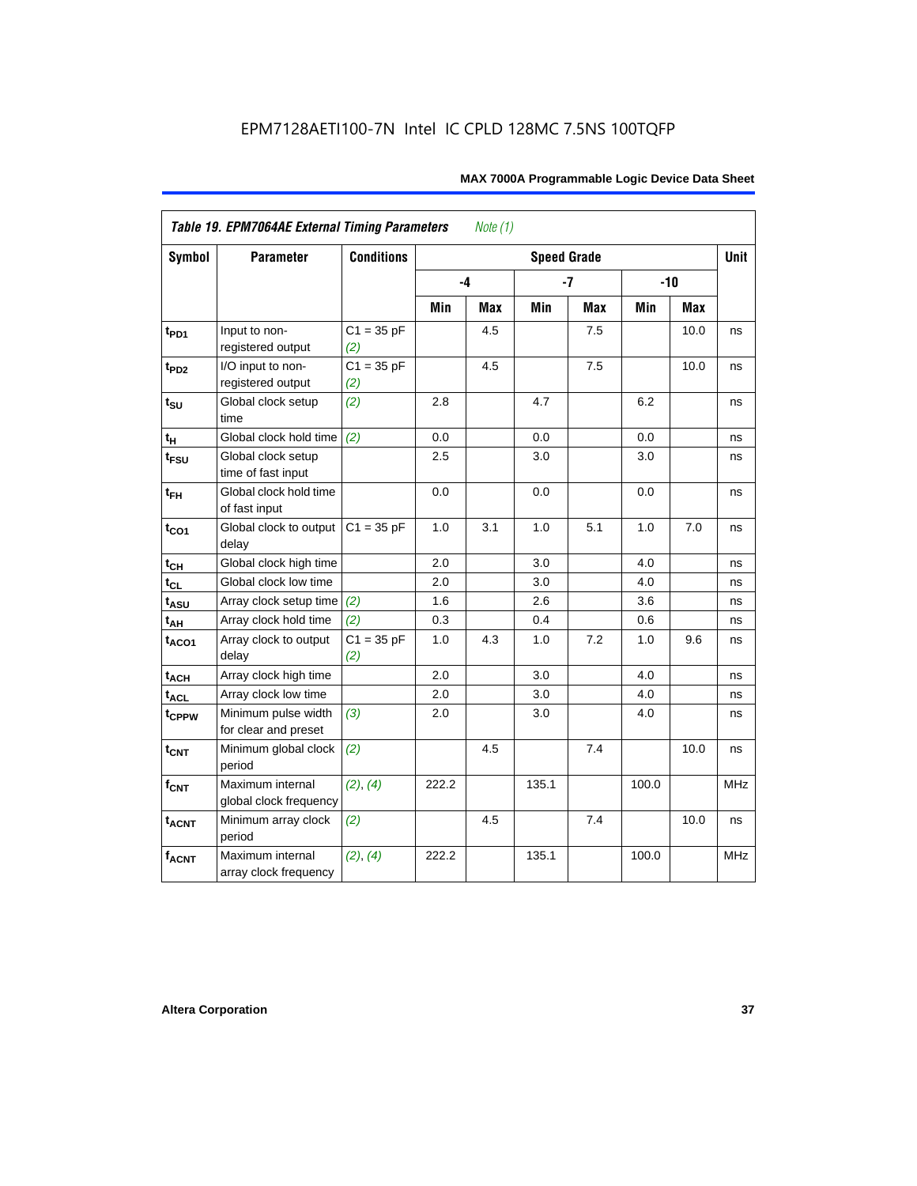EPM7128AETI100-7N Intel IC CPLD 128MC 7.5NS 100TQFP

| Table 19. EPM7064AE External Timing Parameters *Note (1)* | | | | | | | | | |
|---|---|---|---|---|---|---|---|---|---|
| **Symbol** | **Parameter** | **Conditions** | **Speed Grade** | | | | | | **Unit** |
| | | | **-4** | | **-7** | | **-10** | | |
| | | | **Min** | **Max** | **Min** | **Max** | **Min** | **Max** | |
| $t_{PD1}$ | Input to non-registered output | C1 = 35 pF *(2)* | | 4.5 | | 7.5 | | 10.0 | ns |
| $t_{PD2}$ | I/O input to non-registered output | C1 = 35 pF *(2)* | | 4.5 | | 7.5 | | 10.0 | ns |
| $t_{SU}$ | Global clock setup time | *(2)* | 2.8 | | 4.7 | | 6.2 | | ns |
| $t_H$ | Global clock hold time | *(2)* | 0.0 | | 0.0 | | 0.0 | | ns |
| $t_{FSU}$ | Global clock setup time of fast input | | 2.5 | | 3.0 | | 3.0 | | ns |
| $t_{FH}$ | Global clock hold time of fast input | | 0.0 | | 0.0 | | 0.0 | | ns |
| $t_{CO1}$ | Global clock to output delay | C1 = 35 pF | 1.0 | 3.1 | 1.0 | 5.1 | 1.0 | 7.0 | ns |
| $t_{CH}$ | Global clock high time | | 2.0 | | 3.0 | | 4.0 | | ns |
| $t_{CL}$ | Global clock low time | | 2.0 | | 3.0 | | 4.0 | | ns |
| $t_{ASU}$ | Array clock setup time | *(2)* | 1.6 | | 2.6 | | 3.6 | | ns |
| $t_{AH}$ | Array clock hold time | *(2)* | 0.3 | | 0.4 | | 0.6 | | ns |
| $t_{ACO1}$ | Array clock to output delay | C1 = 35 pF *(2)* | 1.0 | 4.3 | 1.0 | 7.2 | 1.0 | 9.6 | ns |
| $t_{ACH}$ | Array clock high time | | 2.0 | | 3.0 | | 4.0 | | ns |
| $t_{ACL}$ | Array clock low time | | 2.0 | | 3.0 | | 4.0 | | ns |
| $t_{CPPW}$ | Minimum pulse width for clear and preset | *(3)* | 2.0 | | 3.0 | | 4.0 | | ns |
| $t_{CNT}$ | Minimum global clock period | *(2)* | | 4.5 | | 7.4 | | 10.0 | ns |
| $f_{CNT}$ | Maximum internal global clock frequency | *(2)*, *(4)* | 222.2 | | 135.1 | | 100.0 | | MHz |
| $t_{ACNT}$ | Minimum array clock period | *(2)* | | 4.5 | | 7.4 | | 10.0 | ns |
| $f_{ACNT}$ | Maximum internal array clock frequency | *(2)*, *(4)* | 222.2 | | 135.1 | | 100.0 | | MHz |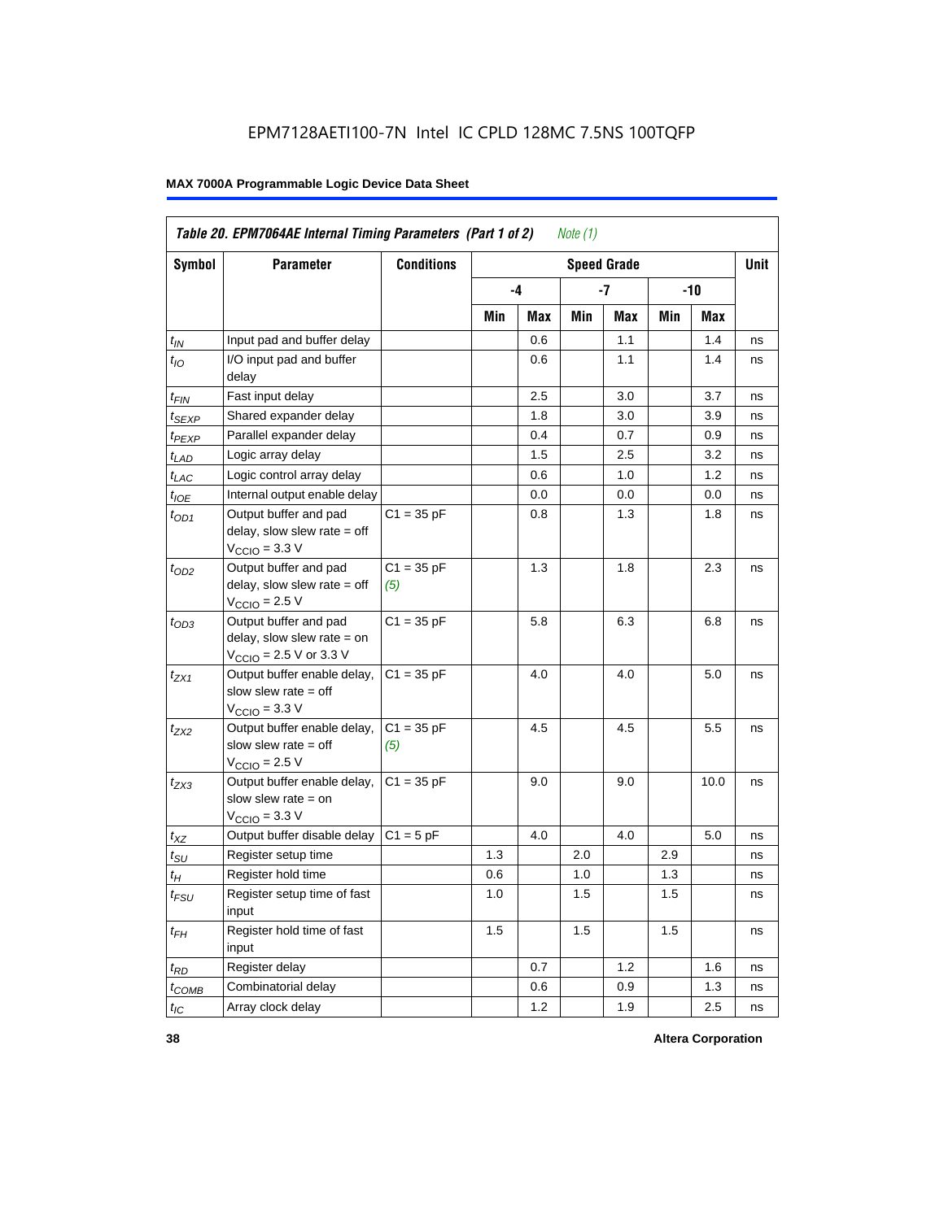| Table 20. EPM7064AE Internal Timing Parameters (Part 1 of 2) *Note (1)* | | | | | | | | | |
|---|---|---|---|---|---|---|---|---|---|
| Symbol | Parameter | Conditions | Speed Grade | | | | | | Unit |
| | | | -4 | | -7 | | -10 | | |
| | | | Min | Max | Min | Max | Min | Max | |
| $t_{IN}$ | Input pad and buffer delay | | | 0.6 | | 1.1 | | 1.4 | ns |
| $t_{IO}$ | I/O input pad and buffer delay | | | 0.6 | | 1.1 | | 1.4 | ns |
| $t_{FIN}$ | Fast input delay | | | 2.5 | | 3.0 | | 3.7 | ns |
| $t_{SEXP}$ | Shared expander delay | | | 1.8 | | 3.0 | | 3.9 | ns |
| $t_{PEXP}$ | Parallel expander delay | | | 0.4 | | 0.7 | | 0.9 | ns |
| $t_{LAD}$ | Logic array delay | | | 1.5 | | 2.5 | | 3.2 | ns |
| $t_{LAC}$ | Logic control array delay | | | 0.6 | | 1.0 | | 1.2 | ns |
| $t_{IOE}$ | Internal output enable delay | | | 0.0 | | 0.0 | | 0.0 | ns |
| $t_{OD1}$ | Output buffer and pad delay, slow slew rate = off $V_{CCIO}$ = 3.3 V | C1 = 35 pF | | 0.8 | | 1.3 | | 1.8 | ns |
| $t_{OD2}$ | Output buffer and pad delay, slow slew rate = off $V_{CCIO}$ = 2.5 V | C1 = 35 pF *(5)* | | 1.3 | | 1.8 | | 2.3 | ns |
| $t_{OD3}$ | Output buffer and pad delay, slow slew rate = on $V_{CCIO}$ = 2.5 V or 3.3 V | C1 = 35 pF | | 5.8 | | 6.3 | | 6.8 | ns |
| $t_{ZX1}$ | Output buffer enable delay, slow slew rate = off $V_{CCIO}$ = 3.3 V | C1 = 35 pF | | 4.0 | | 4.0 | | 5.0 | ns |
| $t_{ZX2}$ | Output buffer enable delay, slow slew rate = off $V_{CCIO}$ = 2.5 V | C1 = 35 pF *(5)* | | 4.5 | | 4.5 | | 5.5 | ns |
| $t_{ZX3}$ | Output buffer enable delay, slow slew rate = on $V_{CCIO}$ = 3.3 V | C1 = 35 pF | | 9.0 | | 9.0 | | 10.0 | ns |
| $t_{XZ}$ | Output buffer disable delay | C1 = 5 pF | | 4.0 | | 4.0 | | 5.0 | ns |
| $t_{SU}$ | Register setup time | | 1.3 | | 2.0 | | 2.9 | | ns |
| $t_{H}$ | Register hold time | | 0.6 | | 1.0 | | 1.3 | | ns |
| $t_{FSU}$ | Register setup time of fast input | | 1.0 | | 1.5 | | 1.5 | | ns |
| $t_{FH}$ | Register hold time of fast input | | 1.5 | | 1.5 | | 1.5 | | ns |
| $t_{RD}$ | Register delay | | | 0.7 | | 1.2 | | 1.6 | ns |
| $t_{COMB}$ | Combinatorial delay | | | 0.6 | | 0.9 | | 1.3 | ns |
| $t_{IC}$ | Array clock delay | | | 1.2 | | 1.9 | | 2.5 | ns |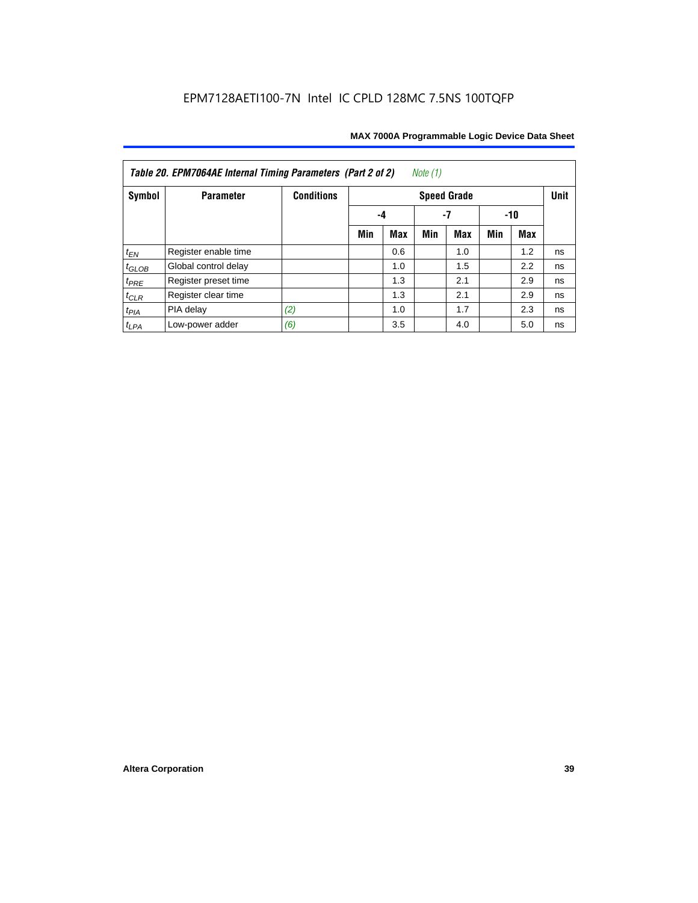EPM7128AETI100-7N Intel IC CPLD 128MC 7.5NS 100TQFP

| Table 20. EPM7064AE Internal Timing Parameters (Part 2 of 2) *Note (1)* | | | | | | | | | |
|---|---|---|---|---|---|---|---|---|---|
| Symbol | Parameter | Conditions | Speed Grade | | | | | | Unit |
| | | | -4 | | -7 | | -10 | | |
| | | | Min | Max | Min | Max | Min | Max | |
| $t_{EN}$ | Register enable time | | | 0.6 | | 1.0 | | 1.2 | ns |
| $t_{GLOB}$ | Global control delay | | | 1.0 | | 1.5 | | 2.2 | ns |
| $t_{PRE}$ | Register preset time | | | 1.3 | | 2.1 | | 2.9 | ns |
| $t_{CLR}$ | Register clear time | | | 1.3 | | 2.1 | | 2.9 | ns |
| $t_{PIA}$ | PIA delay | *(2)* | | 1.0 | | 1.7 | | 2.3 | ns |
| $t_{LPA}$ | Low-power adder | *(6)* | | 3.5 | | 4.0 | | 5.0 | ns |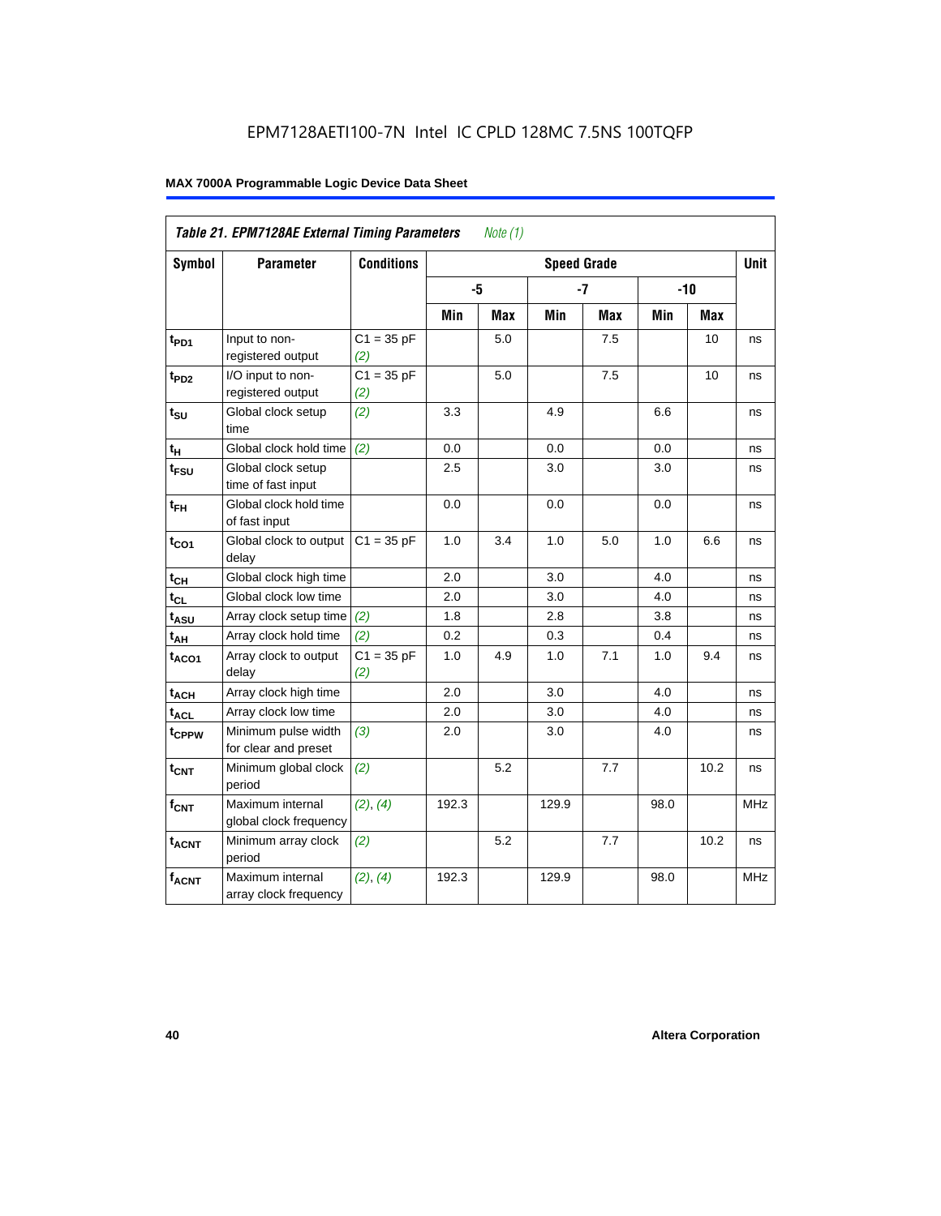EPM7128AETI100-7N Intel IC CPLD 128MC 7.5NS 100TQFP

**Table 21. EPM7128AE External Timing Parameters** *Note (1)*

| Symbol | Parameter | Conditions | Speed Grade | | | | | | Unit |
|---|---|---|---|---|---|---|---|---|---|
| | | | -5 | | -7 | | -10 | | |
| | | | Min | Max | Min | Max | Min | Max | |
| $t_{PD1}$ | Input to non-registered output | C1 = 35 pF *(2)* | | 5.0 | | 7.5 | | 10 | ns |
| $t_{PD2}$ | I/O input to non-registered output | C1 = 35 pF *(2)* | | 5.0 | | 7.5 | | 10 | ns |
| $t_{SU}$ | Global clock setup time | *(2)* | 3.3 | | 4.9 | | 6.6 | | ns |
| $t_{H}$ | Global clock hold time | *(2)* | 0.0 | | 0.0 | | 0.0 | | ns |
| $t_{FSU}$ | Global clock setup time of fast input | | 2.5 | | 3.0 | | 3.0 | | ns |
| $t_{FH}$ | Global clock hold time of fast input | | 0.0 | | 0.0 | | 0.0 | | ns |
| $t_{CO1}$ | Global clock to output delay | C1 = 35 pF | 1.0 | 3.4 | 1.0 | 5.0 | 1.0 | 6.6 | ns |
| $t_{CH}$ | Global clock high time | | 2.0 | | 3.0 | | 4.0 | | ns |
| $t_{CL}$ | Global clock low time | | 2.0 | | 3.0 | | 4.0 | | ns |
| $t_{ASU}$ | Array clock setup time | *(2)* | 1.8 | | 2.8 | | 3.8 | | ns |
| $t_{AH}$ | Array clock hold time | *(2)* | 0.2 | | 0.3 | | 0.4 | | ns |
| $t_{ACO1}$ | Array clock to output delay | C1 = 35 pF *(2)* | 1.0 | 4.9 | 1.0 | 7.1 | 1.0 | 9.4 | ns |
| $t_{ACH}$ | Array clock high time | | 2.0 | | 3.0 | | 4.0 | | ns |
| $t_{ACL}$ | Array clock low time | | 2.0 | | 3.0 | | 4.0 | | ns |
| $t_{CPPW}$ | Minimum pulse width for clear and preset | *(3)* | 2.0 | | 3.0 | | 4.0 | | ns |
| $t_{CNT}$ | Minimum global clock period | *(2)* | | 5.2 | | 7.7 | | 10.2 | ns |
| $f_{CNT}$ | Maximum internal global clock frequency | *(2)*, *(4)* | 192.3 | | 129.9 | | 98.0 | | MHz |
| $t_{ACNT}$ | Minimum array clock period | *(2)* | | 5.2 | | 7.7 | | 10.2 | ns |
| $f_{ACNT}$ | Maximum internal array clock frequency | *(2)*, *(4)* | 192.3 | | 129.9 | | 98.0 | | MHz |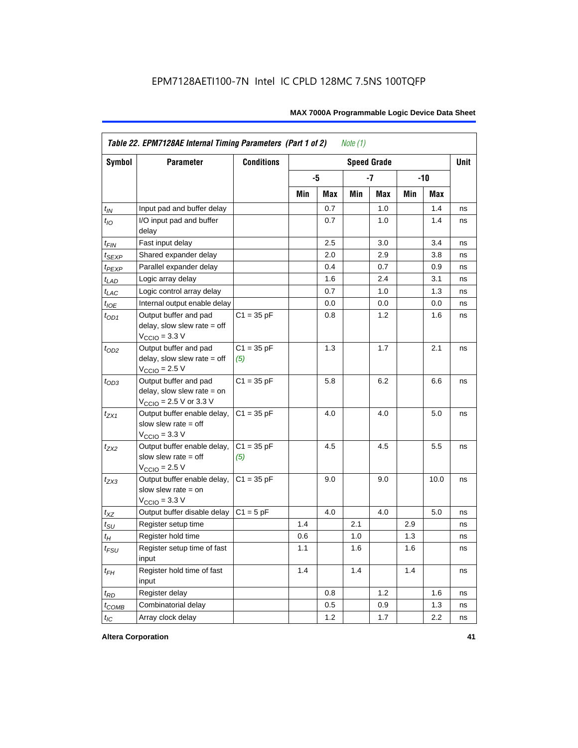EPM7128AETI100-7N Intel IC CPLD 128MC 7.5NS 100TQFP

### Table 22. EPM7128AE Internal Timing Parameters (Part 1 of 2) *Note (1)*

| Symbol | Parameter | Conditions | Speed Grade | | | | | | Unit |
|---|---|---|---|---|---|---|---|---|---|
| | | | -5 | | -7 | | -10 | | |
| | | | Min | Max | Min | Max | Min | Max | |
| $t_{IN}$ | Input pad and buffer delay | | | 0.7 | | 1.0 | | 1.4 | ns |
| $t_{IO}$ | I/O input pad and buffer delay | | | 0.7 | | 1.0 | | 1.4 | ns |
| $t_{FIN}$ | Fast input delay | | | 2.5 | | 3.0 | | 3.4 | ns |
| $t_{SEXP}$ | Shared expander delay | | | 2.0 | | 2.9 | | 3.8 | ns |
| $t_{PEXP}$ | Parallel expander delay | | | 0.4 | | 0.7 | | 0.9 | ns |
| $t_{LAD}$ | Logic array delay | | | 1.6 | | 2.4 | | 3.1 | ns |
| $t_{LAC}$ | Logic control array delay | | | 0.7 | | 1.0 | | 1.3 | ns |
| $t_{IOE}$ | Internal output enable delay | | | 0.0 | | 0.0 | | 0.0 | ns |
| $t_{OD1}$ | Output buffer and pad delay, slow slew rate = off $V_{CCIO}$ = 3.3 V | C1 = 35 pF | | 0.8 | | 1.2 | | 1.6 | ns |
| $t_{OD2}$ | Output buffer and pad delay, slow slew rate = off $V_{CCIO}$ = 2.5 V | C1 = 35 pF *(5)* | | 1.3 | | 1.7 | | 2.1 | ns |
| $t_{OD3}$ | Output buffer and pad delay, slow slew rate = on $V_{CCIO}$ = 2.5 V or 3.3 V | C1 = 35 pF | | 5.8 | | 6.2 | | 6.6 | ns |
| $t_{ZX1}$ | Output buffer enable delay, slow slew rate = off $V_{CCIO}$ = 3.3 V | C1 = 35 pF | | 4.0 | | 4.0 | | 5.0 | ns |
| $t_{ZX2}$ | Output buffer enable delay, slow slew rate = off $V_{CCIO}$ = 2.5 V | C1 = 35 pF *(5)* | | 4.5 | | 4.5 | | 5.5 | ns |
| $t_{ZX3}$ | Output buffer enable delay, slow slew rate = on $V_{CCIO}$ = 3.3 V | C1 = 35 pF | | 9.0 | | 9.0 | | 10.0 | ns |
| $t_{XZ}$ | Output buffer disable delay | C1 = 5 pF | | 4.0 | | 4.0 | | 5.0 | ns |
| $t_{SU}$ | Register setup time | | 1.4 | | 2.1 | | 2.9 | | ns |
| $t_H$ | Register hold time | | 0.6 | | 1.0 | | 1.3 | | ns |
| $t_{FSU}$ | Register setup time of fast input | | 1.1 | | 1.6 | | 1.6 | | ns |
| $t_{FH}$ | Register hold time of fast input | | 1.4 | | 1.4 | | 1.4 | | ns |
| $t_{RD}$ | Register delay | | | 0.8 | | 1.2 | | 1.6 | ns |
| $t_{COMB}$ | Combinatorial delay | | | 0.5 | | 0.9 | | 1.3 | ns |
| $t_{IC}$ | Array clock delay | | | 1.2 | | 1.7 | | 2.2 | ns |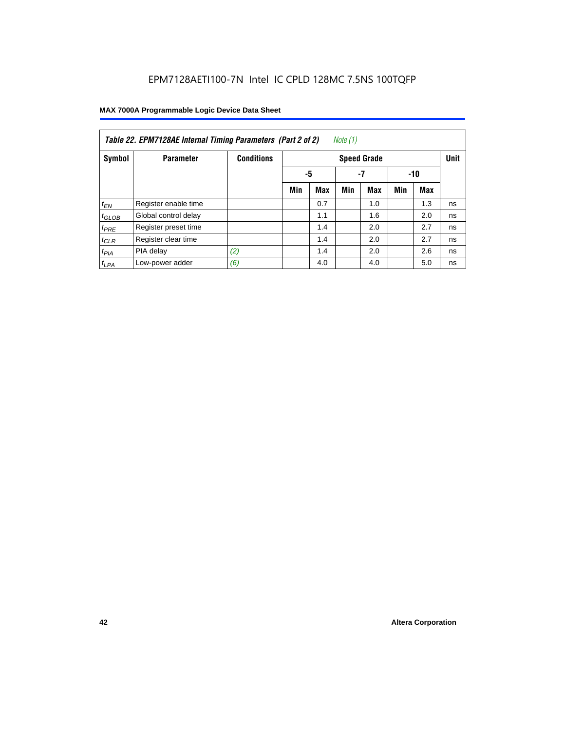EPM7128AETI100-7N Intel IC CPLD 128MC 7.5NS 100TQFP

**Table 22. EPM7128AE Internal Timing Parameters (Part 2 of 2)** *Note (1)*

| Symbol | Parameter | Conditions | Speed Grade | | | | | | Unit |
|---|---|---|---|---|---|---|---|---|---|
| | | | -5 | | -7 | | -10 | | |
| | | | Min | Max | Min | Max | Min | Max | |
| $t_{EN}$ | Register enable time | | | 0.7 | | 1.0 | | 1.3 | ns |
| $t_{GLOB}$ | Global control delay | | | 1.1 | | 1.6 | | 2.0 | ns |
| $t_{PRE}$ | Register preset time | | | 1.4 | | 2.0 | | 2.7 | ns |
| $t_{CLR}$ | Register clear time | | | 1.4 | | 2.0 | | 2.7 | ns |
| $t_{PIA}$ | PIA delay | *(2)* | | 1.4 | | 2.0 | | 2.6 | ns |
| $t_{LPA}$ | Low-power adder | *(6)* | | 4.0 | | 4.0 | | 5.0 | ns |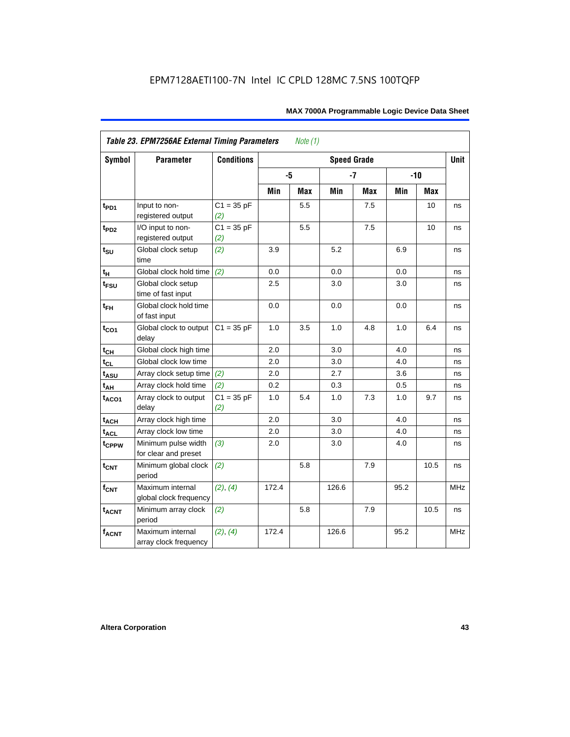EPM7128AETI100-7N Intel IC CPLD 128MC 7.5NS 100TQFP

| *Table 23. EPM7256AE External Timing Parameters* *Note (1)* | | | | | | | | | |
|---|---|---|---|---|---|---|---|---|---|
| **Symbol** | **Parameter** | **Conditions** | **Speed Grade** | | | | | | **Unit** |
| | | | **-5** | | **-7** | | **-10** | | |
| | | | **Min** | **Max** | **Min** | **Max** | **Min** | **Max** | |
| $t_{PD1}$ | Input to non-registered output | C1 = 35 pF *(2)* | | 5.5 | | 7.5 | | 10 | ns |
| $t_{PD2}$ | I/O input to non-registered output | C1 = 35 pF *(2)* | | 5.5 | | 7.5 | | 10 | ns |
| $t_{SU}$ | Global clock setup time | *(2)* | 3.9 | | 5.2 | | 6.9 | | ns |
| $t_{H}$ | Global clock hold time | *(2)* | 0.0 | | 0.0 | | 0.0 | | ns |
| $t_{FSU}$ | Global clock setup time of fast input | | 2.5 | | 3.0 | | 3.0 | | ns |
| $t_{FH}$ | Global clock hold time of fast input | | 0.0 | | 0.0 | | 0.0 | | ns |
| $t_{CO1}$ | Global clock to output delay | C1 = 35 pF | 1.0 | 3.5 | 1.0 | 4.8 | 1.0 | 6.4 | ns |
| $t_{CH}$ | Global clock high time | | 2.0 | | 3.0 | | 4.0 | | ns |
| $t_{CL}$ | Global clock low time | | 2.0 | | 3.0 | | 4.0 | | ns |
| $t_{ASU}$ | Array clock setup time | *(2)* | 2.0 | | 2.7 | | 3.6 | | ns |
| $t_{AH}$ | Array clock hold time | *(2)* | 0.2 | | 0.3 | | 0.5 | | ns |
| $t_{ACO1}$ | Array clock to output delay | C1 = 35 pF *(2)* | 1.0 | 5.4 | 1.0 | 7.3 | 1.0 | 9.7 | ns |
| $t_{ACH}$ | Array clock high time | | 2.0 | | 3.0 | | 4.0 | | ns |
| $t_{ACL}$ | Array clock low time | | 2.0 | | 3.0 | | 4.0 | | ns |
| $t_{CPPW}$ | Minimum pulse width for clear and preset | *(3)* | 2.0 | | 3.0 | | 4.0 | | ns |
| $t_{CNT}$ | Minimum global clock period | *(2)* | | 5.8 | | 7.9 | | 10.5 | ns |
| $f_{CNT}$ | Maximum internal global clock frequency | *(2)*, *(4)* | 172.4 | | 126.6 | | 95.2 | | MHz |
| $t_{ACNT}$ | Minimum array clock period | *(2)* | | 5.8 | | 7.9 | | 10.5 | ns |
| $f_{ACNT}$ | Maximum internal array clock frequency | *(2)*, *(4)* | 172.4 | | 126.6 | | 95.2 | | MHz |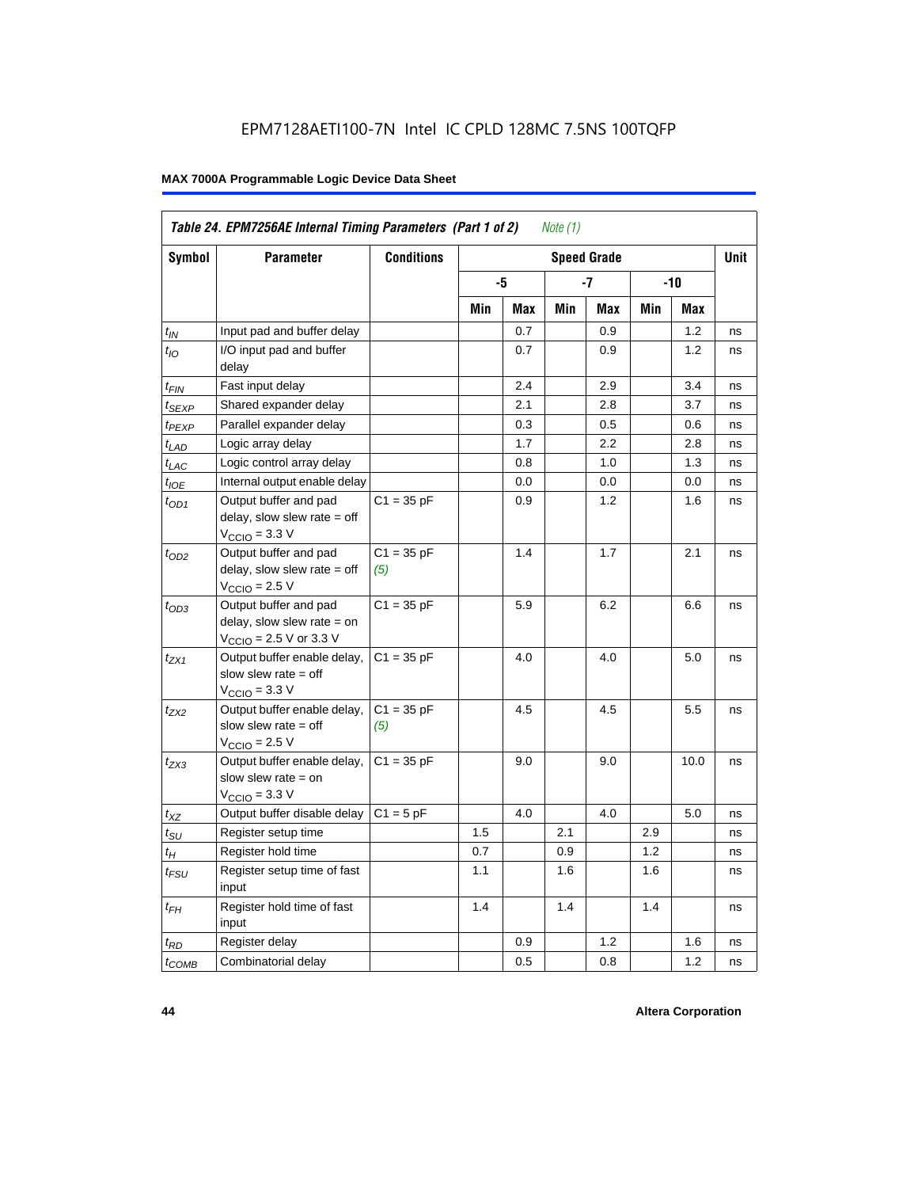EPM7128AETI100-7N Intel IC CPLD 128MC 7.5NS 100TQFP

| Table 24. EPM7256AE Internal Timing Parameters (Part 1 of 2) *Note (1)* | | | | | | | | | |
|---|---|---|---|---|---|---|---|---|---|
| Symbol | Parameter | Conditions | Speed Grade | | | | | | Unit |
| | | | -5 | | -7 | | -10 | | |
| | | | Min | Max | Min | Max | Min | Max | |
| $t_{IN}$ | Input pad and buffer delay | | | 0.7 | | 0.9 | | 1.2 | ns |
| $t_{IO}$ | I/O input pad and buffer delay | | | 0.7 | | 0.9 | | 1.2 | ns |
| $t_{FIN}$ | Fast input delay | | | 2.4 | | 2.9 | | 3.4 | ns |
| $t_{SEXP}$ | Shared expander delay | | | 2.1 | | 2.8 | | 3.7 | ns |
| $t_{PEXP}$ | Parallel expander delay | | | 0.3 | | 0.5 | | 0.6 | ns |
| $t_{LAD}$ | Logic array delay | | | 1.7 | | 2.2 | | 2.8 | ns |
| $t_{LAC}$ | Logic control array delay | | | 0.8 | | 1.0 | | 1.3 | ns |
| $t_{IOE}$ | Internal output enable delay | | | 0.0 | | 0.0 | | 0.0 | ns |
| $t_{OD1}$ | Output buffer and pad delay, slow slew rate = off $V_{CCIO}$ = 3.3 V | C1 = 35 pF | | 0.9 | | 1.2 | | 1.6 | ns |
| $t_{OD2}$ | Output buffer and pad delay, slow slew rate = off $V_{CCIO}$ = 2.5 V | C1 = 35 pF *(5)* | | 1.4 | | 1.7 | | 2.1 | ns |
| $t_{OD3}$ | Output buffer and pad delay, slow slew rate = on $V_{CCIO}$ = 2.5 V or 3.3 V | C1 = 35 pF | | 5.9 | | 6.2 | | 6.6 | ns |
| $t_{ZX1}$ | Output buffer enable delay, slow slew rate = off $V_{CCIO}$ = 3.3 V | C1 = 35 pF | | 4.0 | | 4.0 | | 5.0 | ns |
| $t_{ZX2}$ | Output buffer enable delay, slow slew rate = off $V_{CCIO}$ = 2.5 V | C1 = 35 pF *(5)* | | 4.5 | | 4.5 | | 5.5 | ns |
| $t_{ZX3}$ | Output buffer enable delay, slow slew rate = on $V_{CCIO}$ = 3.3 V | C1 = 35 pF | | 9.0 | | 9.0 | | 10.0 | ns |
| $t_{XZ}$ | Output buffer disable delay | C1 = 5 pF | | 4.0 | | 4.0 | | 5.0 | ns |
| $t_{SU}$ | Register setup time | | 1.5 | | 2.1 | | 2.9 | | ns |
| $t_{H}$ | Register hold time | | 0.7 | | 0.9 | | 1.2 | | ns |
| $t_{FSU}$ | Register setup time of fast input | | 1.1 | | 1.6 | | 1.6 | | ns |
| $t_{FH}$ | Register hold time of fast input | | 1.4 | | 1.4 | | 1.4 | | ns |
| $t_{RD}$ | Register delay | | | 0.9 | | 1.2 | | 1.6 | ns |
| $t_{COMB}$ | Combinatorial delay | | | 0.5 | | 0.8 | | 1.2 | ns |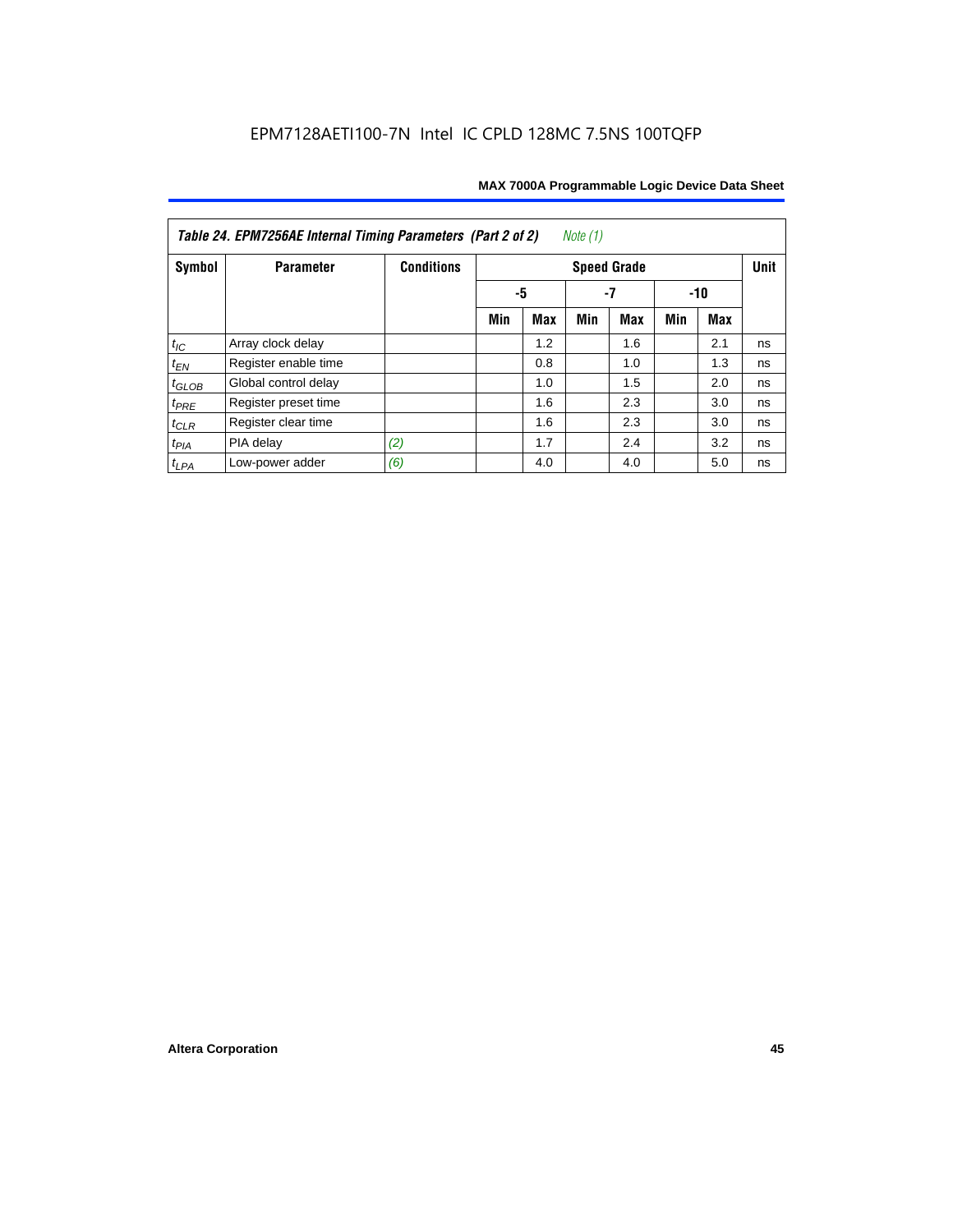**Table 24. EPM7256AE Internal Timing Parameters (Part 2 of 2)** *Note (1)*

| Symbol | Parameter | Conditions | Speed Grade | | | | | | Unit |
|---|---|---|---|---|---|---|---|---|---|
| | | | -5 | | -7 | | -10 | | |
| | | | Min | Max | Min | Max | Min | Max | |
| $t_{IC}$ | Array clock delay | | | 1.2 | | 1.6 | | 2.1 | ns |
| $t_{EN}$ | Register enable time | | | 0.8 | | 1.0 | | 1.3 | ns |
| $t_{GLOB}$ | Global control delay | | | 1.0 | | 1.5 | | 2.0 | ns |
| $t_{PRE}$ | Register preset time | | | 1.6 | | 2.3 | | 3.0 | ns |
| $t_{CLR}$ | Register clear time | | | 1.6 | | 2.3 | | 3.0 | ns |
| $t_{PIA}$ | PIA delay | *(2)* | | 1.7 | | 2.4 | | 3.2 | ns |
| $t_{LPA}$ | Low-power adder | *(6)* | | 4.0 | | 4.0 | | 5.0 | ns |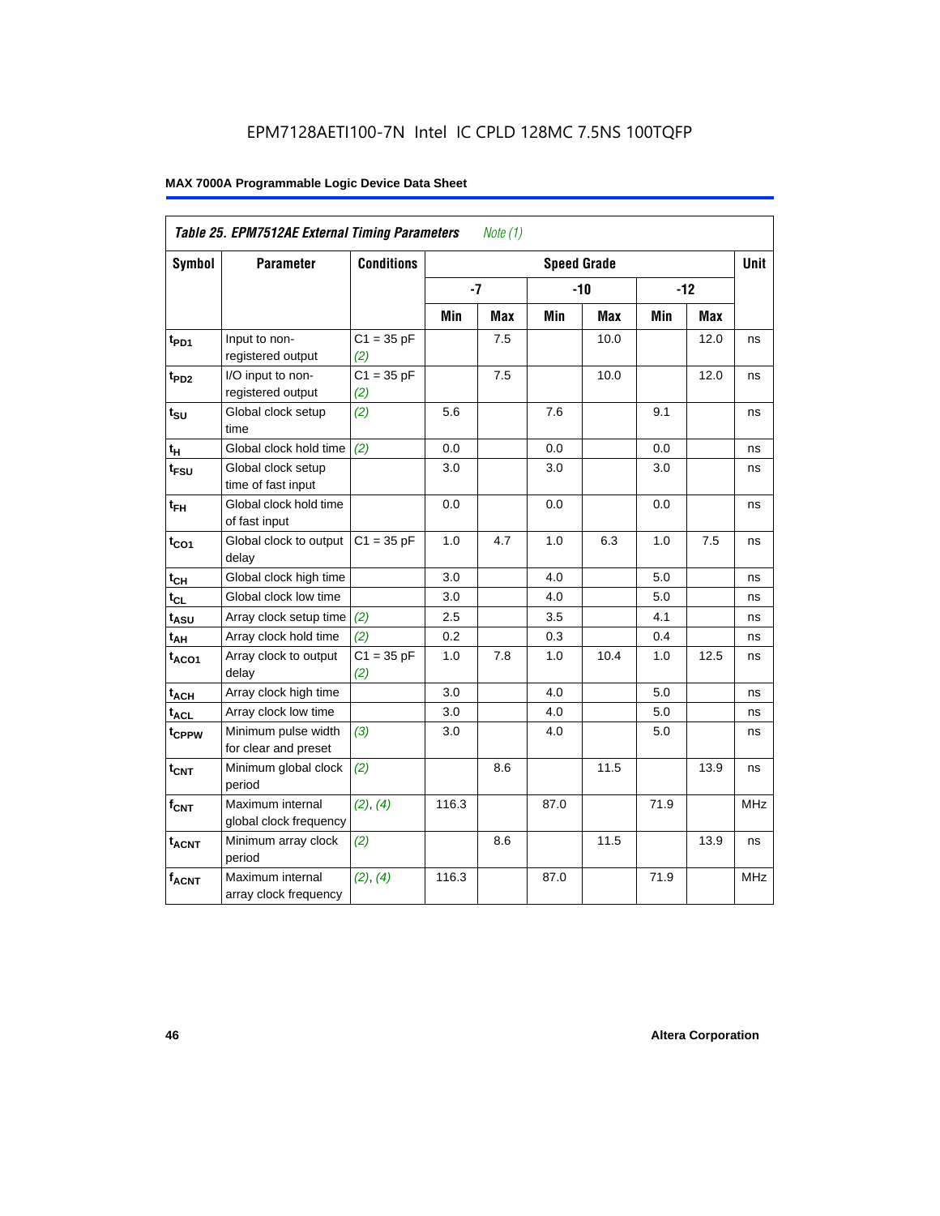EPM7128AETI100-7N Intel IC CPLD 128MC 7.5NS 100TQFP

**MAX 7000A Programmable Logic Device Data Sheet**

| *Table 25. EPM7512AE External Timing Parameters* *Note (1)* | | | | | | | | | |
|---|---|---|---|---|---|---|---|---|---|
| **Symbol** | **Parameter** | **Conditions** | **Speed Grade** | | | | | | **Unit** |
| | | | **-7** | | **-10** | | **-12** | | |
| | | | **Min** | **Max** | **Min** | **Max** | **Min** | **Max** | |
| $t_{PD1}$ | Input to non-registered output | C1 = 35 pF *(2)* | | 7.5 | | 10.0 | | 12.0 | ns |
| $t_{PD2}$ | I/O input to non-registered output | C1 = 35 pF *(2)* | | 7.5 | | 10.0 | | 12.0 | ns |
| $t_{SU}$ | Global clock setup time | *(2)* | 5.6 | | 7.6 | | 9.1 | | ns |
| $t_H$ | Global clock hold time | *(2)* | 0.0 | | 0.0 | | 0.0 | | ns |
| $t_{FSU}$ | Global clock setup time of fast input | | 3.0 | | 3.0 | | 3.0 | | ns |
| $t_{FH}$ | Global clock hold time of fast input | | 0.0 | | 0.0 | | 0.0 | | ns |
| $t_{CO1}$ | Global clock to output delay | C1 = 35 pF | 1.0 | 4.7 | 1.0 | 6.3 | 1.0 | 7.5 | ns |
| $t_{CH}$ | Global clock high time | | 3.0 | | 4.0 | | 5.0 | | ns |
| $t_{CL}$ | Global clock low time | | 3.0 | | 4.0 | | 5.0 | | ns |
| $t_{ASU}$ | Array clock setup time | *(2)* | 2.5 | | 3.5 | | 4.1 | | ns |
| $t_{AH}$ | Array clock hold time | *(2)* | 0.2 | | 0.3 | | 0.4 | | ns |
| $t_{ACO1}$ | Array clock to output delay | C1 = 35 pF *(2)* | 1.0 | 7.8 | 1.0 | 10.4 | 1.0 | 12.5 | ns |
| $t_{ACH}$ | Array clock high time | | 3.0 | | 4.0 | | 5.0 | | ns |
| $t_{ACL}$ | Array clock low time | | 3.0 | | 4.0 | | 5.0 | | ns |
| $t_{CPPW}$ | Minimum pulse width for clear and preset | *(3)* | 3.0 | | 4.0 | | 5.0 | | ns |
| $t_{CNT}$ | Minimum global clock period | *(2)* | | 8.6 | | 11.5 | | 13.9 | ns |
| $f_{CNT}$ | Maximum internal global clock frequency | *(2)*, *(4)* | 116.3 | | 87.0 | | 71.9 | | MHz |
| $t_{ACNT}$ | Minimum array clock period | *(2)* | | 8.6 | | 11.5 | | 13.9 | ns |
| $f_{ACNT}$ | Maximum internal array clock frequency | *(2)*, *(4)* | 116.3 | | 87.0 | | 71.9 | | MHz |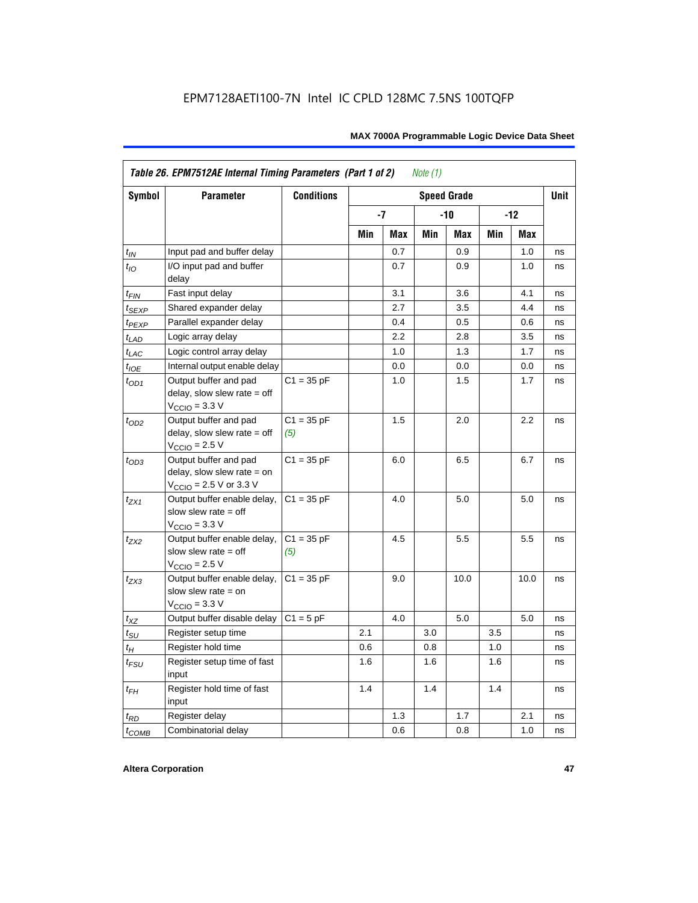EPM7128AETI100-7N Intel IC CPLD 128MC 7.5NS 100TQFP

| Table 26. EPM7512AE Internal Timing Parameters (Part 1 of 2) *Note (1)* | | | | | | | | | |
|---|---|---|---|---|---|---|---|---|---|
| **Symbol** | **Parameter** | **Conditions** | **Speed Grade** | | | | | | **Unit** |
| | | | **-7** | | **-10** | | **-12** | | |
| | | | **Min** | **Max** | **Min** | **Max** | **Min** | **Max** | |
| $t_{IN}$ | Input pad and buffer delay | | | 0.7 | | 0.9 | | 1.0 | ns |
| $t_{IO}$ | I/O input pad and buffer delay | | | 0.7 | | 0.9 | | 1.0 | ns |
| $t_{FIN}$ | Fast input delay | | | 3.1 | | 3.6 | | 4.1 | ns |
| $t_{SEXP}$ | Shared expander delay | | | 2.7 | | 3.5 | | 4.4 | ns |
| $t_{PEXP}$ | Parallel expander delay | | | 0.4 | | 0.5 | | 0.6 | ns |
| $t_{LAD}$ | Logic array delay | | | 2.2 | | 2.8 | | 3.5 | ns |
| $t_{LAC}$ | Logic control array delay | | | 1.0 | | 1.3 | | 1.7 | ns |
| $t_{IOE}$ | Internal output enable delay | | | 0.0 | | 0.0 | | 0.0 | ns |
| $t_{OD1}$ | Output buffer and pad delay, slow slew rate = off $V_{CCIO}$ = 3.3 V | C1 = 35 pF | | 1.0 | | 1.5 | | 1.7 | ns |
| $t_{OD2}$ | Output buffer and pad delay, slow slew rate = off $V_{CCIO}$ = 2.5 V | C1 = 35 pF *(5)* | | 1.5 | | 2.0 | | 2.2 | ns |
| $t_{OD3}$ | Output buffer and pad delay, slow slew rate = on $V_{CCIO}$ = 2.5 V or 3.3 V | C1 = 35 pF | | 6.0 | | 6.5 | | 6.7 | ns |
| $t_{ZX1}$ | Output buffer enable delay, slow slew rate = off $V_{CCIO}$ = 3.3 V | C1 = 35 pF | | 4.0 | | 5.0 | | 5.0 | ns |
| $t_{ZX2}$ | Output buffer enable delay, slow slew rate = off $V_{CCIO}$ = 2.5 V | C1 = 35 pF *(5)* | | 4.5 | | 5.5 | | 5.5 | ns |
| $t_{ZX3}$ | Output buffer enable delay, slow slew rate = on $V_{CCIO}$ = 3.3 V | C1 = 35 pF | | 9.0 | | 10.0 | | 10.0 | ns |
| $t_{XZ}$ | Output buffer disable delay | C1 = 5 pF | | 4.0 | | 5.0 | | 5.0 | ns |
| $t_{SU}$ | Register setup time | | 2.1 | | 3.0 | | 3.5 | | ns |
| $t_{H}$ | Register hold time | | 0.6 | | 0.8 | | 1.0 | | ns |
| $t_{FSU}$ | Register setup time of fast input | | 1.6 | | 1.6 | | 1.6 | | ns |
| $t_{FH}$ | Register hold time of fast input | | 1.4 | | 1.4 | | 1.4 | | ns |
| $t_{RD}$ | Register delay | | | 1.3 | | 1.7 | | 2.1 | ns |
| $t_{COMB}$ | Combinatorial delay | | | 0.6 | | 0.8 | | 1.0 | ns |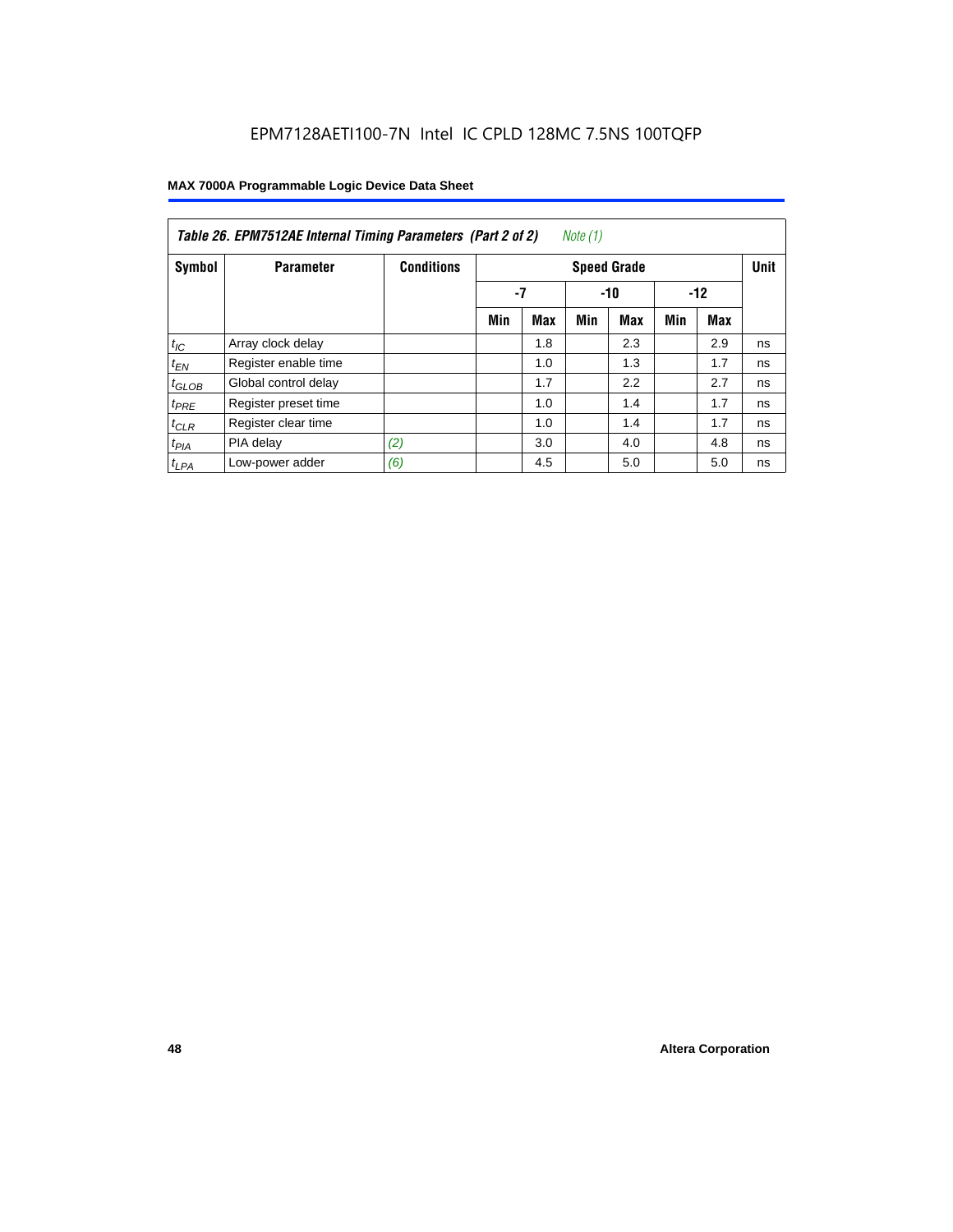EPM7128AETI100-7N Intel IC CPLD 128MC 7.5NS 100TQFP

| Table 26. EPM7512AE Internal Timing Parameters (Part 2 of 2) *Note (1)* | | | | | | | | | |
|---|---|---|---|---|---|---|---|---|---|
| **Symbol** | **Parameter** | **Conditions** | **Speed Grade** | | | | | | **Unit** |
| | | | **-7** | | **-10** | | **-12** | | |
| | | | **Min** | **Max** | **Min** | **Max** | **Min** | **Max** | |
| $t_{IC}$ | Array clock delay | | | 1.8 | | 2.3 | | 2.9 | ns |
| $t_{EN}$ | Register enable time | | | 1.0 | | 1.3 | | 1.7 | ns |
| $t_{GLOB}$ | Global control delay | | | 1.7 | | 2.2 | | 2.7 | ns |
| $t_{PRE}$ | Register preset time | | | 1.0 | | 1.4 | | 1.7 | ns |
| $t_{CLR}$ | Register clear time | | | 1.0 | | 1.4 | | 1.7 | ns |
| $t_{PIA}$ | PIA delay | *(2)* | | 3.0 | | 4.0 | | 4.8 | ns |
| $t_{LPA}$ | Low-power adder | *(6)* | | 4.5 | | 5.0 | | 5.0 | ns |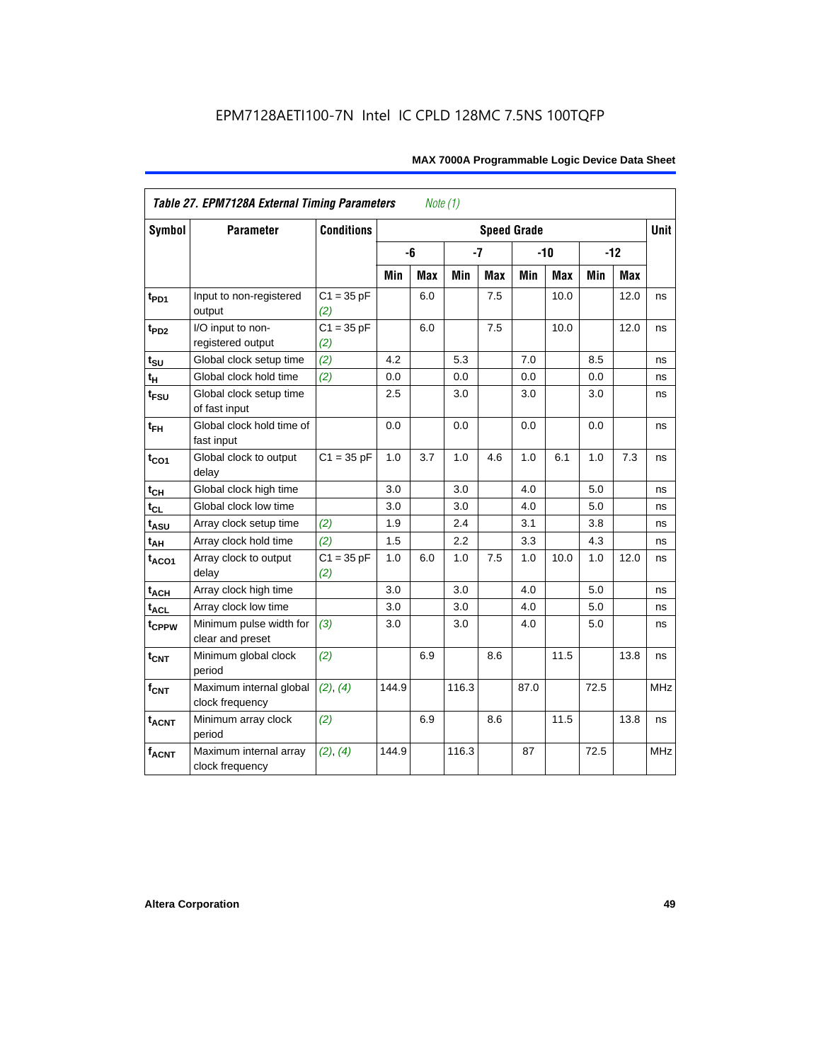EPM7128AETI100-7N Intel IC CPLD 128MC 7.5NS 100TQFP

| Table 27. EPM7128A External Timing Parameters *Note (1)* | | | | | | | | | | | |
|---|---|---|---|---|---|---|---|---|---|---|---|
| Symbol | Parameter | Conditions | Speed Grade | | | | | | | | Unit |
| | | | -6 | | -7 | | -10 | | -12 | | |
| | | | Min | Max | Min | Max | Min | Max | Min | Max | |
| $t_{PD1}$ | Input to non-registered output | C1 = 35 pF (2) | | 6.0 | | 7.5 | | 10.0 | | 12.0 | ns |
| $t_{PD2}$ | I/O input to non-registered output | C1 = 35 pF (2) | | 6.0 | | 7.5 | | 10.0 | | 12.0 | ns |
| $t_{SU}$ | Global clock setup time | (2) | 4.2 | | 5.3 | | 7.0 | | 8.5 | | ns |
| $t_{H}$ | Global clock hold time | (2) | 0.0 | | 0.0 | | 0.0 | | 0.0 | | ns |
| $t_{FSU}$ | Global clock setup time of fast input | | 2.5 | | 3.0 | | 3.0 | | 3.0 | | ns |
| $t_{FH}$ | Global clock hold time of fast input | | 0.0 | | 0.0 | | 0.0 | | 0.0 | | ns |
| $t_{CO1}$ | Global clock to output delay | C1 = 35 pF | 1.0 | 3.7 | 1.0 | 4.6 | 1.0 | 6.1 | 1.0 | 7.3 | ns |
| $t_{CH}$ | Global clock high time | | 3.0 | | 3.0 | | 4.0 | | 5.0 | | ns |
| $t_{CL}$ | Global clock low time | | 3.0 | | 3.0 | | 4.0 | | 5.0 | | ns |
| $t_{ASU}$ | Array clock setup time | (2) | 1.9 | | 2.4 | | 3.1 | | 3.8 | | ns |
| $t_{AH}$ | Array clock hold time | (2) | 1.5 | | 2.2 | | 3.3 | | 4.3 | | ns |
| $t_{ACO1}$ | Array clock to output delay | C1 = 35 pF (2) | 1.0 | 6.0 | 1.0 | 7.5 | 1.0 | 10.0 | 1.0 | 12.0 | ns |
| $t_{ACH}$ | Array clock high time | | 3.0 | | 3.0 | | 4.0 | | 5.0 | | ns |
| $t_{ACL}$ | Array clock low time | | 3.0 | | 3.0 | | 4.0 | | 5.0 | | ns |
| $t_{CPPW}$ | Minimum pulse width for clear and preset | (3) | 3.0 | | 3.0 | | 4.0 | | 5.0 | | ns |
| $t_{CNT}$ | Minimum global clock period | (2) | | 6.9 | | 8.6 | | 11.5 | | 13.8 | ns |
| $f_{CNT}$ | Maximum internal global clock frequency | (2), (4) | 144.9 | | 116.3 | | 87.0 | | 72.5 | | MHz |
| $t_{ACNT}$ | Minimum array clock period | (2) | | 6.9 | | 8.6 | | 11.5 | | 13.8 | ns |
| $f_{ACNT}$ | Maximum internal array clock frequency | (2), (4) | 144.9 | | 116.3 | | 87 | | 72.5 | | MHz |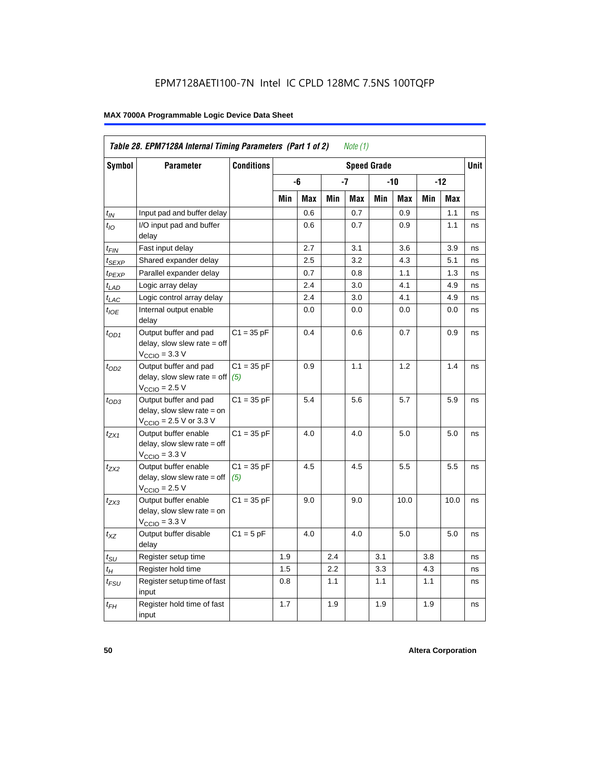EPM7128AETI100-7N Intel IC CPLD 128MC 7.5NS 100TQFP

| *Table 28. EPM7128A Internal Timing Parameters (Part 1 of 2) Note (1)* | | | | | | | | | | | |
|---|---|---|---|---|---|---|---|---|---|---|---|
| **Symbol** | **Parameter** | **Conditions** | **Speed Grade** | | | | | | | | **Unit** |
| | | | **-6** | | **-7** | | **-10** | | **-12** | | |
| | | | **Min** | **Max** | **Min** | **Max** | **Min** | **Max** | **Min** | **Max** | |
| $t_{IN}$ | Input pad and buffer delay | | | 0.6 | | 0.7 | | 0.9 | | 1.1 | ns |
| $t_{IO}$ | I/O input pad and buffer delay | | | 0.6 | | 0.7 | | 0.9 | | 1.1 | ns |
| $t_{FIN}$ | Fast input delay | | | 2.7 | | 3.1 | | 3.6 | | 3.9 | ns |
| $t_{SEXP}$ | Shared expander delay | | | 2.5 | | 3.2 | | 4.3 | | 5.1 | ns |
| $t_{PEXP}$ | Parallel expander delay | | | 0.7 | | 0.8 | | 1.1 | | 1.3 | ns |
| $t_{LAD}$ | Logic array delay | | | 2.4 | | 3.0 | | 4.1 | | 4.9 | ns |
| $t_{LAC}$ | Logic control array delay | | | 2.4 | | 3.0 | | 4.1 | | 4.9 | ns |
| $t_{IOE}$ | Internal output enable delay | | | 0.0 | | 0.0 | | 0.0 | | 0.0 | ns |
| $t_{OD1}$ | Output buffer and pad delay, slow slew rate = off $V_{CCIO}$ = 3.3 V | C1 = 35 pF | | 0.4 | | 0.6 | | 0.7 | | 0.9 | ns |
| $t_{OD2}$ | Output buffer and pad delay, slow slew rate = off $V_{CCIO}$ = 2.5 V | C1 = 35 pF *(5)* | | 0.9 | | 1.1 | | 1.2 | | 1.4 | ns |
| $t_{OD3}$ | Output buffer and pad delay, slow slew rate = on $V_{CCIO}$ = 2.5 V or 3.3 V | C1 = 35 pF | | 5.4 | | 5.6 | | 5.7 | | 5.9 | ns |
| $t_{ZX1}$ | Output buffer enable delay, slow slew rate = off $V_{CCIO}$ = 3.3 V | C1 = 35 pF | | 4.0 | | 4.0 | | 5.0 | | 5.0 | ns |
| $t_{ZX2}$ | Output buffer enable delay, slow slew rate = off $V_{CCIO}$ = 2.5 V | C1 = 35 pF *(5)* | | 4.5 | | 4.5 | | 5.5 | | 5.5 | ns |
| $t_{ZX3}$ | Output buffer enable delay, slow slew rate = on $V_{CCIO}$ = 3.3 V | C1 = 35 pF | | 9.0 | | 9.0 | | 10.0 | | 10.0 | ns |
| $t_{XZ}$ | Output buffer disable delay | C1 = 5 pF | | 4.0 | | 4.0 | | 5.0 | | 5.0 | ns |
| $t_{SU}$ | Register setup time | | 1.9 | | 2.4 | | 3.1 | | 3.8 | | ns |
| $t_H$ | Register hold time | | 1.5 | | 2.2 | | 3.3 | | 4.3 | | ns |
| $t_{FSU}$ | Register setup time of fast input | | 0.8 | | 1.1 | | 1.1 | | 1.1 | | ns |
| $t_{FH}$ | Register hold time of fast input | | 1.7 | | 1.9 | | 1.9 | | 1.9 | | ns |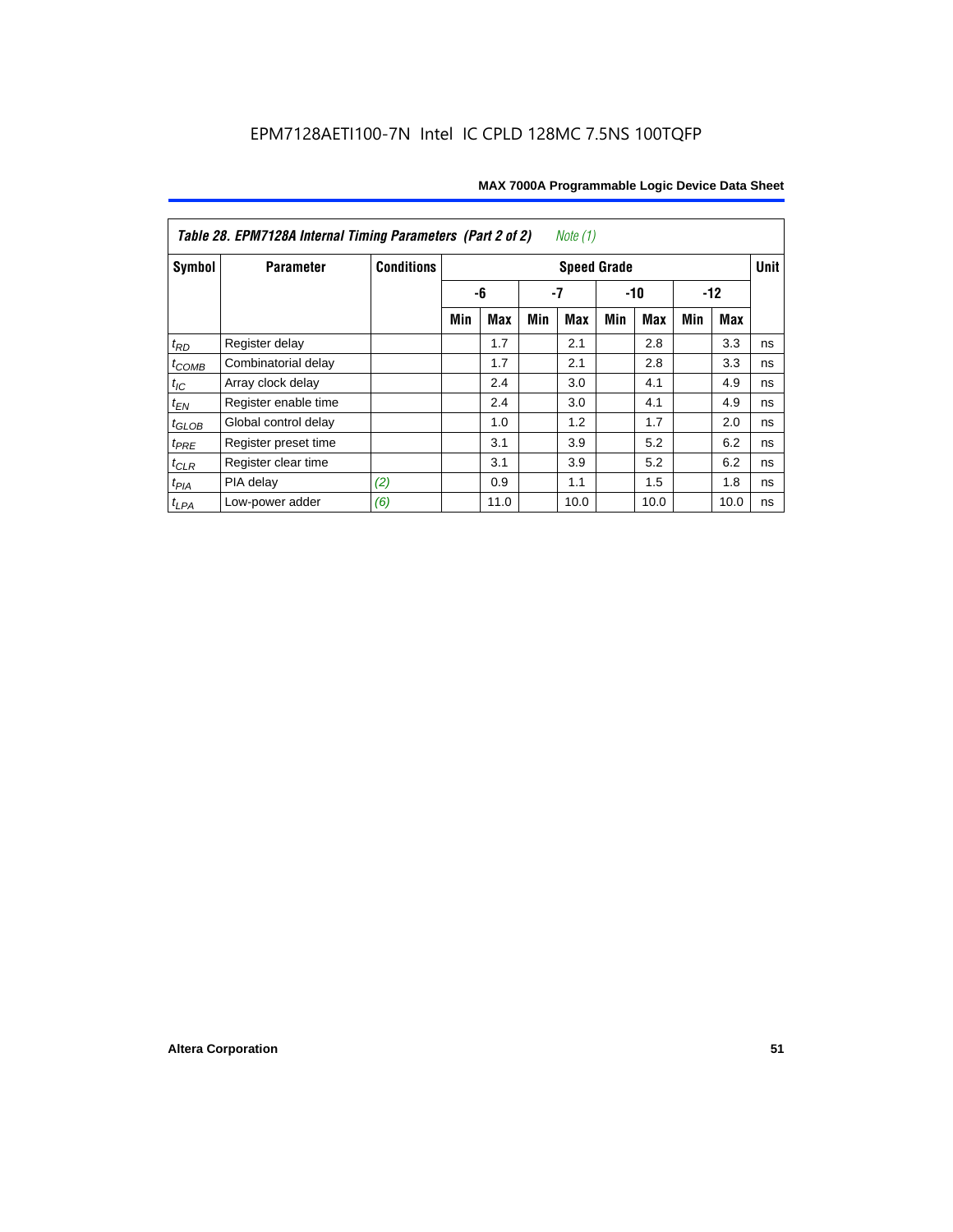EPM7128AETI100-7N Intel IC CPLD 128MC 7.5NS 100TQFP

**Table 28. EPM7128A Internal Timing Parameters (Part 2 of 2)** *Note (1)*

| Symbol | Parameter | Conditions | Speed Grade | | | | | | | | Unit |
|---|---|---|---|---|---|---|---|---|---|---|---|
| | | | -6 | | -7 | | -10 | | -12 | | |
| | | | Min | Max | Min | Max | Min | Max | Min | Max | |
| $t_{RD}$ | Register delay | | | 1.7 | | 2.1 | | 2.8 | | 3.3 | ns |
| $t_{COMB}$ | Combinatorial delay | | | 1.7 | | 2.1 | | 2.8 | | 3.3 | ns |
| $t_{IC}$ | Array clock delay | | | 2.4 | | 3.0 | | 4.1 | | 4.9 | ns |
| $t_{EN}$ | Register enable time | | | 2.4 | | 3.0 | | 4.1 | | 4.9 | ns |
| $t_{GLOB}$ | Global control delay | | | 1.0 | | 1.2 | | 1.7 | | 2.0 | ns |
| $t_{PRE}$ | Register preset time | | | 3.1 | | 3.9 | | 5.2 | | 6.2 | ns |
| $t_{CLR}$ | Register clear time | | | 3.1 | | 3.9 | | 5.2 | | 6.2 | ns |
| $t_{PIA}$ | PIA delay | *(2)* | | 0.9 | | 1.1 | | 1.5 | | 1.8 | ns |
| $t_{LPA}$ | Low-power adder | *(6)* | | 11.0 | | 10.0 | | 10.0 | | 10.0 | ns |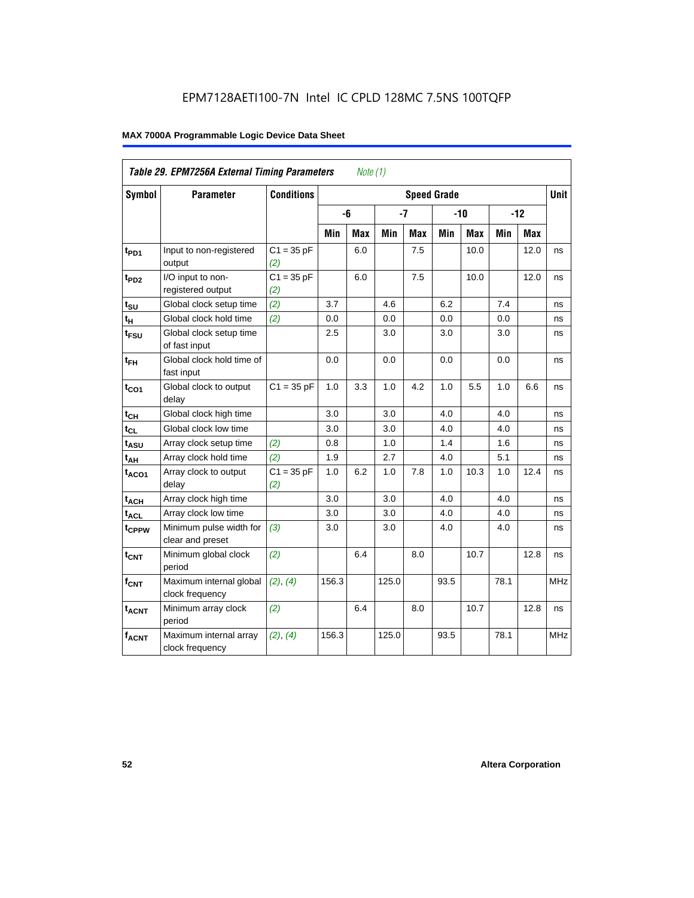EPM7128AETI100-7N Intel IC CPLD 128MC 7.5NS 100TQFP

**MAX 7000A Programmable Logic Device Data Sheet**

| *Table 29. EPM7256A External Timing Parameters* *Note (1)* | | | | | | | | | | | |
|---|---|---|---|---|---|---|---|---|---|---|---|
| **Symbol** | **Parameter** | **Conditions** | **Speed Grade** | | | | | | | | **Unit** |
| | | | **-6** | | **-7** | | **-10** | | **-12** | | |
| | | | **Min** | **Max** | **Min** | **Max** | **Min** | **Max** | **Min** | **Max** | |
| $t_{PD1}$ | Input to non-registered output | C1 = 35 pF *(2)* | | 6.0 | | 7.5 | | 10.0 | | 12.0 | ns |
| $t_{PD2}$ | I/O input to non-registered output | C1 = 35 pF *(2)* | | 6.0 | | 7.5 | | 10.0 | | 12.0 | ns |
| $t_{SU}$ | Global clock setup time | *(2)* | 3.7 | | 4.6 | | 6.2 | | 7.4 | | ns |
| $t_{H}$ | Global clock hold time | *(2)* | 0.0 | | 0.0 | | 0.0 | | 0.0 | | ns |
| $t_{FSU}$ | Global clock setup time of fast input | | 2.5 | | 3.0 | | 3.0 | | 3.0 | | ns |
| $t_{FH}$ | Global clock hold time of fast input | | 0.0 | | 0.0 | | 0.0 | | 0.0 | | ns |
| $t_{CO1}$ | Global clock to output delay | C1 = 35 pF | 1.0 | 3.3 | 1.0 | 4.2 | 1.0 | 5.5 | 1.0 | 6.6 | ns |
| $t_{CH}$ | Global clock high time | | 3.0 | | 3.0 | | 4.0 | | 4.0 | | ns |
| $t_{CL}$ | Global clock low time | | 3.0 | | 3.0 | | 4.0 | | 4.0 | | ns |
| $t_{ASU}$ | Array clock setup time | *(2)* | 0.8 | | 1.0 | | 1.4 | | 1.6 | | ns |
| $t_{AH}$ | Array clock hold time | *(2)* | 1.9 | | 2.7 | | 4.0 | | 5.1 | | ns |
| $t_{ACO1}$ | Array clock to output delay | C1 = 35 pF *(2)* | 1.0 | 6.2 | 1.0 | 7.8 | 1.0 | 10.3 | 1.0 | 12.4 | ns |
| $t_{ACH}$ | Array clock high time | | 3.0 | | 3.0 | | 4.0 | | 4.0 | | ns |
| $t_{ACL}$ | Array clock low time | | 3.0 | | 3.0 | | 4.0 | | 4.0 | | ns |
| $t_{CPPW}$ | Minimum pulse width for clear and preset | *(3)* | 3.0 | | 3.0 | | 4.0 | | 4.0 | | ns |
| $t_{CNT}$ | Minimum global clock period | *(2)* | | 6.4 | | 8.0 | | 10.7 | | 12.8 | ns |
| $f_{CNT}$ | Maximum internal global clock frequency | *(2)*, *(4)* | 156.3 | | 125.0 | | 93.5 | | 78.1 | | MHz |
| $t_{ACNT}$ | Minimum array clock period | *(2)* | | 6.4 | | 8.0 | | 10.7 | | 12.8 | ns |
| $f_{ACNT}$ | Maximum internal array clock frequency | *(2)*, *(4)* | 156.3 | | 125.0 | | 93.5 | | 78.1 | | MHz |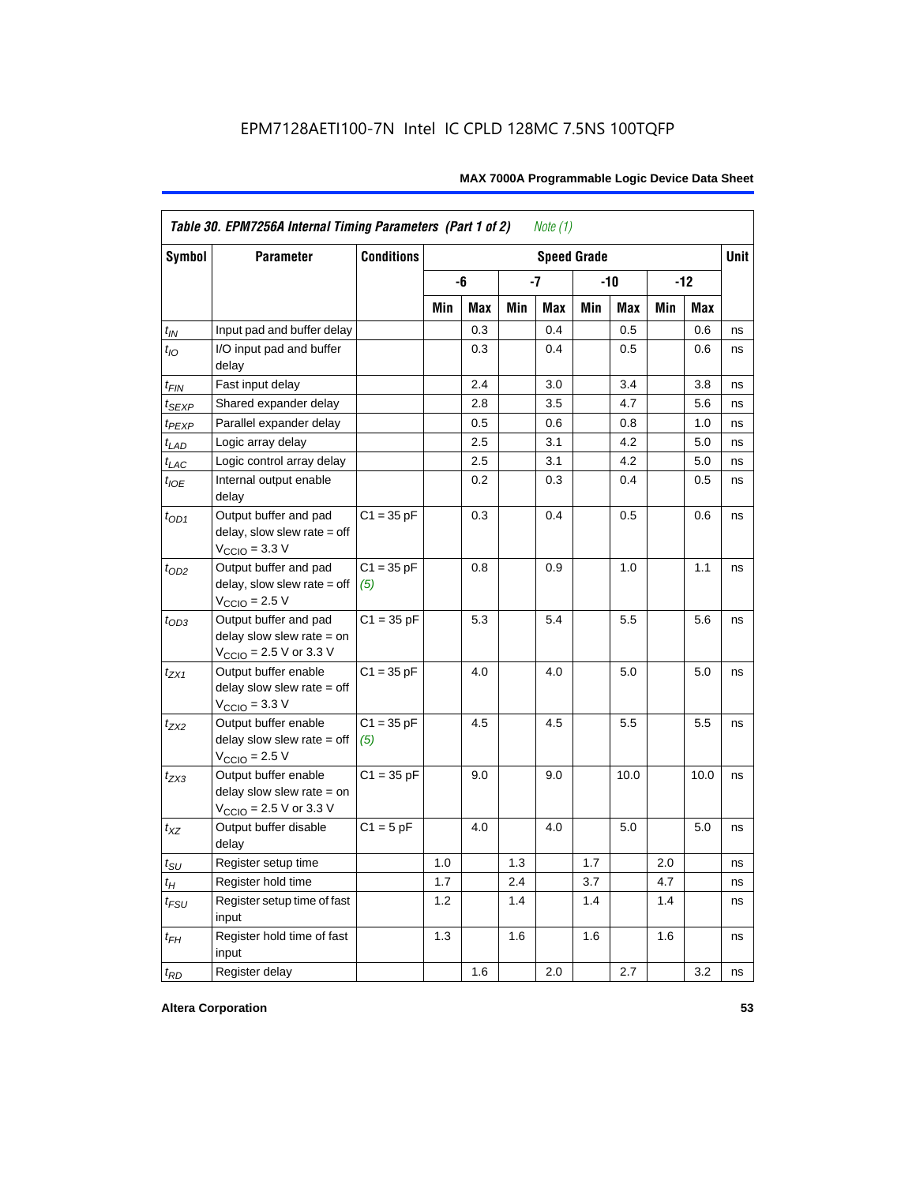EPM7128AETI100-7N Intel IC CPLD 128MC 7.5NS 100TQFP

| Table 30. EPM7256A Internal Timing Parameters (Part 1 of 2) *Note (1)* | | | | | | | | | | | |
|---|---|---|---|---|---|---|---|---|---|---|---|
| **Symbol** | **Parameter** | **Conditions** | **Speed Grade** | | | | | | | | **Unit** |
| | | | **-6** | | **-7** | | **-10** | | **-12** | | |
| | | | **Min** | **Max** | **Min** | **Max** | **Min** | **Max** | **Min** | **Max** | |
| $t_{IN}$ | Input pad and buffer delay | | | 0.3 | | 0.4 | | 0.5 | | 0.6 | ns |
| $t_{IO}$ | I/O input pad and buffer delay | | | 0.3 | | 0.4 | | 0.5 | | 0.6 | ns |
| $t_{FIN}$ | Fast input delay | | | 2.4 | | 3.0 | | 3.4 | | 3.8 | ns |
| $t_{SEXP}$ | Shared expander delay | | | 2.8 | | 3.5 | | 4.7 | | 5.6 | ns |
| $t_{PEXP}$ | Parallel expander delay | | | 0.5 | | 0.6 | | 0.8 | | 1.0 | ns |
| $t_{LAD}$ | Logic array delay | | | 2.5 | | 3.1 | | 4.2 | | 5.0 | ns |
| $t_{LAC}$ | Logic control array delay | | | 2.5 | | 3.1 | | 4.2 | | 5.0 | ns |
| $t_{IOE}$ | Internal output enable delay | | | 0.2 | | 0.3 | | 0.4 | | 0.5 | ns |
| $t_{OD1}$ | Output buffer and pad delay, slow slew rate = off $V_{CCIO}$ = 3.3 V | C1 = 35 pF | | 0.3 | | 0.4 | | 0.5 | | 0.6 | ns |
| $t_{OD2}$ | Output buffer and pad delay, slow slew rate = off $V_{CCIO}$ = 2.5 V | C1 = 35 pF *(5)* | | 0.8 | | 0.9 | | 1.0 | | 1.1 | ns |
| $t_{OD3}$ | Output buffer and pad delay slow slew rate = on $V_{CCIO}$ = 2.5 V or 3.3 V | C1 = 35 pF | | 5.3 | | 5.4 | | 5.5 | | 5.6 | ns |
| $t_{ZX1}$ | Output buffer enable delay slow slew rate = off $V_{CCIO}$ = 3.3 V | C1 = 35 pF | | 4.0 | | 4.0 | | 5.0 | | 5.0 | ns |
| $t_{ZX2}$ | Output buffer enable delay slow slew rate = off $V_{CCIO}$ = 2.5 V | C1 = 35 pF *(5)* | | 4.5 | | 4.5 | | 5.5 | | 5.5 | ns |
| $t_{ZX3}$ | Output buffer enable delay slow slew rate = on $V_{CCIO}$ = 2.5 V or 3.3 V | C1 = 35 pF | | 9.0 | | 9.0 | | 10.0 | | 10.0 | ns |
| $t_{XZ}$ | Output buffer disable delay | C1 = 5 pF | | 4.0 | | 4.0 | | 5.0 | | 5.0 | ns |
| $t_{SU}$ | Register setup time | | 1.0 | | 1.3 | | 1.7 | | 2.0 | | ns |
| $t_{H}$ | Register hold time | | 1.7 | | 2.4 | | 3.7 | | 4.7 | | ns |
| $t_{FSU}$ | Register setup time of fast input | | 1.2 | | 1.4 | | 1.4 | | 1.4 | | ns |
| $t_{FH}$ | Register hold time of fast input | | 1.3 | | 1.6 | | 1.6 | | 1.6 | | ns |
| $t_{RD}$ | Register delay | | | 1.6 | | 2.0 | | 2.7 | | 3.2 | ns |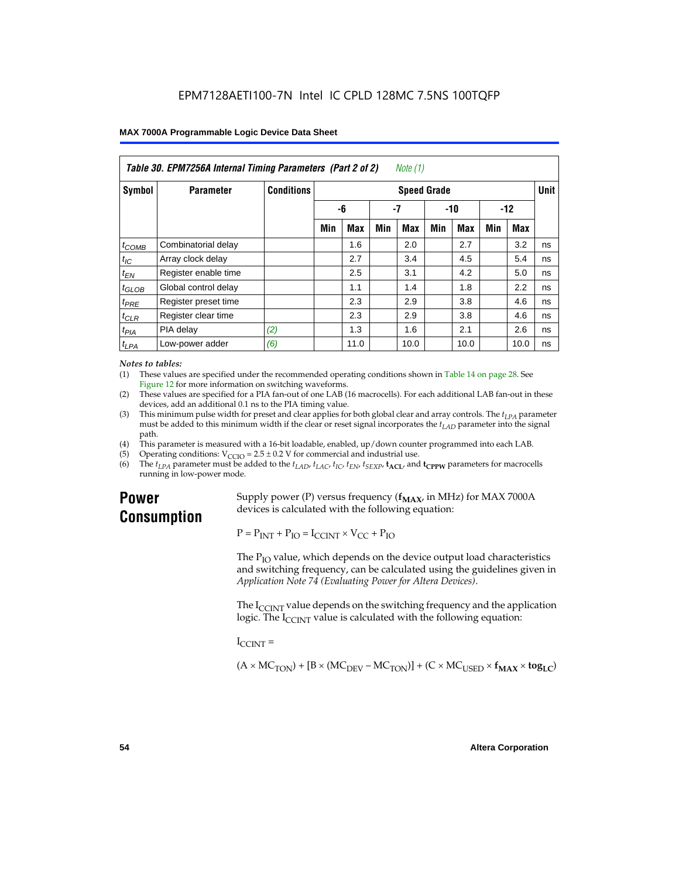EPM7128AETI100-7N Intel IC CPLD 128MC 7.5NS 100TQFP

| Table 30. EPM7256A Internal Timing Parameters (Part 2 of 2) *Note (1)* | | | | | | | | | | | |
|---|---|---|---|---|---|---|---|---|---|---|---|
| Symbol | Parameter | Conditions | Speed Grade | | | | | | | | Unit |
| | | | -6 | | -7 | | -10 | | -12 | | |
| | | | Min | Max | Min | Max | Min | Max | Min | Max | |
| $t_{COMB}$ | Combinatorial delay | | | 1.6 | | 2.0 | | 2.7 | | 3.2 | ns |
| $t_{IC}$ | Array clock delay | | | 2.7 | | 3.4 | | 4.5 | | 5.4 | ns |
| $t_{EN}$ | Register enable time | | | 2.5 | | 3.1 | | 4.2 | | 5.0 | ns |
| $t_{GLOB}$ | Global control delay | | | 1.1 | | 1.4 | | 1.8 | | 2.2 | ns |
| $t_{PRE}$ | Register preset time | | | 2.3 | | 2.9 | | 3.8 | | 4.6 | ns |
| $t_{CLR}$ | Register clear time | | | 2.3 | | 2.9 | | 3.8 | | 4.6 | ns |
| $t_{PIA}$ | PIA delay | *(2)* | | 1.3 | | 1.6 | | 2.1 | | 2.6 | ns |
| $t_{LPA}$ | Low-power adder | *(6)* | | 11.0 | | 10.0 | | 10.0 | | 10.0 | ns |

*Notes to tables:*

(1) These values are specified under the recommended operating conditions shown in Table 14 on page 28. See Figure 12 for more information on switching waveforms.
(2) These values are specified for a PIA fan-out of one LAB (16 macrocells). For each additional LAB fan-out in these devices, add an additional 0.1 ns to the PIA timing value.
(3) This minimum pulse width for preset and clear applies for both global clear and array controls. The $t_{LPA}$ parameter must be added to this minimum width if the clear or reset signal incorporates the $t_{LAD}$ parameter into the signal path.
(4) This parameter is measured with a 16-bit loadable, enabled, up/down counter programmed into each LAB.
(5) Operating conditions: $V_{CCIO} = 2.5 \pm 0.2$ V for commercial and industrial use.
(6) The $t_{LPA}$ parameter must be added to the $t_{LAD}$, $t_{LAC}$, $t_{IC}$, $t_{EN}$, $t_{SEXP}$, $\mathbf{t_{ACL}}$, and $\mathbf{t_{CPPW}}$ parameters for macrocells running in low-power mode.

## Power Consumption

Supply power (P) versus frequency ($\mathbf{f_{MAX}}$, in MHz) for MAX 7000A devices is calculated with the following equation:

$$P = P_{INT} + P_{IO} = I_{CCINT} \times V_{CC} + P_{IO}$$

The $P_{IO}$ value, which depends on the device output load characteristics and switching frequency, can be calculated using the guidelines given in *Application Note 74 (Evaluating Power for Altera Devices)*.

The $I_{CCINT}$ value depends on the switching frequency and the application logic. The $I_{CCINT}$ value is calculated with the following equation:

$I_{CCINT}$ =

$$(A \times MC_{TON}) + [B \times (MC_{DEV} - MC_{TON})] + (C \times MC_{USED} \times \mathbf{f_{MAX}} \times \mathbf{tog_{LC}})$$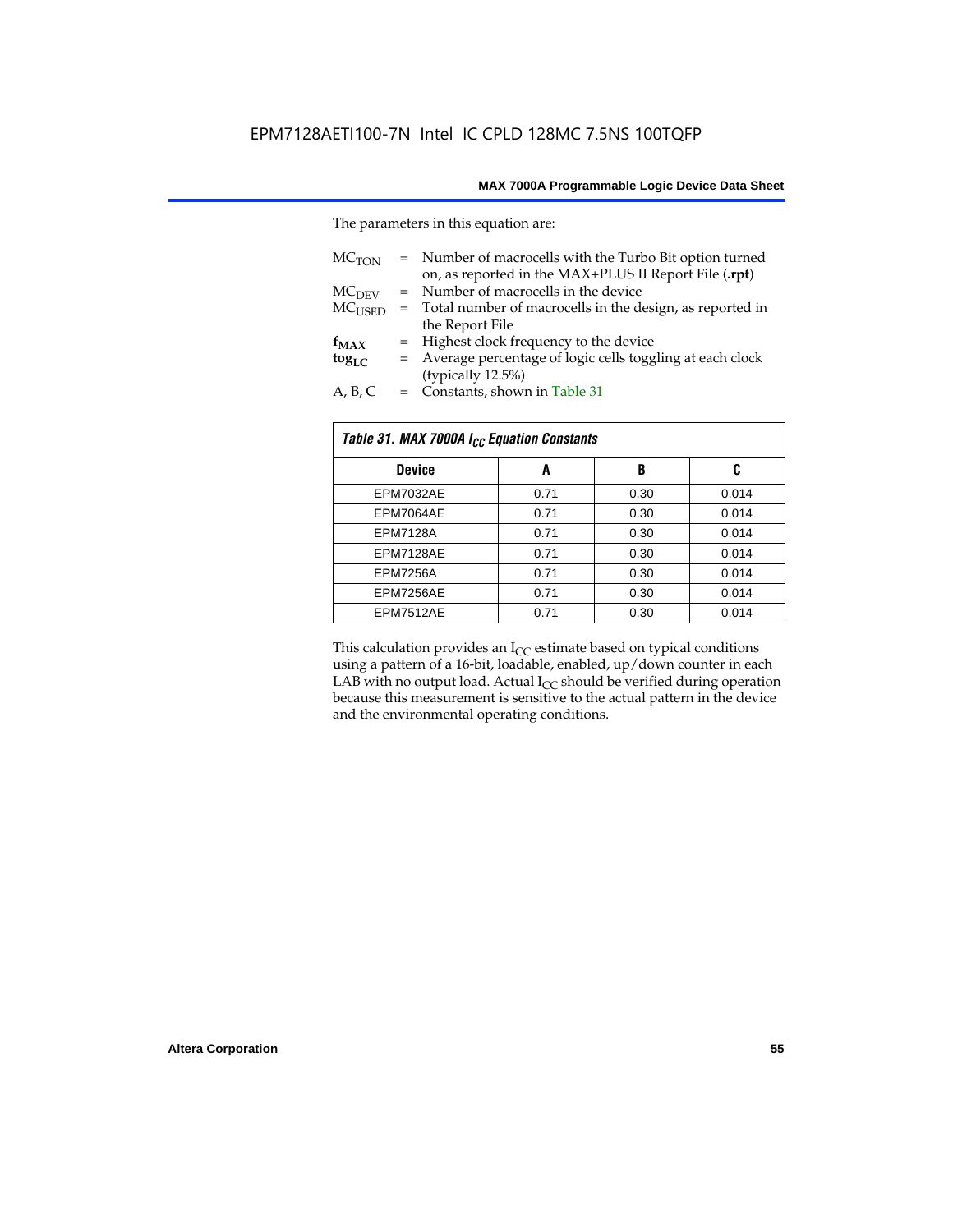The parameters in this equation are:

$MC_{TON}$ = Number of macrocells with the Turbo Bit option turned on, as reported in the MAX+PLUS II Report File (**.rpt**)
$MC_{DEV}$ = Number of macrocells in the device
$MC_{USED}$ = Total number of macrocells in the design, as reported in the Report File
$f_{MAX}$ = Highest clock frequency to the device
$tog_{LC}$ = Average percentage of logic cells toggling at each clock (typically 12.5%)
A, B, C = Constants, shown in Table 31

| *Table 31. MAX 7000A $I_{CC}$ Equation Constants* | | | |
|---|---|---|---|
| **Device** | **A** | **B** | **C** |
| EPM7032AE | 0.71 | 0.30 | 0.014 |
| EPM7064AE | 0.71 | 0.30 | 0.014 |
| EPM7128A | 0.71 | 0.30 | 0.014 |
| EPM7128AE | 0.71 | 0.30 | 0.014 |
| EPM7256A | 0.71 | 0.30 | 0.014 |
| EPM7256AE | 0.71 | 0.30 | 0.014 |
| EPM7512AE | 0.71 | 0.30 | 0.014 |

This calculation provides an $I_{CC}$ estimate based on typical conditions using a pattern of a 16-bit, loadable, enabled, up/down counter in each LAB with no output load. Actual $I_{CC}$ should be verified during operation because this measurement is sensitive to the actual pattern in the device and the environmental operating conditions.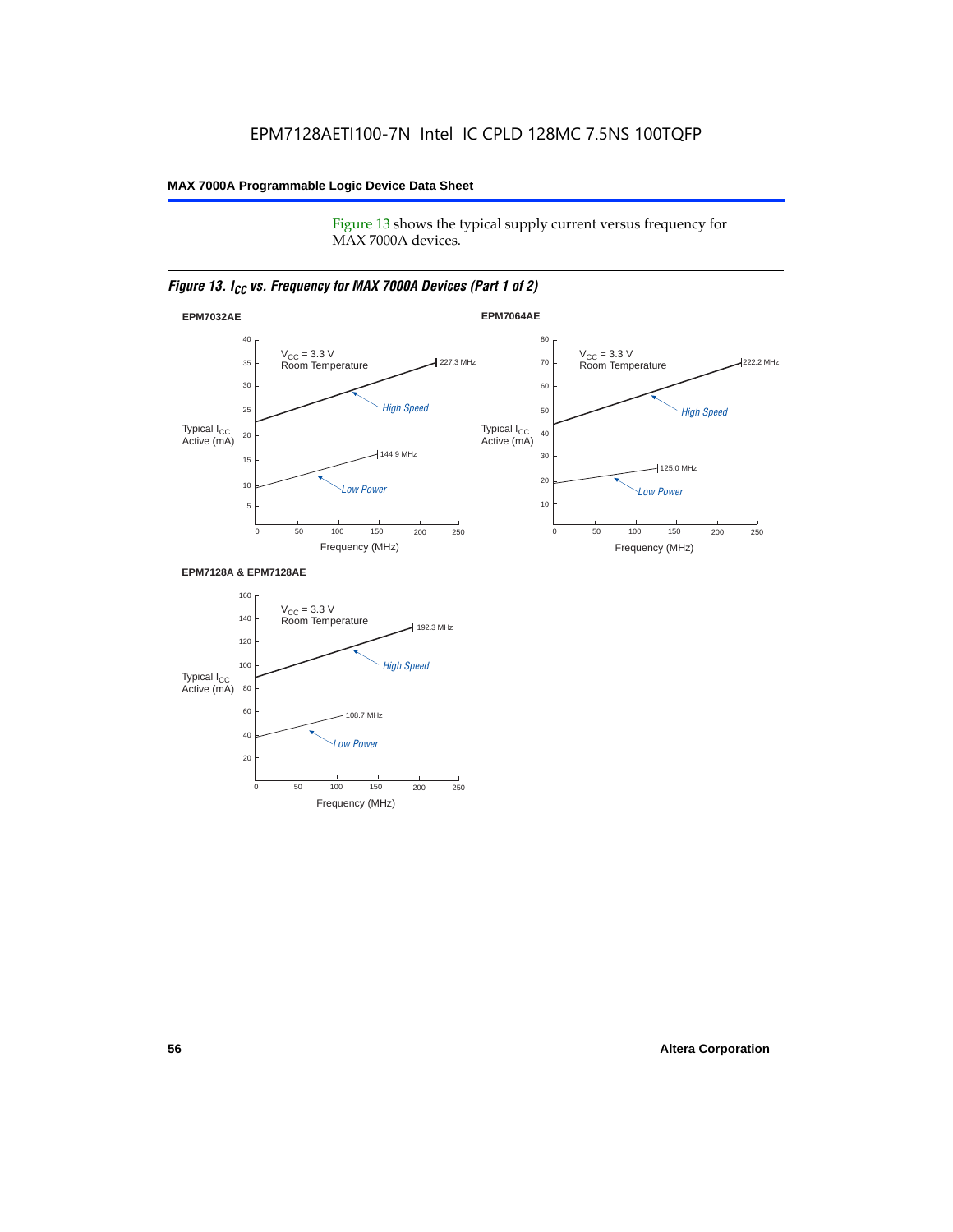Figure 13 shows the typical supply current versus frequency for MAX 7000A devices.

*Figure 13. $I_{CC}$ vs. Frequency for MAX 7000A Devices (Part 1 of 2)*

**EPM7032AE**

$V_{CC}$ = 3.3 V
Room Temperature

227.3 MHz

High Speed

144.9 MHz

Low Power

Typical $I_{CC}$ Active (mA)

40
35
30
25
20
15
10
5

0 50 100 150 200 250

Frequency (MHz)

**EPM7064AE**

$V_{CC}$ = 3.3 V
Room Temperature

222.2 MHz

High Speed

125.0 MHz

Low Power

Typical $I_{CC}$ Active (mA)

80
70
60
50
40
30
20
10

0 50 100 150 200 250

Frequency (MHz)

**EPM7128A & EPM7128AE**

$V_{CC}$ = 3.3 V
Room Temperature

192.3 MHz

High Speed

108.7 MHz

Low Power

Typical $I_{CC}$ Active (mA)

160
140
120
100
80
60
40
20

0 50 100 150 200 250

Frequency (MHz)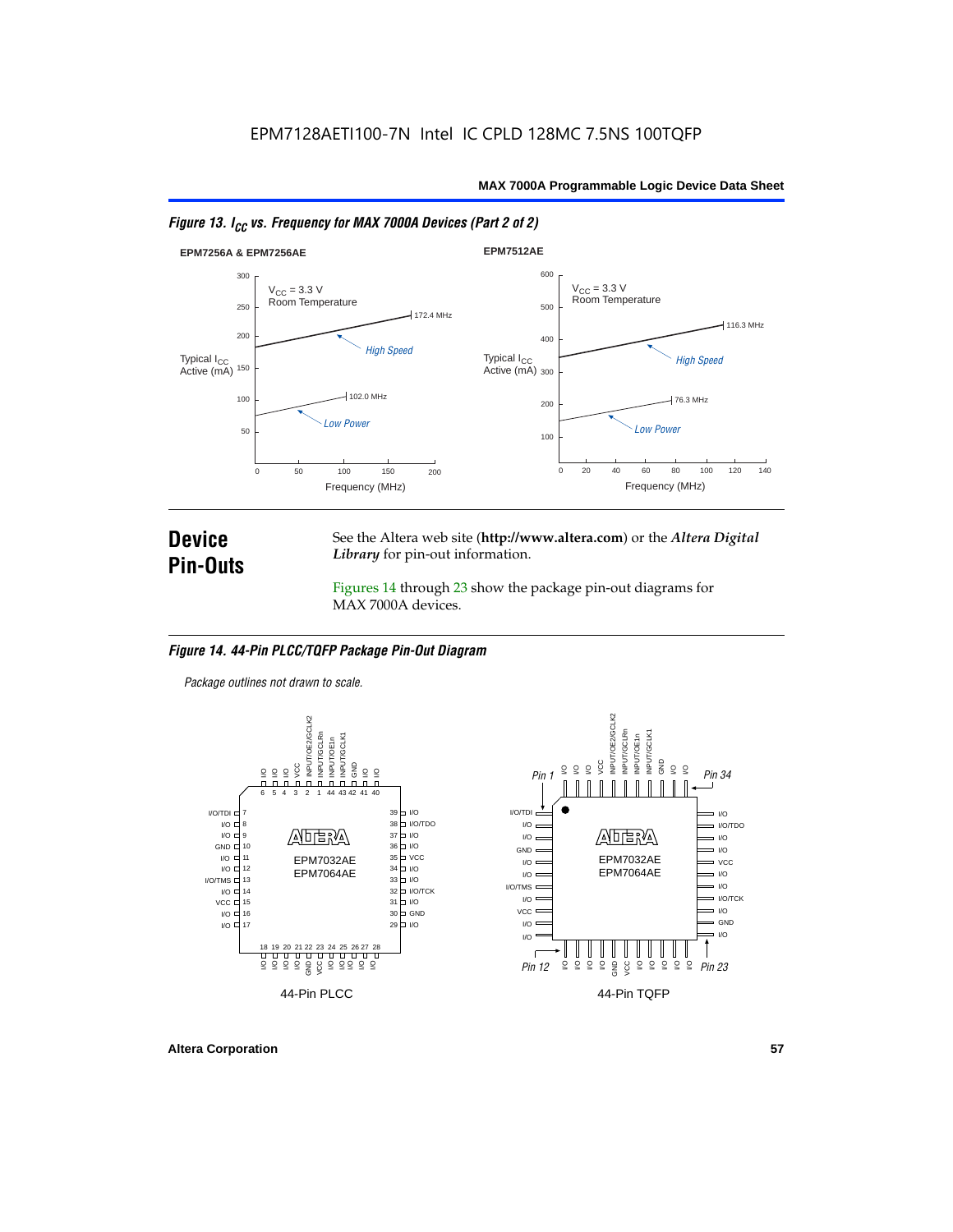EPM7128AETI100-7N Intel IC CPLD 128MC 7.5NS 100TQFP

*Figure 13. $I_{CC}$ vs. Frequency for MAX 7000A Devices (Part 2 of 2)*

EPM7256A & EPM7256AE

$V_{CC}$ = 3.3 V
Room Temperature

Typical $I_{CC}$ Active (mA)

300
250
200
150
100
50

172.4 MHz
High Speed
102.0 MHz
Low Power

0 50 100 150 200

Frequency (MHz)

EPM7512AE

$V_{CC}$ = 3.3 V
Room Temperature

Typical $I_{CC}$ Active (mA)

600
500
400
300
200
100

116.3 MHz
High Speed
76.3 MHz
Low Power

0 20 40 60 80 100 120 140

Frequency (MHz)

# Device Pin-Outs

See the Altera web site (**http://www.altera.com**) or the ***Altera Digital Library*** for pin-out information.

Figures 14 through 23 show the package pin-out diagrams for MAX 7000A devices.

*Figure 14. 44-Pin PLCC/TQFP Package Pin-Out Diagram*

*Package outlines not drawn to scale.*

44-Pin PLCC

EPM7032AE
EPM7064AE

6 I/O, 5 I/O, 4 I/O, 3 VCC, 2 INPUT/OE2/GCLK2, 1 INPUT/GCLRn, 44 INPUT/OE1n, 43 INPUT/GCLK1, 42 GND, 41 I/O, 40 I/O

7 I/O/TDI, 8 I/O, 9 I/O, 10 GND, 11 I/O, 12 I/O, 13 I/O/TMS, 14 I/O, 15 VCC, 16 I/O, 17 I/O

18 I/O, 19 I/O, 20 I/O, 21 I/O, 22 GND, 23 VCC, 24 I/O, 25 I/O, 26 I/O, 27 I/O, 28 I/O

39 I/O, 38 I/O/TDO, 37 I/O, 36 I/O, 35 VCC, 34 I/O, 33 I/O, 32 I/O/TCK, 31 I/O, 30 GND, 29 I/O

44-Pin TQFP

EPM7032AE
EPM7064AE

Pin 1
Pin 12
Pin 23
Pin 34

Top: I/O, I/O, I/O, VCC, INPUT/OE2/GCLK2, INPUT/GCLRn, INPUT/OE1n, INPUT/GCLK1, GND, I/O, I/O

Left: I/O/TDI, I/O, I/O, GND, I/O, I/O, I/O/TMS, I/O, VCC, I/O, I/O

Bottom: I/O, I/O, I/O, I/O, GND, VCC, I/O, I/O, I/O, I/O, I/O

Right: I/O, I/O/TDO, I/O, I/O, VCC, I/O, I/O, I/O/TCK, I/O, GND, I/O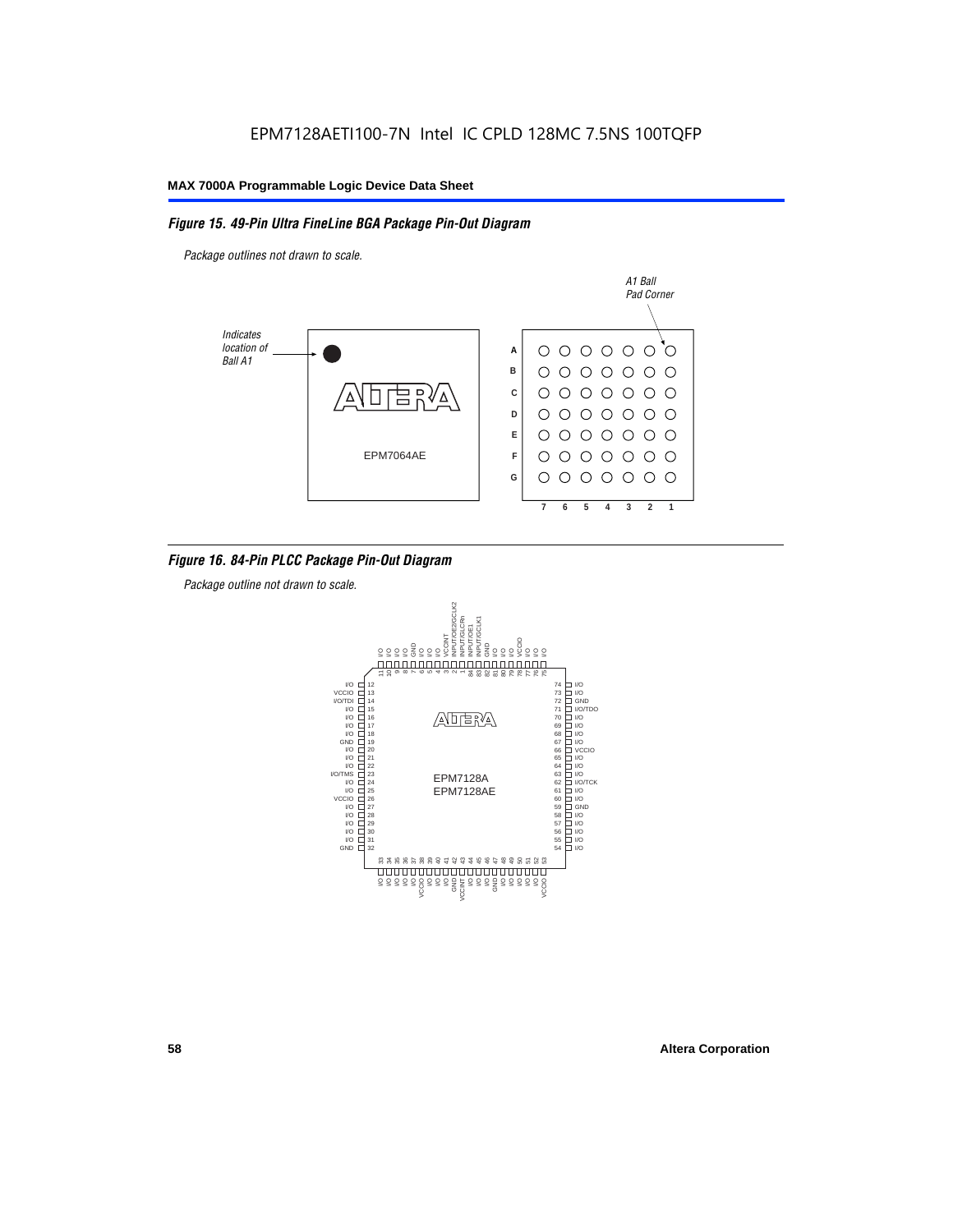EPM7128AETI100-7N Intel IC CPLD 128MC 7.5NS 100TQFP

### *Figure 15. 49-Pin Ultra FineLine BGA Package Pin-Out Diagram*

*Package outlines not drawn to scale.*

Indicates location of Ball A1

EPM7064AE

A1 Ball Pad Corner

A
B
C
D
E
F
G

7 6 5 4 3 2 1

### *Figure 16. 84-Pin PLCC Package Pin-Out Diagram*

*Package outline not drawn to scale.*

EPM7128A
EPM7128AE

11 I/O
10 I/O
9 I/O
8 I/O
7 GND
6 I/O
5 I/O
4 I/O
3 VCCINT
2 INPUT/OE2/GCLK2
1 INPUT/GCLRn
84 INPUT/OE1
83 INPUT/GCLK1
82 GND
81 I/O
80 I/O
79 I/O
78 VCCIO
77 I/O
76 I/O
75 I/O

12 I/O
13 VCCIO
14 I/O/TDI
15 I/O
16 I/O
17 I/O
18 I/O
19 GND
20 I/O
21 I/O
22 I/O
23 I/O/TMS
24 I/O
25 I/O
26 VCCIO
27 I/O
28 I/O
29 I/O
30 I/O
31 I/O
32 GND

74 I/O
73 I/O
72 GND
71 I/O/TDO
70 I/O
69 I/O
68 I/O
67 I/O
66 VCCIO
65 I/O
64 I/O
63 I/O
62 I/O/TCK
61 I/O
60 I/O
59 GND
58 I/O
57 I/O
56 I/O
55 I/O
54 I/O

33 I/O
34 I/O
35 I/O
36 I/O
37 I/O
38 VCCIO
39 I/O
40 I/O
41 I/O
42 GND
43 VCCINT
44 I/O
45 I/O
46 I/O
47 GND
48 I/O
49 I/O
50 I/O
51 I/O
52 I/O
53 VCCIO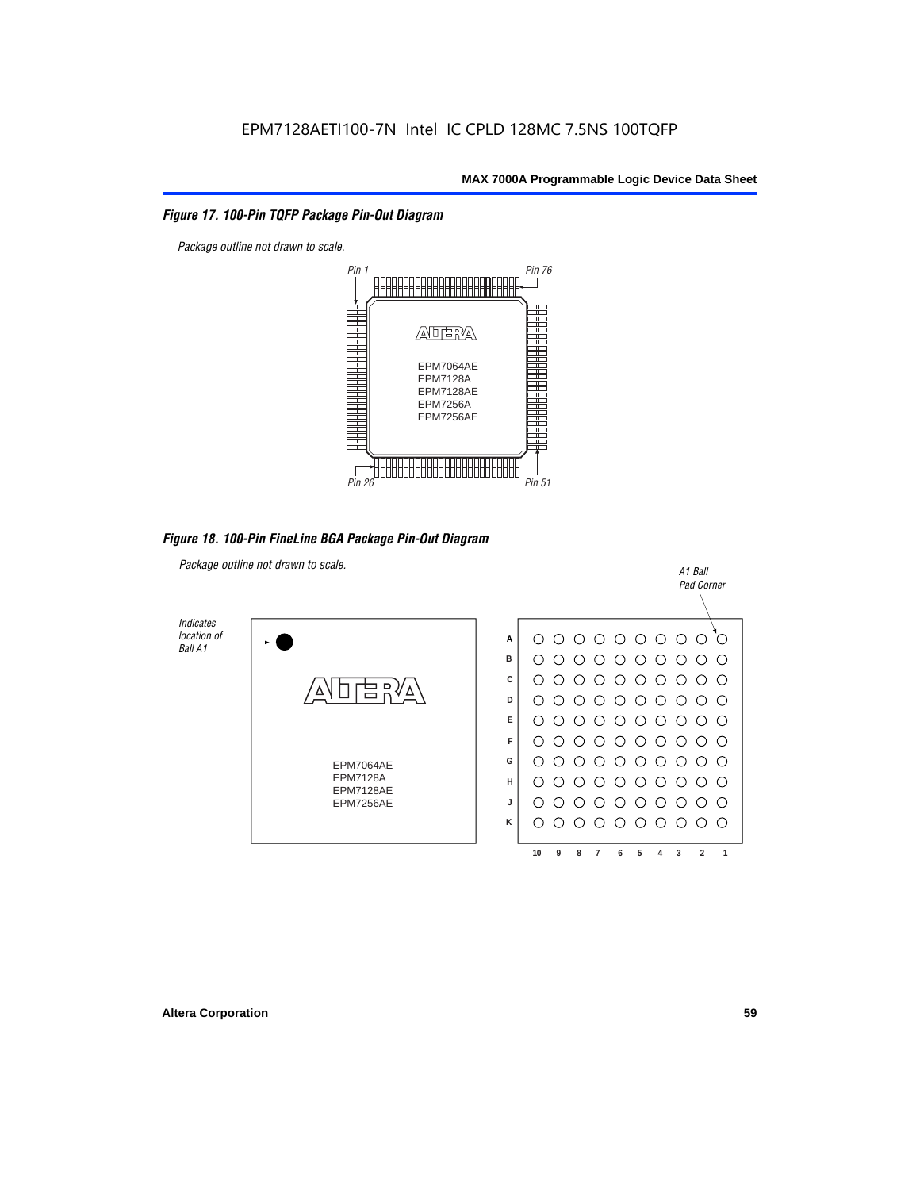EPM7128AETI100-7N Intel IC CPLD 128MC 7.5NS 100TQFP

*Figure 17. 100-Pin TQFP Package Pin-Out Diagram*

*Package outline not drawn to scale.*

Pin 1
Pin 76
EPM7064AE
EPM7128A
EPM7128AE
EPM7256A
EPM7256AE
Pin 26
Pin 51

*Figure 18. 100-Pin FineLine BGA Package Pin-Out Diagram*

*Package outline not drawn to scale.*

Indicates location of Ball A1
A1 Ball Pad Corner
EPM7064AE
EPM7128A
EPM7128AE
EPM7256AE
A
B
C
D
E
F
G
H
J
K
10 9 8 7 6 5 4 3 2 1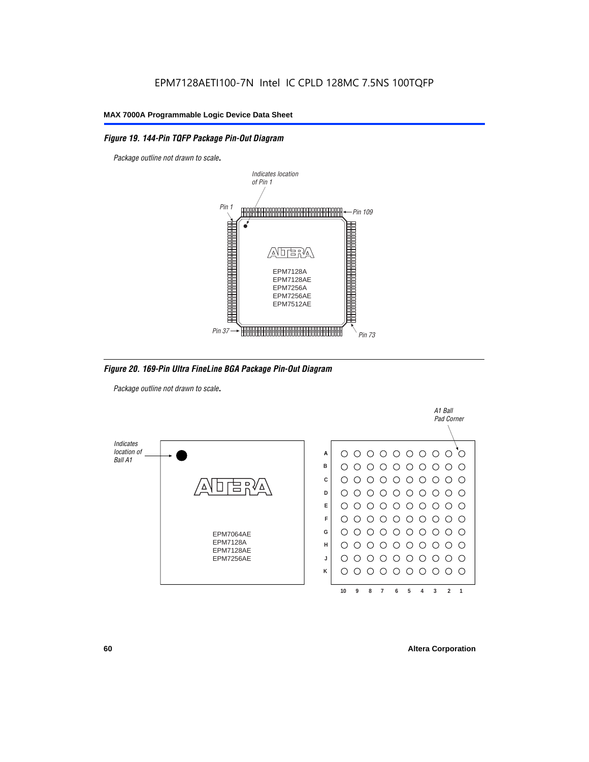EPM7128AETI100-7N Intel IC CPLD 128MC 7.5NS 100TQFP

*Figure 19. 144-Pin TQFP Package Pin-Out Diagram*

*Package outline not drawn to scale.*

Indicates location of Pin 1

Pin 1

Pin 109

EPM7128A
EPM7128AE
EPM7256A
EPM7256AE
EPM7512AE

Pin 37

Pin 73

*Figure 20. 169-Pin Ultra FineLine BGA Package Pin-Out Diagram*

*Package outline not drawn to scale.*

A1 Ball Pad Corner

Indicates location of Ball A1

EPM7064AE
EPM7128A
EPM7128AE
EPM7256AE

A
B
C
D
E
F
G
H
J
K

10 9 8 7 6 5 4 3 2 1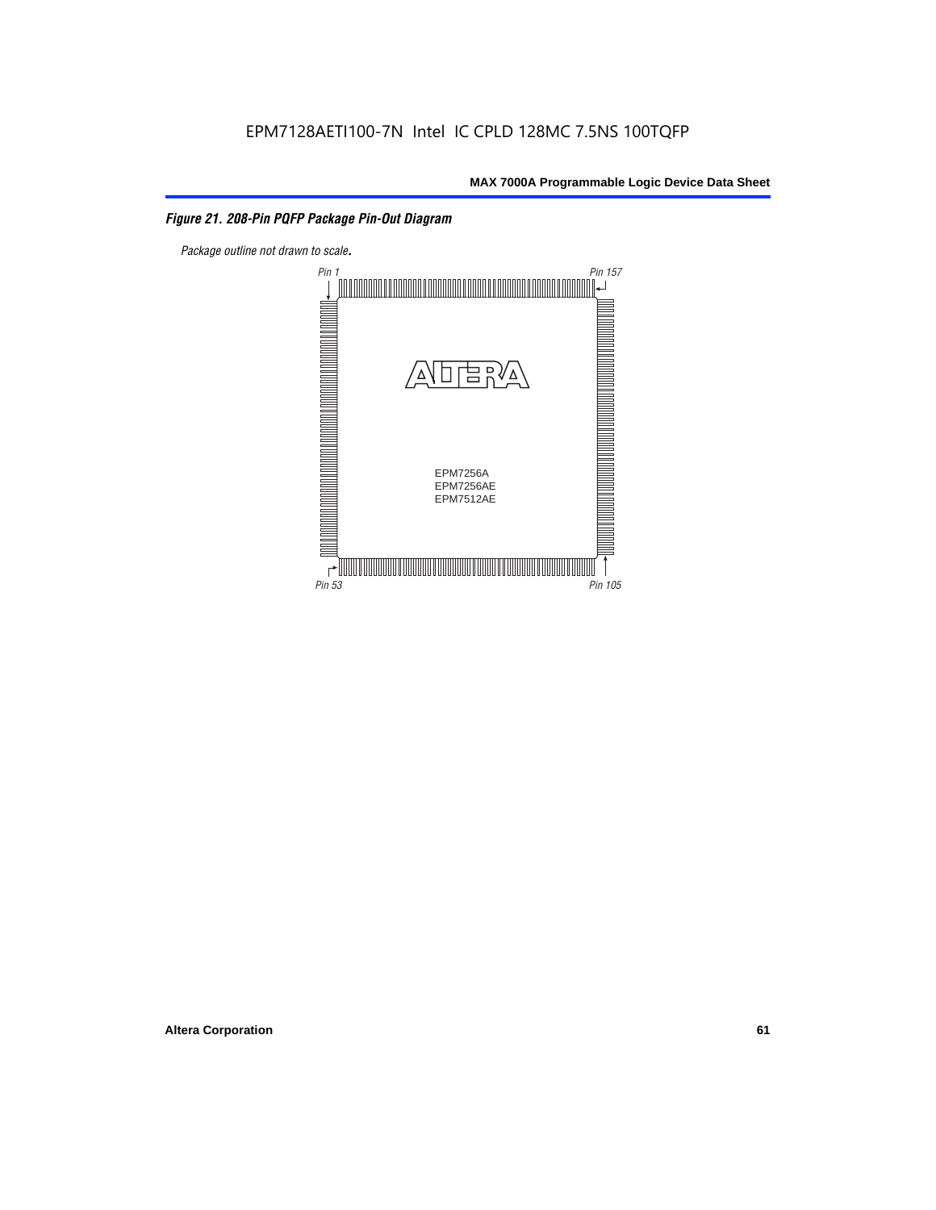*Figure 21. 208-Pin PQFP Package Pin-Out Diagram*

*Package outline not drawn to scale.*

Pin 1

Pin 157

Pin 53

Pin 105

EPM7256A
EPM7256AE
EPM7512AE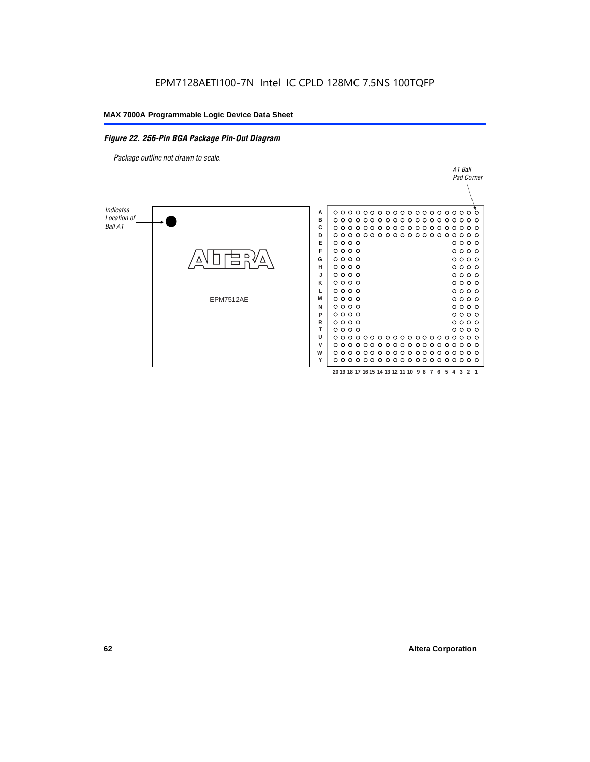### Figure 22. 256-Pin BGA Package Pin-Out Diagram

*Package outline not drawn to scale.*

*Indicates Location of Ball A1*

*A1 Ball Pad Corner*

EPM7512AE

A
B
C
D
E
F
G
H
J
K
L
M
N
P
R
T
U
V
W
Y

20 19 18 17 16 15 14 13 12 11 10 9 8 7 6 5 4 3 2 1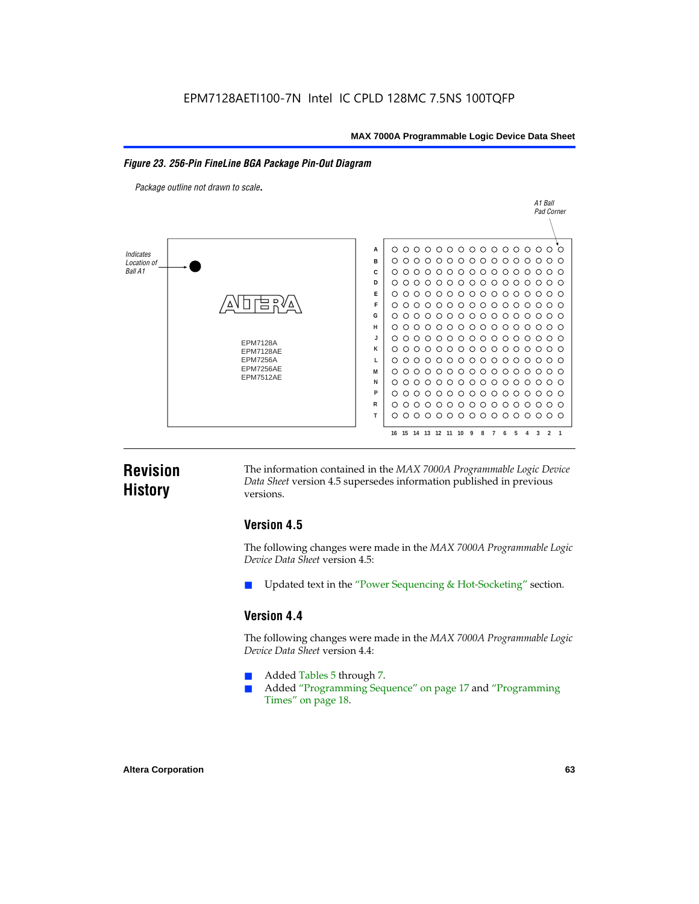**Figure 23. 256-Pin FineLine BGA Package Pin-Out Diagram**

*Package outline not drawn to scale.*

A1 Ball
Pad Corner

Indicates
Location of
Ball A1

EPM7128A
EPM7128AE
EPM7256A
EPM7256AE
EPM7512AE

A
B
C
D
E
F
G
H
J
K
L
M
N
P
R
T

16 15 14 13 12 11 10 9 8 7 6 5 4 3 2 1

## Revision History

The information contained in the *MAX 7000A Programmable Logic Device Data Sheet* version 4.5 supersedes information published in previous versions.

### Version 4.5

The following changes were made in the *MAX 7000A Programmable Logic Device Data Sheet* version 4.5:

- Updated text in the "Power Sequencing & Hot-Socketing" section.

### Version 4.4

The following changes were made in the *MAX 7000A Programmable Logic Device Data Sheet* version 4.4:

- Added Tables 5 through 7.
- Added "Programming Sequence" on page 17 and "Programming Times" on page 18.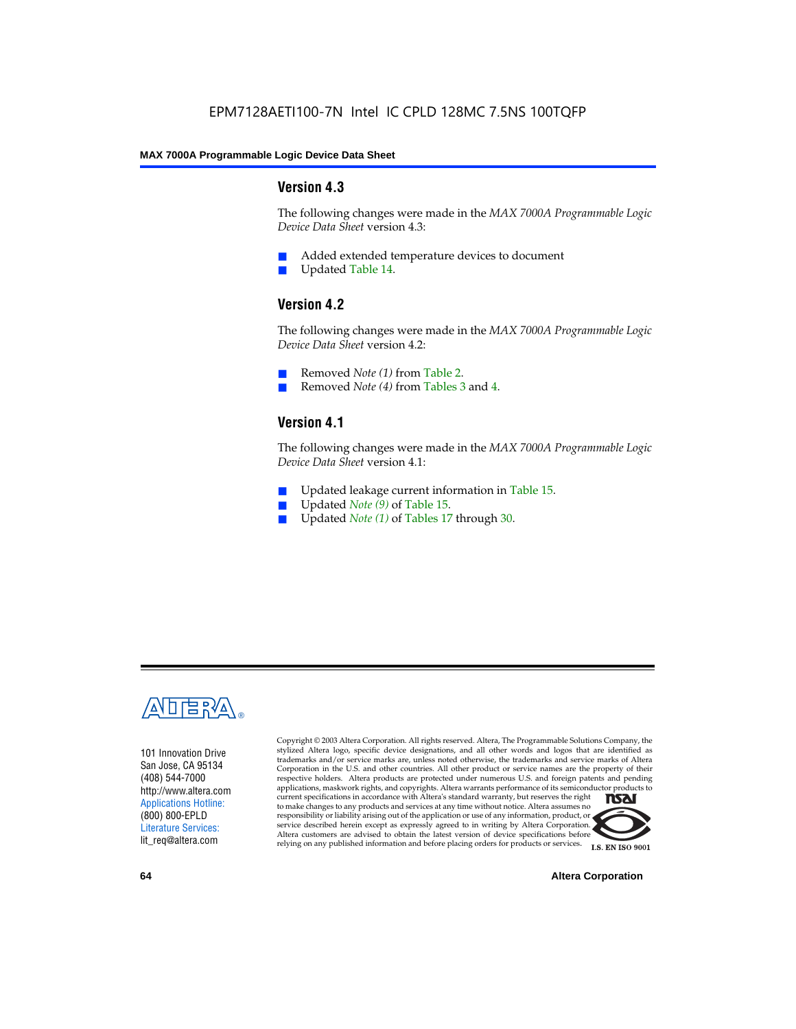## Version 4.3

The following changes were made in the *MAX 7000A Programmable Logic Device Data Sheet* version 4.3:

- Added extended temperature devices to document
- Updated Table 14.

## Version 4.2

The following changes were made in the *MAX 7000A Programmable Logic Device Data Sheet* version 4.2:

- Removed *Note (1)* from Table 2.
- Removed *Note (4)* from Tables 3 and 4.

## Version 4.1

The following changes were made in the *MAX 7000A Programmable Logic Device Data Sheet* version 4.1:

- Updated leakage current information in Table 15.
- Updated *Note (9)* of Table 15.
- Updated *Note (1)* of Tables 17 through 30.

101 Innovation Drive
San Jose, CA 95134
(408) 544-7000
http://www.altera.com
Applications Hotline:
(800) 800-EPLD
Literature Services:
lit_req@altera.com

Copyright © 2003 Altera Corporation. All rights reserved. Altera, The Programmable Solutions Company, the stylized Altera logo, specific device designations, and all other words and logos that are identified as trademarks and/or service marks are, unless noted otherwise, the trademarks and service marks of Altera Corporation in the U.S. and other countries. All other product or service names are the property of their respective holders. Altera products are protected under numerous U.S. and foreign patents and pending applications, maskwork rights, and copyrights. Altera warrants performance of its semiconductor products to current specifications in accordance with Altera's standard warranty, but reserves the right to make changes to any products and services at any time without notice. Altera assumes no responsibility or liability arising out of the application or use of any information, product, or service described herein except as expressly agreed to in writing by Altera Corporation. Altera customers are advised to obtain the latest version of device specifications before relying on any published information and before placing orders for products or services.

I.S. EN ISO 9001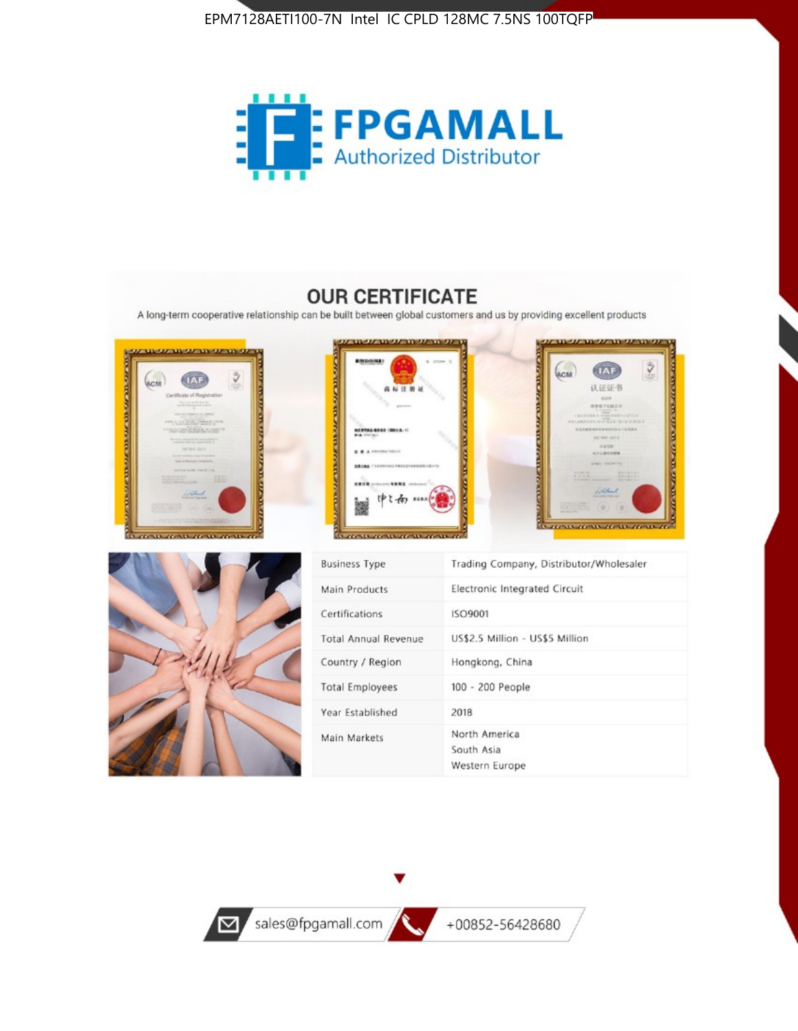FPGAMALL
Authorized Distributor

## OUR CERTIFICATE

A long-term cooperative relationship can be built between global customers and us by providing excellent products

| | |
|---|---|
| Business Type | Trading Company, Distributor/Wholesaler |
| Main Products | Electronic Integrated Circuit |
| Certifications | ISO9001 |
| Total Annual Revenue | US$2.5 Million - US$5 Million |
| Country / Region | Hongkong, China |
| Total Employees | 100 - 200 People |
| Year Established | 2018 |
| Main Markets | North America<br>South Asia<br>Western Europe |

sales@fpgamall.com

+00852-56428680